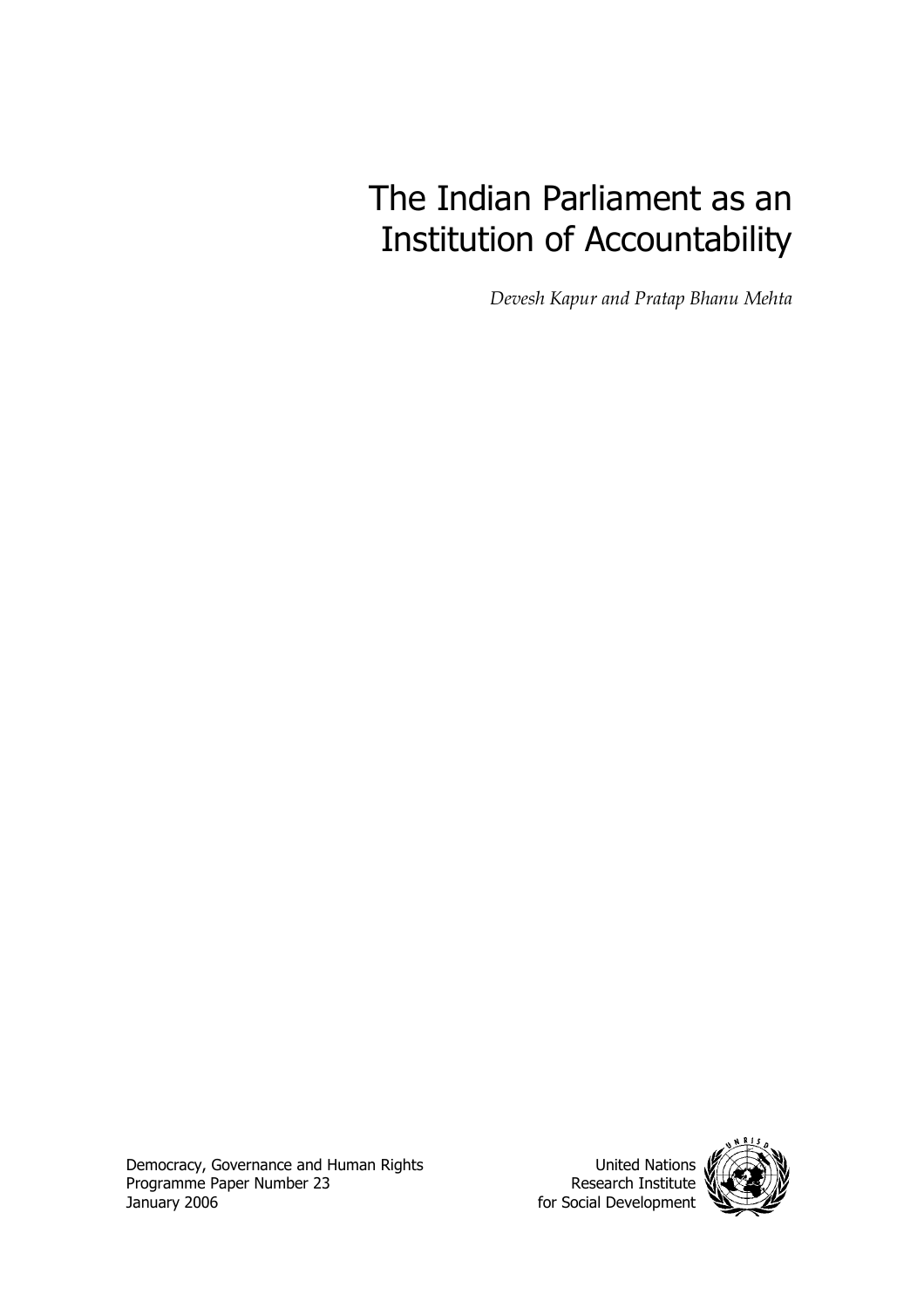# The Indian Parliament as an Institution of Accountability

*Devesh Kapur and Pratap Bhanu Mehta*

Democracy, Governance and Human Rights
Programme Paper Number 23
January 2006

United Nations
Research Institute
for Social Development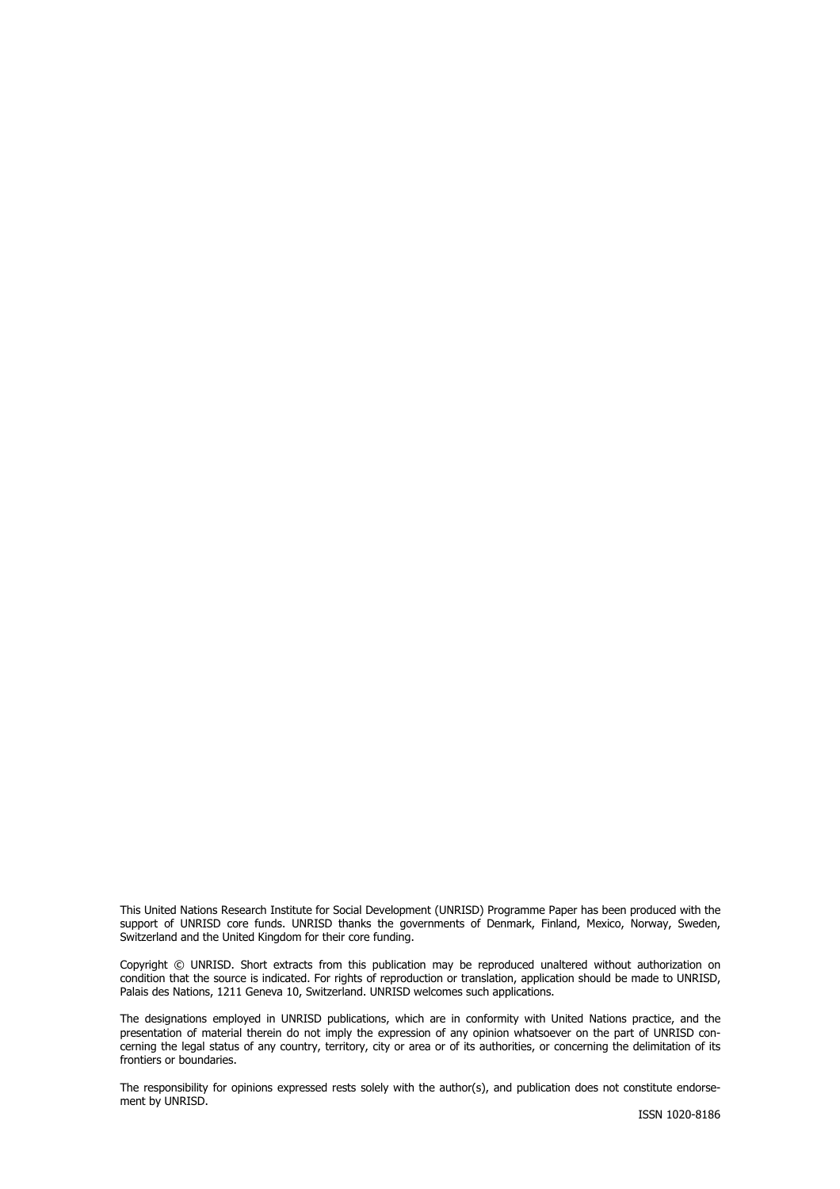This United Nations Research Institute for Social Development (UNRISD) Programme Paper has been produced with the support of UNRISD core funds. UNRISD thanks the governments of Denmark, Finland, Mexico, Norway, Sweden, Switzerland and the United Kingdom for their core funding.

Copyright © UNRISD. Short extracts from this publication may be reproduced unaltered without authorization on condition that the source is indicated. For rights of reproduction or translation, application should be made to UNRISD, Palais des Nations, 1211 Geneva 10, Switzerland. UNRISD welcomes such applications.

The designations employed in UNRISD publications, which are in conformity with United Nations practice, and the presentation of material therein do not imply the expression of any opinion whatsoever on the part of UNRISD concerning the legal status of any country, territory, city or area or of its authorities, or concerning the delimitation of its frontiers or boundaries.

The responsibility for opinions expressed rests solely with the author(s), and publication does not constitute endorsement by UNRISD.

ISSN 1020-8186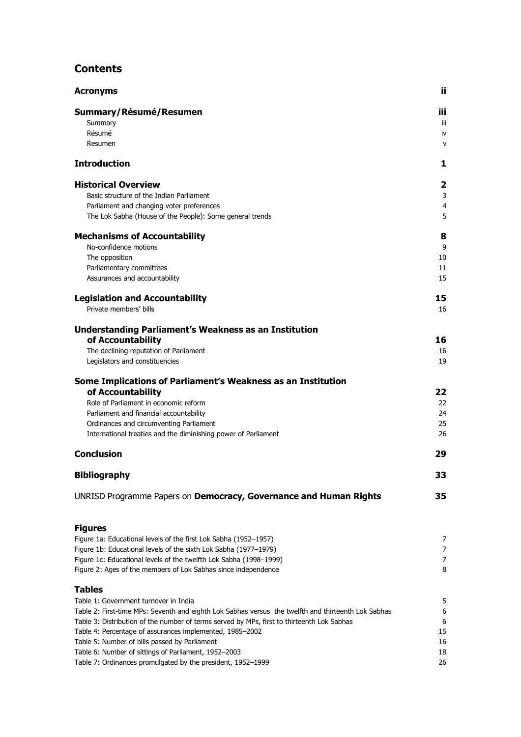## Contents

| | |
|---|---|
| **Acronyms** | **ii** |
| **Summary/Résumé/Resumen** | **iii** |
| Summary | iii |
| Résumé | iv |
| Resumen | v |
| **Introduction** | **1** |
| **Historical Overview** | **2** |
| Basic structure of the Indian Parliament | 3 |
| Parliament and changing voter preferences | 4 |
| The Lok Sabha (House of the People): Some general trends | 5 |
| **Mechanisms of Accountability** | **8** |
| No-confidence motions | 9 |
| The opposition | 10 |
| Parliamentary committees | 11 |
| Assurances and accountability | 15 |
| **Legislation and Accountability** | **15** |
| Private members' bills | 16 |
| **Understanding Parliament's Weakness as an Institution of Accountability** | **16** |
| The declining reputation of Parliament | 16 |
| Legislators and constituencies | 19 |
| **Some Implications of Parliament's Weakness as an Institution of Accountability** | **22** |
| Role of Parliament in economic reform | 22 |
| Parliament and financial accountability | 24 |
| Ordinances and circumventing Parliament | 25 |
| International treaties and the diminishing power of Parliament | 26 |
| **Conclusion** | **29** |
| **Bibliography** | **33** |
| UNRISD Programme Papers on **Democracy, Governance and Human Rights** | **35** |

### Figures

| | |
|---|---|
| Figure 1a: Educational levels of the first Lok Sabha (1952–1957) | 7 |
| Figure 1b: Educational levels of the sixth Lok Sabha (1977–1979) | 7 |
| Figure 1c: Educational levels of the twelfth Lok Sabha (1998–1999) | 7 |
| Figure 2: Ages of the members of Lok Sabhas since independence | 8 |

### Tables

| | |
|---|---|
| Table 1: Government turnover in India | 5 |
| Table 2: First-time MPs: Seventh and eighth Lok Sabhas versus the twelfth and thirteenth Lok Sabhas | 6 |
| Table 3: Distribution of the number of terms served by MPs, first to thirteenth Lok Sabhas | 6 |
| Table 4: Percentage of assurances implemented, 1985–2002 | 15 |
| Table 5: Number of bills passed by Parliament | 16 |
| Table 6: Number of sittings of Parliament, 1952–2003 | 18 |
| Table 7: Ordinances promulgated by the president, 1952–1999 | 26 |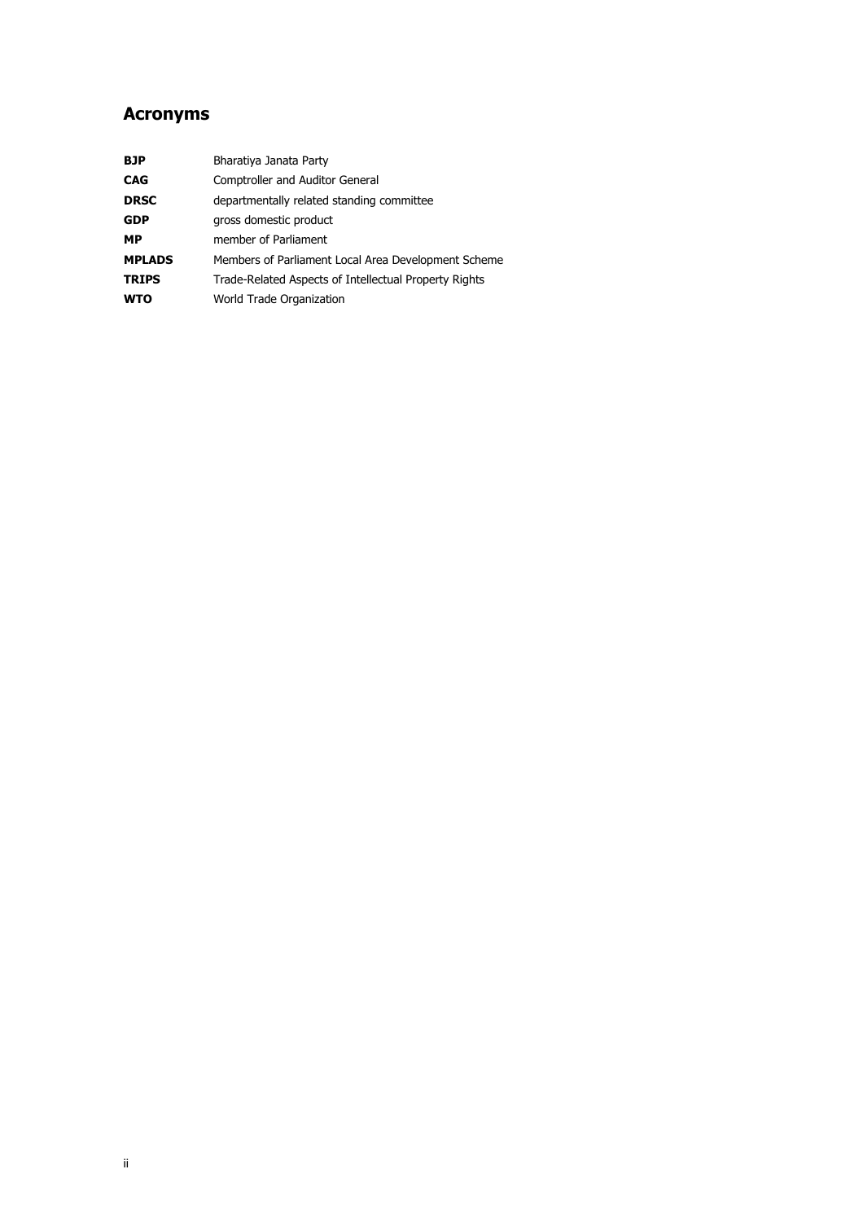# Acronyms

| | |
|---|---|
| **BJP** | Bharatiya Janata Party |
| **CAG** | Comptroller and Auditor General |
| **DRSC** | departmentally related standing committee |
| **GDP** | gross domestic product |
| **MP** | member of Parliament |
| **MPLADS** | Members of Parliament Local Area Development Scheme |
| **TRIPS** | Trade-Related Aspects of Intellectual Property Rights |
| **WTO** | World Trade Organization |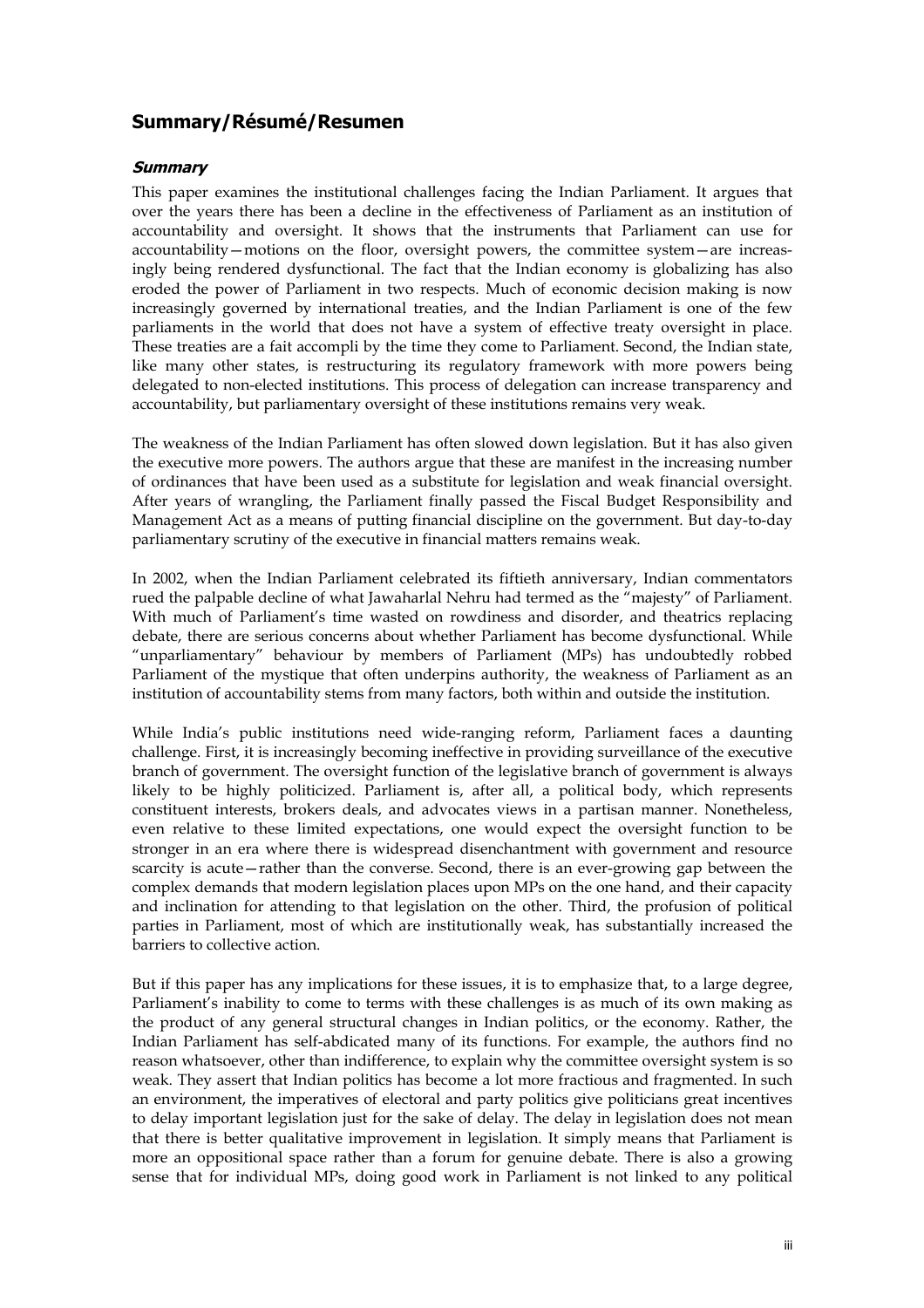## Summary/Résumé/Resumen

### *Summary*

This paper examines the institutional challenges facing the Indian Parliament. It argues that over the years there has been a decline in the effectiveness of Parliament as an institution of accountability and oversight. It shows that the instruments that Parliament can use for accountability—motions on the floor, oversight powers, the committee system—are increasingly being rendered dysfunctional. The fact that the Indian economy is globalizing has also eroded the power of Parliament in two respects. Much of economic decision making is now increasingly governed by international treaties, and the Indian Parliament is one of the few parliaments in the world that does not have a system of effective treaty oversight in place. These treaties are a fait accompli by the time they come to Parliament. Second, the Indian state, like many other states, is restructuring its regulatory framework with more powers being delegated to non-elected institutions. This process of delegation can increase transparency and accountability, but parliamentary oversight of these institutions remains very weak.

The weakness of the Indian Parliament has often slowed down legislation. But it has also given the executive more powers. The authors argue that these are manifest in the increasing number of ordinances that have been used as a substitute for legislation and weak financial oversight. After years of wrangling, the Parliament finally passed the Fiscal Budget Responsibility and Management Act as a means of putting financial discipline on the government. But day-to-day parliamentary scrutiny of the executive in financial matters remains weak.

In 2002, when the Indian Parliament celebrated its fiftieth anniversary, Indian commentators rued the palpable decline of what Jawaharlal Nehru had termed as the "majesty" of Parliament. With much of Parliament's time wasted on rowdiness and disorder, and theatrics replacing debate, there are serious concerns about whether Parliament has become dysfunctional. While "unparliamentary" behaviour by members of Parliament (MPs) has undoubtedly robbed Parliament of the mystique that often underpins authority, the weakness of Parliament as an institution of accountability stems from many factors, both within and outside the institution.

While India's public institutions need wide-ranging reform, Parliament faces a daunting challenge. First, it is increasingly becoming ineffective in providing surveillance of the executive branch of government. The oversight function of the legislative branch of government is always likely to be highly politicized. Parliament is, after all, a political body, which represents constituent interests, brokers deals, and advocates views in a partisan manner. Nonetheless, even relative to these limited expectations, one would expect the oversight function to be stronger in an era where there is widespread disenchantment with government and resource scarcity is acute—rather than the converse. Second, there is an ever-growing gap between the complex demands that modern legislation places upon MPs on the one hand, and their capacity and inclination for attending to that legislation on the other. Third, the profusion of political parties in Parliament, most of which are institutionally weak, has substantially increased the barriers to collective action.

But if this paper has any implications for these issues, it is to emphasize that, to a large degree, Parliament's inability to come to terms with these challenges is as much of its own making as the product of any general structural changes in Indian politics, or the economy. Rather, the Indian Parliament has self-abdicated many of its functions. For example, the authors find no reason whatsoever, other than indifference, to explain why the committee oversight system is so weak. They assert that Indian politics has become a lot more fractious and fragmented. In such an environment, the imperatives of electoral and party politics give politicians great incentives to delay important legislation just for the sake of delay. The delay in legislation does not mean that there is better qualitative improvement in legislation. It simply means that Parliament is more an oppositional space rather than a forum for genuine debate. There is also a growing sense that for individual MPs, doing good work in Parliament is not linked to any political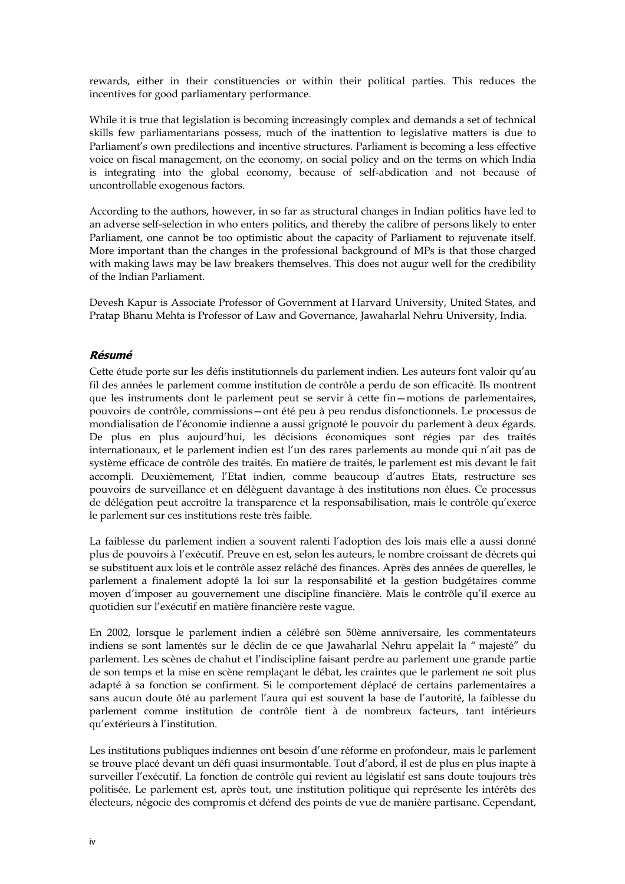rewards, either in their constituencies or within their political parties. This reduces the incentives for good parliamentary performance.

While it is true that legislation is becoming increasingly complex and demands a set of technical skills few parliamentarians possess, much of the inattention to legislative matters is due to Parliament's own predilections and incentive structures. Parliament is becoming a less effective voice on fiscal management, on the economy, on social policy and on the terms on which India is integrating into the global economy, because of self-abdication and not because of uncontrollable exogenous factors.

According to the authors, however, in so far as structural changes in Indian politics have led to an adverse self-selection in who enters politics, and thereby the calibre of persons likely to enter Parliament, one cannot be too optimistic about the capacity of Parliament to rejuvenate itself. More important than the changes in the professional background of MPs is that those charged with making laws may be law breakers themselves. This does not augur well for the credibility of the Indian Parliament.

Devesh Kapur is Associate Professor of Government at Harvard University, United States, and Pratap Bhanu Mehta is Professor of Law and Governance, Jawaharlal Nehru University, India.

### ***Résumé***

Cette étude porte sur les défis institutionnels du parlement indien. Les auteurs font valoir qu'au fil des années le parlement comme institution de contrôle a perdu de son efficacité. Ils montrent que les instruments dont le parlement peut se servir à cette fin—motions de parlementaires, pouvoirs de contrôle, commissions—ont été peu à peu rendus disfonctionnels. Le processus de mondialisation de l'économie indienne a aussi grignoté le pouvoir du parlement à deux égards. De plus en plus aujourd'hui, les décisions économiques sont régies par des traités internationaux, et le parlement indien est l'un des rares parlements au monde qui n'ait pas de système efficace de contrôle des traités. En matière de traités, le parlement est mis devant le fait accompli. Deuxièmement, l'Etat indien, comme beaucoup d'autres Etats, restructure ses pouvoirs de surveillance et en délèguent davantage à des institutions non élues. Ce processus de délégation peut accroître la transparence et la responsabilisation, mais le contrôle qu'exerce le parlement sur ces institutions reste très faible.

La faiblesse du parlement indien a souvent ralenti l'adoption des lois mais elle a aussi donné plus de pouvoirs à l'exécutif. Preuve en est, selon les auteurs, le nombre croissant de décrets qui se substituent aux lois et le contrôle assez relâché des finances. Après des années de querelles, le parlement a finalement adopté la loi sur la responsabilité et la gestion budgétaires comme moyen d'imposer au gouvernement une discipline financière. Mais le contrôle qu'il exerce au quotidien sur l'exécutif en matière financière reste vague.

En 2002, lorsque le parlement indien a célébré son 50ème anniversaire, les commentateurs indiens se sont lamentés sur le déclin de ce que Jawaharlal Nehru appelait la " majesté" du parlement. Les scènes de chahut et l'indiscipline faisant perdre au parlement une grande partie de son temps et la mise en scène remplaçant le débat, les craintes que le parlement ne soit plus adapté à sa fonction se confirment. Si le comportement déplacé de certains parlementaires a sans aucun doute ôté au parlement l'aura qui est souvent la base de l'autorité, la faiblesse du parlement comme institution de contrôle tient à de nombreux facteurs, tant intérieurs qu'extérieurs à l'institution.

Les institutions publiques indiennes ont besoin d'une réforme en profondeur, mais le parlement se trouve placé devant un défi quasi insurmontable. Tout d'abord, il est de plus en plus inapte à surveiller l'exécutif. La fonction de contrôle qui revient au législatif est sans doute toujours très politisée. Le parlement est, après tout, une institution politique qui représente les intérêts des électeurs, négocie des compromis et défend des points de vue de manière partisane. Cependant,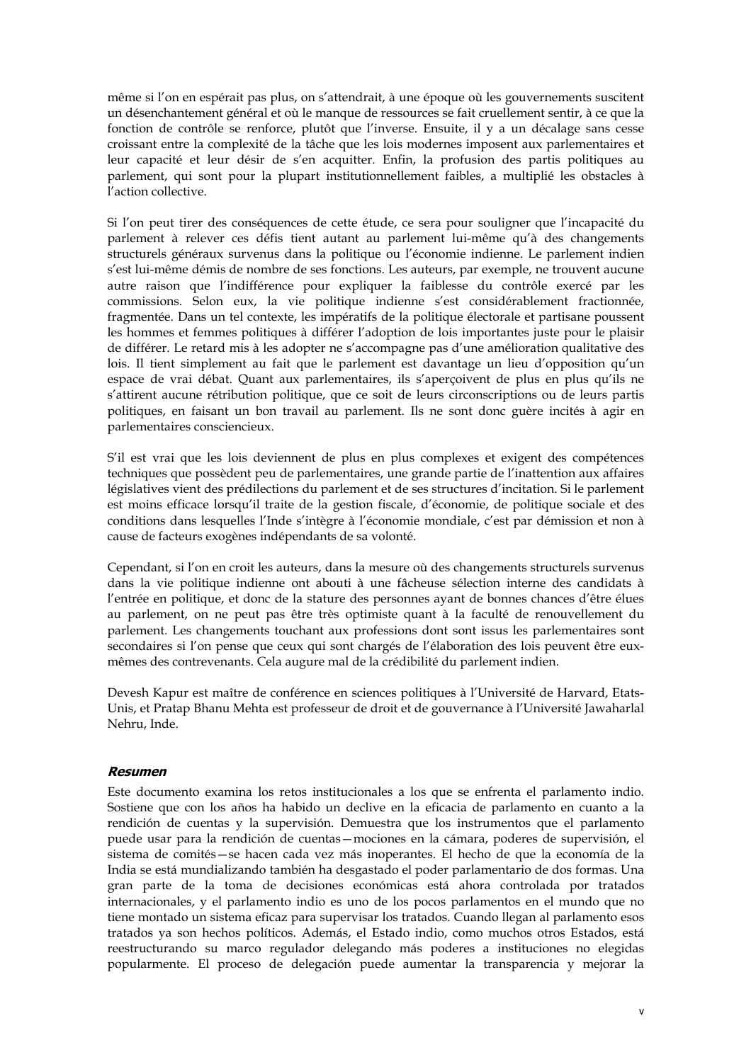même si l'on en espérait pas plus, on s'attendrait, à une époque où les gouvernements suscitent un désenchantement général et où le manque de ressources se fait cruellement sentir, à ce que la fonction de contrôle se renforce, plutôt que l'inverse. Ensuite, il y a un décalage sans cesse croissant entre la complexité de la tâche que les lois modernes imposent aux parlementaires et leur capacité et leur désir de s'en acquitter. Enfin, la profusion des partis politiques au parlement, qui sont pour la plupart institutionnellement faibles, a multiplié les obstacles à l'action collective.

Si l'on peut tirer des conséquences de cette étude, ce sera pour souligner que l'incapacité du parlement à relever ces défis tient autant au parlement lui-même qu'à des changements structurels généraux survenus dans la politique ou l'économie indienne. Le parlement indien s'est lui-même démis de nombre de ses fonctions. Les auteurs, par exemple, ne trouvent aucune autre raison que l'indifférence pour expliquer la faiblesse du contrôle exercé par les commissions. Selon eux, la vie politique indienne s'est considérablement fractionnée, fragmentée. Dans un tel contexte, les impératifs de la politique électorale et partisane poussent les hommes et femmes politiques à différer l'adoption de lois importantes juste pour le plaisir de différer. Le retard mis à les adopter ne s'accompagne pas d'une amélioration qualitative des lois. Il tient simplement au fait que le parlement est davantage un lieu d'opposition qu'un espace de vrai débat. Quant aux parlementaires, ils s'aperçoivent de plus en plus qu'ils ne s'attirent aucune rétribution politique, que ce soit de leurs circonscriptions ou de leurs partis politiques, en faisant un bon travail au parlement. Ils ne sont donc guère incités à agir en parlementaires consciencieux.

S'il est vrai que les lois deviennent de plus en plus complexes et exigent des compétences techniques que possèdent peu de parlementaires, une grande partie de l'inattention aux affaires législatives vient des prédilections du parlement et de ses structures d'incitation. Si le parlement est moins efficace lorsqu'il traite de la gestion fiscale, d'économie, de politique sociale et des conditions dans lesquelles l'Inde s'intègre à l'économie mondiale, c'est par démission et non à cause de facteurs exogènes indépendants de sa volonté.

Cependant, si l'on en croit les auteurs, dans la mesure où des changements structurels survenus dans la vie politique indienne ont abouti à une fâcheuse sélection interne des candidats à l'entrée en politique, et donc de la stature des personnes ayant de bonnes chances d'être élues au parlement, on ne peut pas être très optimiste quant à la faculté de renouvellement du parlement. Les changements touchant aux professions dont sont issus les parlementaires sont secondaires si l'on pense que ceux qui sont chargés de l'élaboration des lois peuvent être eux-mêmes des contrevenants. Cela augure mal de la crédibilité du parlement indien.

Devesh Kapur est maître de conférence en sciences politiques à l'Université de Harvard, Etats-Unis, et Pratap Bhanu Mehta est professeur de droit et de gouvernance à l'Université Jawaharlal Nehru, Inde.

### *Resumen*

Este documento examina los retos institucionales a los que se enfrenta el parlamento indio. Sostiene que con los años ha habido un declive en la eficacia de parlamento en cuanto a la rendición de cuentas y la supervisión. Demuestra que los instrumentos que el parlamento puede usar para la rendición de cuentas—mociones en la cámara, poderes de supervisión, el sistema de comités—se hacen cada vez más inoperantes. El hecho de que la economía de la India se está mundializando también ha desgastado el poder parlamentario de dos formas. Una gran parte de la toma de decisiones económicas está ahora controlada por tratados internacionales, y el parlamento indio es uno de los pocos parlamentos en el mundo que no tiene montado un sistema eficaz para supervisar los tratados. Cuando llegan al parlamento esos tratados ya son hechos políticos. Además, el Estado indio, como muchos otros Estados, está reestructurando su marco regulador delegando más poderes a instituciones no elegidas popularmente. El proceso de delegación puede aumentar la transparencia y mejorar la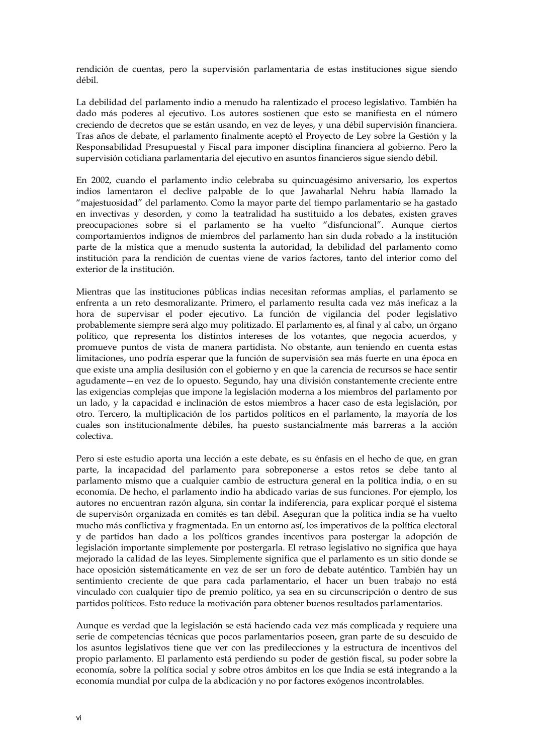rendición de cuentas, pero la supervisión parlamentaria de estas instituciones sigue siendo débil.

La debilidad del parlamento indio a menudo ha ralentizado el proceso legislativo. También ha dado más poderes al ejecutivo. Los autores sostienen que esto se manifiesta en el número creciendo de decretos que se están usando, en vez de leyes, y una débil supervisión financiera. Tras años de debate, el parlamento finalmente aceptó el Proyecto de Ley sobre la Gestión y la Responsabilidad Presupuestal y Fiscal para imponer disciplina financiera al gobierno. Pero la supervisión cotidiana parlamentaria del ejecutivo en asuntos financieros sigue siendo débil.

En 2002, cuando el parlamento indio celebraba su quincuagésimo aniversario, los expertos indios lamentaron el declive palpable de lo que Jawaharlal Nehru había llamado la "majestuosidad" del parlamento. Como la mayor parte del tiempo parlamentario se ha gastado en invectivas y desorden, y como la teatralidad ha sustituido a los debates, existen graves preocupaciones sobre si el parlamento se ha vuelto "disfuncional". Aunque ciertos comportamientos indignos de miembros del parlamento han sin duda robado a la institución parte de la mística que a menudo sustenta la autoridad, la debilidad del parlamento como institución para la rendición de cuentas viene de varios factores, tanto del interior como del exterior de la institución.

Mientras que las instituciones públicas indias necesitan reformas amplias, el parlamento se enfrenta a un reto desmoralizante. Primero, el parlamento resulta cada vez más ineficaz a la hora de supervisar el poder ejecutivo. La función de vigilancia del poder legislativo probablemente siempre será algo muy politizado. El parlamento es, al final y al cabo, un órgano político, que representa los distintos intereses de los votantes, que negocia acuerdos, y promueve puntos de vista de manera partidista. No obstante, aun teniendo en cuenta estas limitaciones, uno podría esperar que la función de supervisión sea más fuerte en una época en que existe una amplia desilusión con el gobierno y en que la carencia de recursos se hace sentir agudamente—en vez de lo opuesto. Segundo, hay una división constantemente creciente entre las exigencias complejas que impone la legislación moderna a los miembros del parlamento por un lado, y la capacidad e inclinación de estos miembros a hacer caso de esta legislación, por otro. Tercero, la multiplicación de los partidos políticos en el parlamento, la mayoría de los cuales son institucionalmente débiles, ha puesto sustancialmente más barreras a la acción colectiva.

Pero si este estudio aporta una lección a este debate, es su énfasis en el hecho de que, en gran parte, la incapacidad del parlamento para sobreponerse a estos retos se debe tanto al parlamento mismo que a cualquier cambio de estructura general en la política india, o en su economía. De hecho, el parlamento indio ha abdicado varias de sus funciones. Por ejemplo, los autores no encuentran razón alguna, sin contar la indiferencia, para explicar porqué el sistema de supervisón organizada en comités es tan débil. Aseguran que la política india se ha vuelto mucho más conflictiva y fragmentada. En un entorno así, los imperativos de la política electoral y de partidos han dado a los políticos grandes incentivos para postergar la adopción de legislación importante simplemente por postergarla. El retraso legislativo no significa que haya mejorado la calidad de las leyes. Simplemente significa que el parlamento es un sitio donde se hace oposición sistemáticamente en vez de ser un foro de debate auténtico. También hay un sentimiento creciente de que para cada parlamentario, el hacer un buen trabajo no está vinculado con cualquier tipo de premio político, ya sea en su circunscripción o dentro de sus partidos políticos. Esto reduce la motivación para obtener buenos resultados parlamentarios.

Aunque es verdad que la legislación se está haciendo cada vez más complicada y requiere una serie de competencias técnicas que pocos parlamentarios poseen, gran parte de su descuido de los asuntos legislativos tiene que ver con las predilecciones y la estructura de incentivos del propio parlamento. El parlamento está perdiendo su poder de gestión fiscal, su poder sobre la economía, sobre la política social y sobre otros ámbitos en los que India se está integrando a la economía mundial por culpa de la abdicación y no por factores exógenos incontrolables.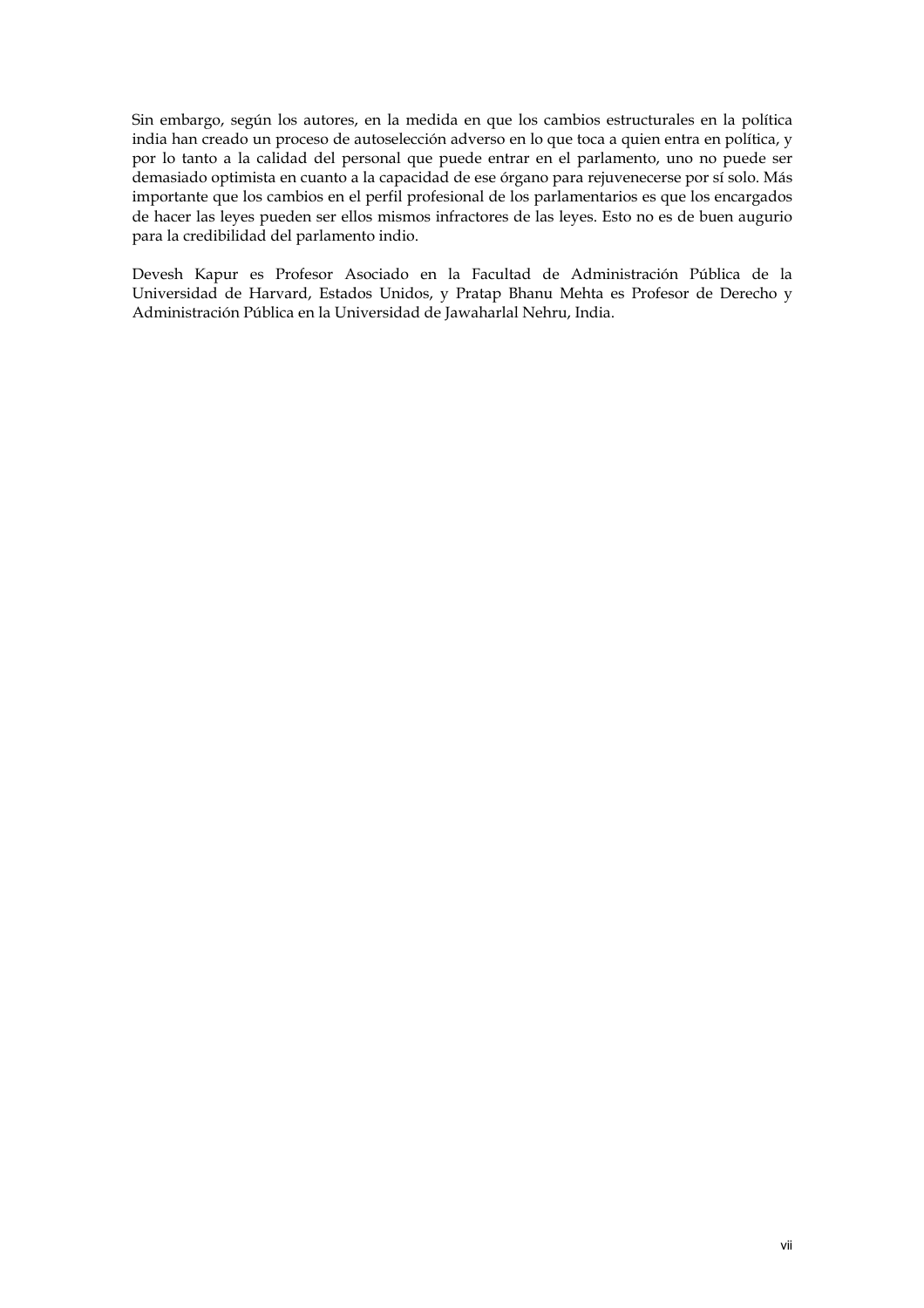Sin embargo, según los autores, en la medida en que los cambios estructurales en la política india han creado un proceso de autoselección adverso en lo que toca a quien entra en política, y por lo tanto a la calidad del personal que puede entrar en el parlamento, uno no puede ser demasiado optimista en cuanto a la capacidad de ese órgano para rejuvenecerse por sí solo. Más importante que los cambios en el perfil profesional de los parlamentarios es que los encargados de hacer las leyes pueden ser ellos mismos infractores de las leyes. Esto no es de buen augurio para la credibilidad del parlamento indio.

Devesh Kapur es Profesor Asociado en la Facultad de Administración Pública de la Universidad de Harvard, Estados Unidos, y Pratap Bhanu Mehta es Profesor de Derecho y Administración Pública en la Universidad de Jawaharlal Nehru, India.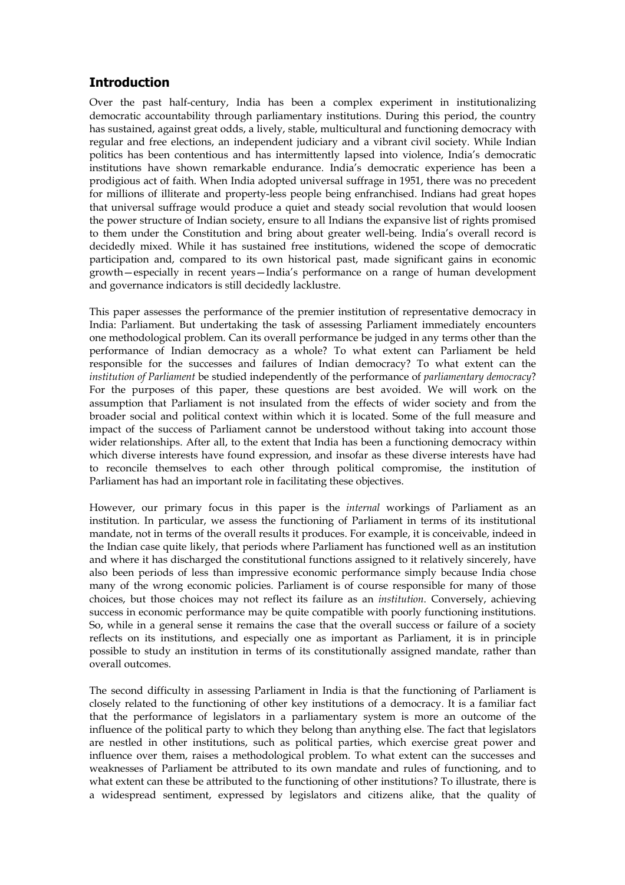## Introduction

Over the past half-century, India has been a complex experiment in institutionalizing democratic accountability through parliamentary institutions. During this period, the country has sustained, against great odds, a lively, stable, multicultural and functioning democracy with regular and free elections, an independent judiciary and a vibrant civil society. While Indian politics has been contentious and has intermittently lapsed into violence, India's democratic institutions have shown remarkable endurance. India's democratic experience has been a prodigious act of faith. When India adopted universal suffrage in 1951, there was no precedent for millions of illiterate and property-less people being enfranchised. Indians had great hopes that universal suffrage would produce a quiet and steady social revolution that would loosen the power structure of Indian society, ensure to all Indians the expansive list of rights promised to them under the Constitution and bring about greater well-being. India's overall record is decidedly mixed. While it has sustained free institutions, widened the scope of democratic participation and, compared to its own historical past, made significant gains in economic growth—especially in recent years—India's performance on a range of human development and governance indicators is still decidedly lacklustre.

This paper assesses the performance of the premier institution of representative democracy in India: Parliament. But undertaking the task of assessing Parliament immediately encounters one methodological problem. Can its overall performance be judged in any terms other than the performance of Indian democracy as a whole? To what extent can Parliament be held responsible for the successes and failures of Indian democracy? To what extent can the *institution of Parliament* be studied independently of the performance of *parliamentary democracy*? For the purposes of this paper, these questions are best avoided. We will work on the assumption that Parliament is not insulated from the effects of wider society and from the broader social and political context within which it is located. Some of the full measure and impact of the success of Parliament cannot be understood without taking into account those wider relationships. After all, to the extent that India has been a functioning democracy within which diverse interests have found expression, and insofar as these diverse interests have had to reconcile themselves to each other through political compromise, the institution of Parliament has had an important role in facilitating these objectives.

However, our primary focus in this paper is the *internal* workings of Parliament as an institution. In particular, we assess the functioning of Parliament in terms of its institutional mandate, not in terms of the overall results it produces. For example, it is conceivable, indeed in the Indian case quite likely, that periods where Parliament has functioned well as an institution and where it has discharged the constitutional functions assigned to it relatively sincerely, have also been periods of less than impressive economic performance simply because India chose many of the wrong economic policies. Parliament is of course responsible for many of those choices, but those choices may not reflect its failure as an *institution*. Conversely, achieving success in economic performance may be quite compatible with poorly functioning institutions. So, while in a general sense it remains the case that the overall success or failure of a society reflects on its institutions, and especially one as important as Parliament, it is in principle possible to study an institution in terms of its constitutionally assigned mandate, rather than overall outcomes.

The second difficulty in assessing Parliament in India is that the functioning of Parliament is closely related to the functioning of other key institutions of a democracy. It is a familiar fact that the performance of legislators in a parliamentary system is more an outcome of the influence of the political party to which they belong than anything else. The fact that legislators are nestled in other institutions, such as political parties, which exercise great power and influence over them, raises a methodological problem. To what extent can the successes and weaknesses of Parliament be attributed to its own mandate and rules of functioning, and to what extent can these be attributed to the functioning of other institutions? To illustrate, there is a widespread sentiment, expressed by legislators and citizens alike, that the quality of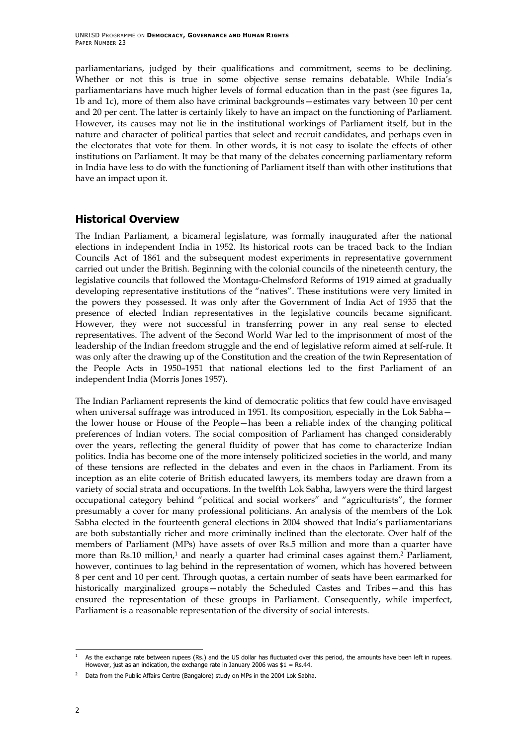parliamentarians, judged by their qualifications and commitment, seems to be declining. Whether or not this is true in some objective sense remains debatable. While India's parliamentarians have much higher levels of formal education than in the past (see figures 1a, 1b and 1c), more of them also have criminal backgrounds—estimates vary between 10 per cent and 20 per cent. The latter is certainly likely to have an impact on the functioning of Parliament. However, its causes may not lie in the institutional workings of Parliament itself, but in the nature and character of political parties that select and recruit candidates, and perhaps even in the electorates that vote for them. In other words, it is not easy to isolate the effects of other institutions on Parliament. It may be that many of the debates concerning parliamentary reform in India have less to do with the functioning of Parliament itself than with other institutions that have an impact upon it.

## Historical Overview

The Indian Parliament, a bicameral legislature, was formally inaugurated after the national elections in independent India in 1952. Its historical roots can be traced back to the Indian Councils Act of 1861 and the subsequent modest experiments in representative government carried out under the British. Beginning with the colonial councils of the nineteenth century, the legislative councils that followed the Montagu-Chelmsford Reforms of 1919 aimed at gradually developing representative institutions of the "natives". These institutions were very limited in the powers they possessed. It was only after the Government of India Act of 1935 that the presence of elected Indian representatives in the legislative councils became significant. However, they were not successful in transferring power in any real sense to elected representatives. The advent of the Second World War led to the imprisonment of most of the leadership of the Indian freedom struggle and the end of legislative reform aimed at self-rule. It was only after the drawing up of the Constitution and the creation of the twin Representation of the People Acts in 1950–1951 that national elections led to the first Parliament of an independent India (Morris Jones 1957).

The Indian Parliament represents the kind of democratic politics that few could have envisaged when universal suffrage was introduced in 1951. Its composition, especially in the Lok Sabha—the lower house or House of the People—has been a reliable index of the changing political preferences of Indian voters. The social composition of Parliament has changed considerably over the years, reflecting the general fluidity of power that has come to characterize Indian politics. India has become one of the more intensely politicized societies in the world, and many of these tensions are reflected in the debates and even in the chaos in Parliament. From its inception as an elite coterie of British educated lawyers, its members today are drawn from a variety of social strata and occupations. In the twelfth Lok Sabha, lawyers were the third largest occupational category behind "political and social workers" and "agriculturists", the former presumably a cover for many professional politicians. An analysis of the members of the Lok Sabha elected in the fourteenth general elections in 2004 showed that India's parliamentarians are both substantially richer and more criminally inclined than the electorate. Over half of the members of Parliament (MPs) have assets of over Rs.5 million and more than a quarter have more than Rs.10 million,[1] and nearly a quarter had criminal cases against them.[2] Parliament, however, continues to lag behind in the representation of women, which has hovered between 8 per cent and 10 per cent. Through quotas, a certain number of seats have been earmarked for historically marginalized groups—notably the Scheduled Castes and Tribes—and this has ensured the representation of these groups in Parliament. Consequently, while imperfect, Parliament is a reasonable representation of the diversity of social interests.

[1] As the exchange rate between rupees (Rs.) and the US dollar has fluctuated over this period, the amounts have been left in rupees. However, just as an indication, the exchange rate in January 2006 was $1 = Rs.44.

[2] Data from the Public Affairs Centre (Bangalore) study on MPs in the 2004 Lok Sabha.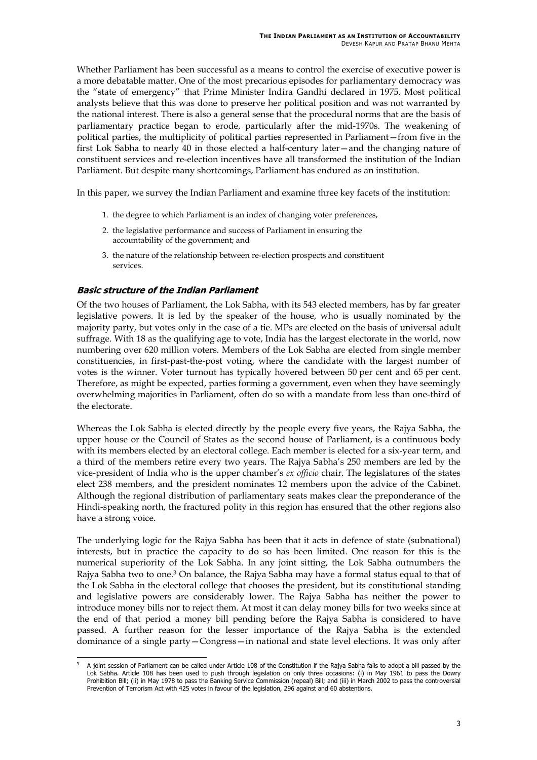Whether Parliament has been successful as a means to control the exercise of executive power is a more debatable matter. One of the most precarious episodes for parliamentary democracy was the "state of emergency" that Prime Minister Indira Gandhi declared in 1975. Most political analysts believe that this was done to preserve her political position and was not warranted by the national interest. There is also a general sense that the procedural norms that are the basis of parliamentary practice began to erode, particularly after the mid-1970s. The weakening of political parties, the multiplicity of political parties represented in Parliament—from five in the first Lok Sabha to nearly 40 in those elected a half-century later—and the changing nature of constituent services and re-election incentives have all transformed the institution of the Indian Parliament. But despite many shortcomings, Parliament has endured as an institution.

In this paper, we survey the Indian Parliament and examine three key facets of the institution:

1. the degree to which Parliament is an index of changing voter preferences,
2. the legislative performance and success of Parliament in ensuring the accountability of the government; and
3. the nature of the relationship between re-election prospects and constituent services.

### *Basic structure of the Indian Parliament*

Of the two houses of Parliament, the Lok Sabha, with its 543 elected members, has by far greater legislative powers. It is led by the speaker of the house, who is usually nominated by the majority party, but votes only in the case of a tie. MPs are elected on the basis of universal adult suffrage. With 18 as the qualifying age to vote, India has the largest electorate in the world, now numbering over 620 million voters. Members of the Lok Sabha are elected from single member constituencies, in first-past-the-post voting, where the candidate with the largest number of votes is the winner. Voter turnout has typically hovered between 50 per cent and 65 per cent. Therefore, as might be expected, parties forming a government, even when they have seemingly overwhelming majorities in Parliament, often do so with a mandate from less than one-third of the electorate.

Whereas the Lok Sabha is elected directly by the people every five years, the Rajya Sabha, the upper house or the Council of States as the second house of Parliament, is a continuous body with its members elected by an electoral college. Each member is elected for a six-year term, and a third of the members retire every two years. The Rajya Sabha's 250 members are led by the vice-president of India who is the upper chamber's *ex officio* chair. The legislatures of the states elect 238 members, and the president nominates 12 members upon the advice of the Cabinet. Although the regional distribution of parliamentary seats makes clear the preponderance of the Hindi-speaking north, the fractured polity in this region has ensured that the other regions also have a strong voice.

The underlying logic for the Rajya Sabha has been that it acts in defence of state (subnational) interests, but in practice the capacity to do so has been limited. One reason for this is the numerical superiority of the Lok Sabha. In any joint sitting, the Lok Sabha outnumbers the Rajya Sabha two to one.[3] On balance, the Rajya Sabha may have a formal status equal to that of the Lok Sabha in the electoral college that chooses the president, but its constitutional standing and legislative powers are considerably lower. The Rajya Sabha has neither the power to introduce money bills nor to reject them. At most it can delay money bills for two weeks since at the end of that period a money bill pending before the Rajya Sabha is considered to have passed. A further reason for the lesser importance of the Rajya Sabha is the extended dominance of a single party—Congress—in national and state level elections. It was only after

---

[3] A joint session of Parliament can be called under Article 108 of the Constitution if the Rajya Sabha fails to adopt a bill passed by the Lok Sabha. Article 108 has been used to push through legislation on only three occasions: (i) in May 1961 to pass the Dowry Prohibition Bill; (ii) in May 1978 to pass the Banking Service Commission (repeal) Bill; and (iii) in March 2002 to pass the controversial Prevention of Terrorism Act with 425 votes in favour of the legislation, 296 against and 60 abstentions.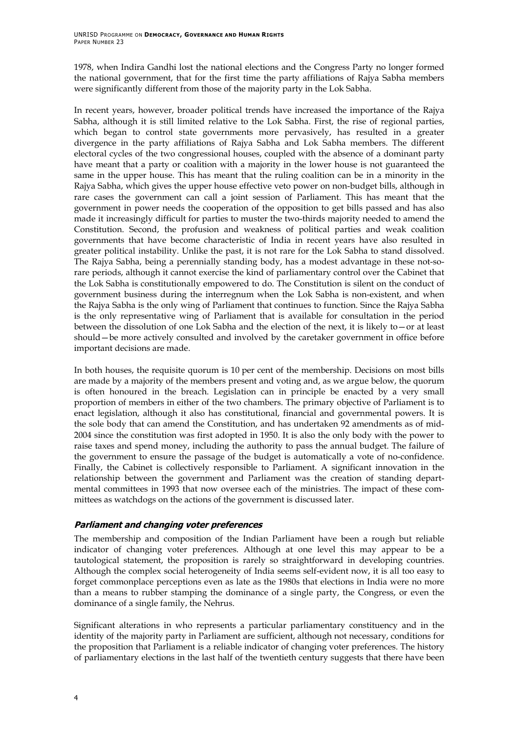1978, when Indira Gandhi lost the national elections and the Congress Party no longer formed the national government, that for the first time the party affiliations of Rajya Sabha members were significantly different from those of the majority party in the Lok Sabha.

In recent years, however, broader political trends have increased the importance of the Rajya Sabha, although it is still limited relative to the Lok Sabha. First, the rise of regional parties, which began to control state governments more pervasively, has resulted in a greater divergence in the party affiliations of Rajya Sabha and Lok Sabha members. The different electoral cycles of the two congressional houses, coupled with the absence of a dominant party have meant that a party or coalition with a majority in the lower house is not guaranteed the same in the upper house. This has meant that the ruling coalition can be in a minority in the Rajya Sabha, which gives the upper house effective veto power on non-budget bills, although in rare cases the government can call a joint session of Parliament. This has meant that the government in power needs the cooperation of the opposition to get bills passed and has also made it increasingly difficult for parties to muster the two-thirds majority needed to amend the Constitution. Second, the profusion and weakness of political parties and weak coalition governments that have become characteristic of India in recent years have also resulted in greater political instability. Unlike the past, it is not rare for the Lok Sabha to stand dissolved. The Rajya Sabha, being a perennially standing body, has a modest advantage in these not-so-rare periods, although it cannot exercise the kind of parliamentary control over the Cabinet that the Lok Sabha is constitutionally empowered to do. The Constitution is silent on the conduct of government business during the interregnum when the Lok Sabha is non-existent, and when the Rajya Sabha is the only wing of Parliament that continues to function. Since the Rajya Sabha is the only representative wing of Parliament that is available for consultation in the period between the dissolution of one Lok Sabha and the election of the next, it is likely to—or at least should—be more actively consulted and involved by the caretaker government in office before important decisions are made.

In both houses, the requisite quorum is 10 per cent of the membership. Decisions on most bills are made by a majority of the members present and voting and, as we argue below, the quorum is often honoured in the breach. Legislation can in principle be enacted by a very small proportion of members in either of the two chambers. The primary objective of Parliament is to enact legislation, although it also has constitutional, financial and governmental powers. It is the sole body that can amend the Constitution, and has undertaken 92 amendments as of mid-2004 since the constitution was first adopted in 1950. It is also the only body with the power to raise taxes and spend money, including the authority to pass the annual budget. The failure of the government to ensure the passage of the budget is automatically a vote of no-confidence. Finally, the Cabinet is collectively responsible to Parliament. A significant innovation in the relationship between the government and Parliament was the creation of standing departmental committees in 1993 that now oversee each of the ministries. The impact of these committees as watchdogs on the actions of the government is discussed later.

### *Parliament and changing voter preferences*

The membership and composition of the Indian Parliament have been a rough but reliable indicator of changing voter preferences. Although at one level this may appear to be a tautological statement, the proposition is rarely so straightforward in developing countries. Although the complex social heterogeneity of India seems self-evident now, it is all too easy to forget commonplace perceptions even as late as the 1980s that elections in India were no more than a means to rubber stamping the dominance of a single party, the Congress, or even the dominance of a single family, the Nehrus.

Significant alterations in who represents a particular parliamentary constituency and in the identity of the majority party in Parliament are sufficient, although not necessary, conditions for the proposition that Parliament is a reliable indicator of changing voter preferences. The history of parliamentary elections in the last half of the twentieth century suggests that there have been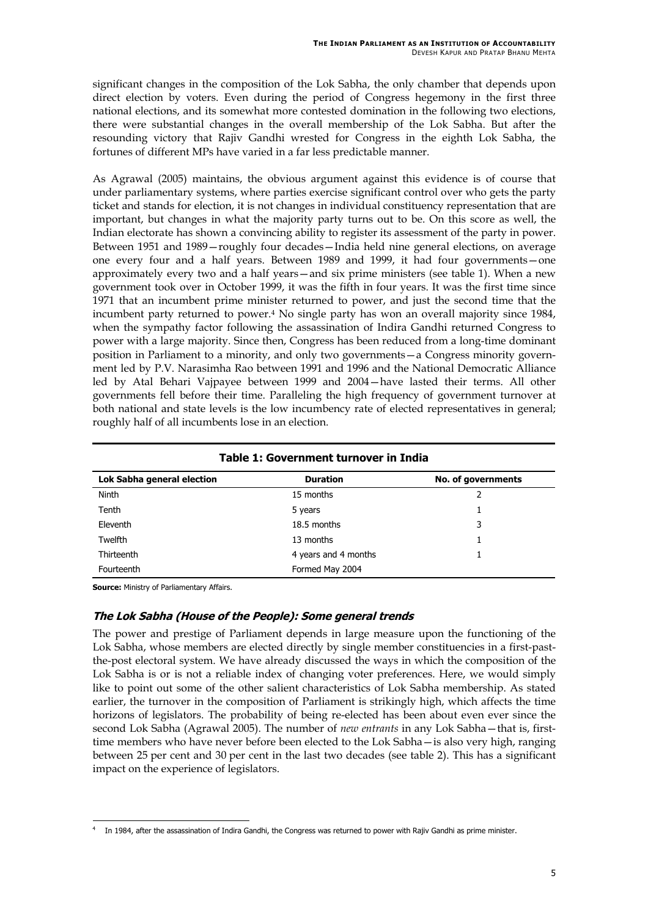significant changes in the composition of the Lok Sabha, the only chamber that depends upon direct election by voters. Even during the period of Congress hegemony in the first three national elections, and its somewhat more contested domination in the following two elections, there were substantial changes in the overall membership of the Lok Sabha. But after the resounding victory that Rajiv Gandhi wrested for Congress in the eighth Lok Sabha, the fortunes of different MPs have varied in a far less predictable manner.

As Agrawal (2005) maintains, the obvious argument against this evidence is of course that under parliamentary systems, where parties exercise significant control over who gets the party ticket and stands for election, it is not changes in individual constituency representation that are important, but changes in what the majority party turns out to be. On this score as well, the Indian electorate has shown a convincing ability to register its assessment of the party in power. Between 1951 and 1989—roughly four decades—India held nine general elections, on average one every four and a half years. Between 1989 and 1999, it had four governments—one approximately every two and a half years—and six prime ministers (see table 1). When a new government took over in October 1999, it was the fifth in four years. It was the first time since 1971 that an incumbent prime minister returned to power, and just the second time that the incumbent party returned to power.[4] No single party has won an overall majority since 1984, when the sympathy factor following the assassination of Indira Gandhi returned Congress to power with a large majority. Since then, Congress has been reduced from a long-time dominant position in Parliament to a minority, and only two governments—a Congress minority government led by P.V. Narasimha Rao between 1991 and 1996 and the National Democratic Alliance led by Atal Behari Vajpayee between 1999 and 2004—have lasted their terms. All other governments fell before their time. Paralleling the high frequency of government turnover at both national and state levels is the low incumbency rate of elected representatives in general; roughly half of all incumbents lose in an election.

**Table 1: Government turnover in India**

| Lok Sabha general election | Duration | No. of governments |
|---|---|---|
| Ninth | 15 months | 2 |
| Tenth | 5 years | 1 |
| Eleventh | 18.5 months | 3 |
| Twelfth | 13 months | 1 |
| Thirteenth | 4 years and 4 months | 1 |
| Fourteenth | Formed May 2004 | |

**Source:** Ministry of Parliamentary Affairs.

### *The Lok Sabha (House of the People): Some general trends*

The power and prestige of Parliament depends in large measure upon the functioning of the Lok Sabha, whose members are elected directly by single member constituencies in a first-past-the-post electoral system. We have already discussed the ways in which the composition of the Lok Sabha is or is not a reliable index of changing voter preferences. Here, we would simply like to point out some of the other salient characteristics of Lok Sabha membership. As stated earlier, the turnover in the composition of Parliament is strikingly high, which affects the time horizons of legislators. The probability of being re-elected has been about even ever since the second Lok Sabha (Agrawal 2005). The number of *new entrants* in any Lok Sabha—that is, first-time members who have never before been elected to the Lok Sabha—is also very high, ranging between 25 per cent and 30 per cent in the last two decades (see table 2). This has a significant impact on the experience of legislators.

[4] In 1984, after the assassination of Indira Gandhi, the Congress was returned to power with Rajiv Gandhi as prime minister.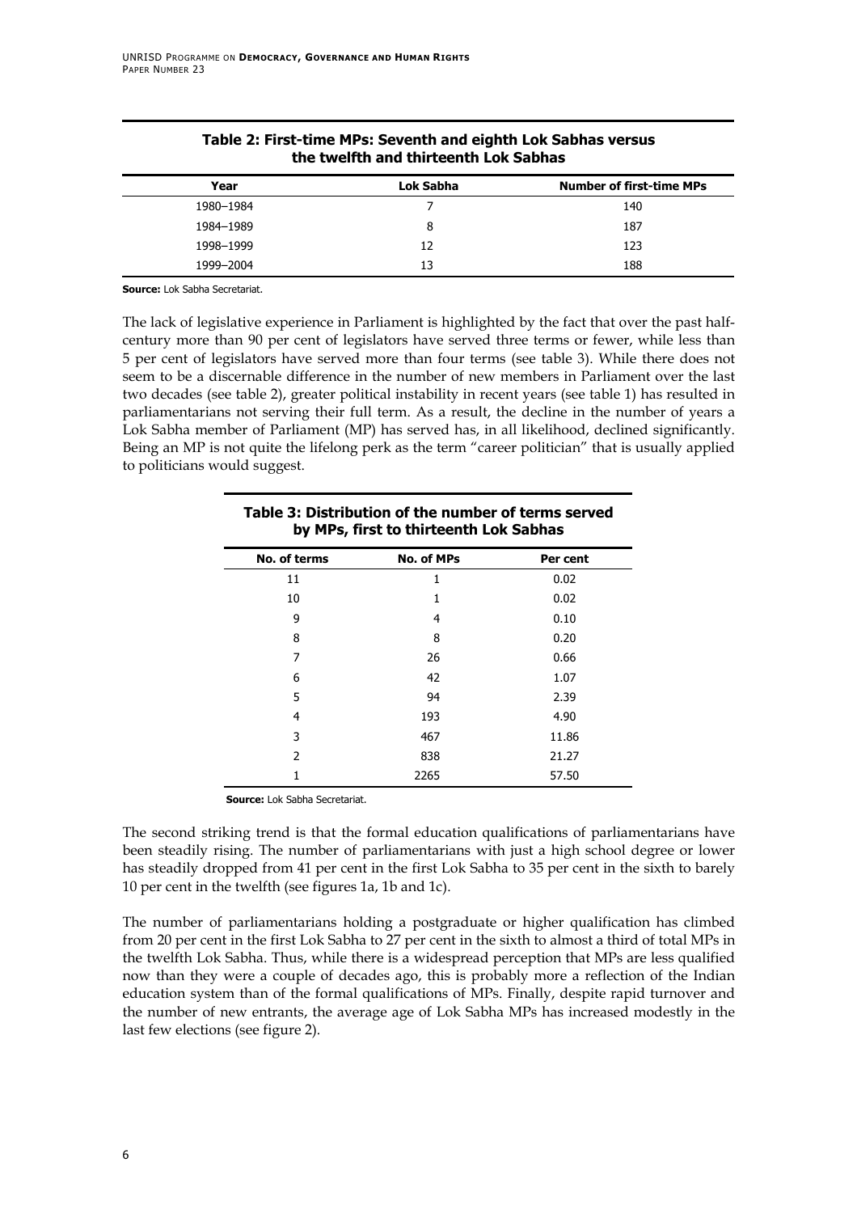**Table 2: First-time MPs: Seventh and eighth Lok Sabhas versus the twelfth and thirteenth Lok Sabhas**

| Year | Lok Sabha | Number of first-time MPs |
|---|---|---|
| 1980–1984 | 7 | 140 |
| 1984–1989 | 8 | 187 |
| 1998–1999 | 12 | 123 |
| 1999–2004 | 13 | 188 |

**Source:** Lok Sabha Secretariat.

The lack of legislative experience in Parliament is highlighted by the fact that over the past half-century more than 90 per cent of legislators have served three terms or fewer, while less than 5 per cent of legislators have served more than four terms (see table 3). While there does not seem to be a discernable difference in the number of new members in Parliament over the last two decades (see table 2), greater political instability in recent years (see table 1) has resulted in parliamentarians not serving their full term. As a result, the decline in the number of years a Lok Sabha member of Parliament (MP) has served has, in all likelihood, declined significantly. Being an MP is not quite the lifelong perk as the term "career politician" that is usually applied to politicians would suggest.

**Table 3: Distribution of the number of terms served by MPs, first to thirteenth Lok Sabhas**

| No. of terms | No. of MPs | Per cent |
|---|---|---|
| 11 | 1 | 0.02 |
| 10 | 1 | 0.02 |
| 9 | 4 | 0.10 |
| 8 | 8 | 0.20 |
| 7 | 26 | 0.66 |
| 6 | 42 | 1.07 |
| 5 | 94 | 2.39 |
| 4 | 193 | 4.90 |
| 3 | 467 | 11.86 |
| 2 | 838 | 21.27 |
| 1 | 2265 | 57.50 |

**Source:** Lok Sabha Secretariat.

The second striking trend is that the formal education qualifications of parliamentarians have been steadily rising. The number of parliamentarians with just a high school degree or lower has steadily dropped from 41 per cent in the first Lok Sabha to 35 per cent in the sixth to barely 10 per cent in the twelfth (see figures 1a, 1b and 1c).

The number of parliamentarians holding a postgraduate or higher qualification has climbed from 20 per cent in the first Lok Sabha to 27 per cent in the sixth to almost a third of total MPs in the twelfth Lok Sabha. Thus, while there is a widespread perception that MPs are less qualified now than they were a couple of decades ago, this is probably more a reflection of the Indian education system than of the formal qualifications of MPs. Finally, despite rapid turnover and the number of new entrants, the average age of Lok Sabha MPs has increased modestly in the last few elections (see figure 2).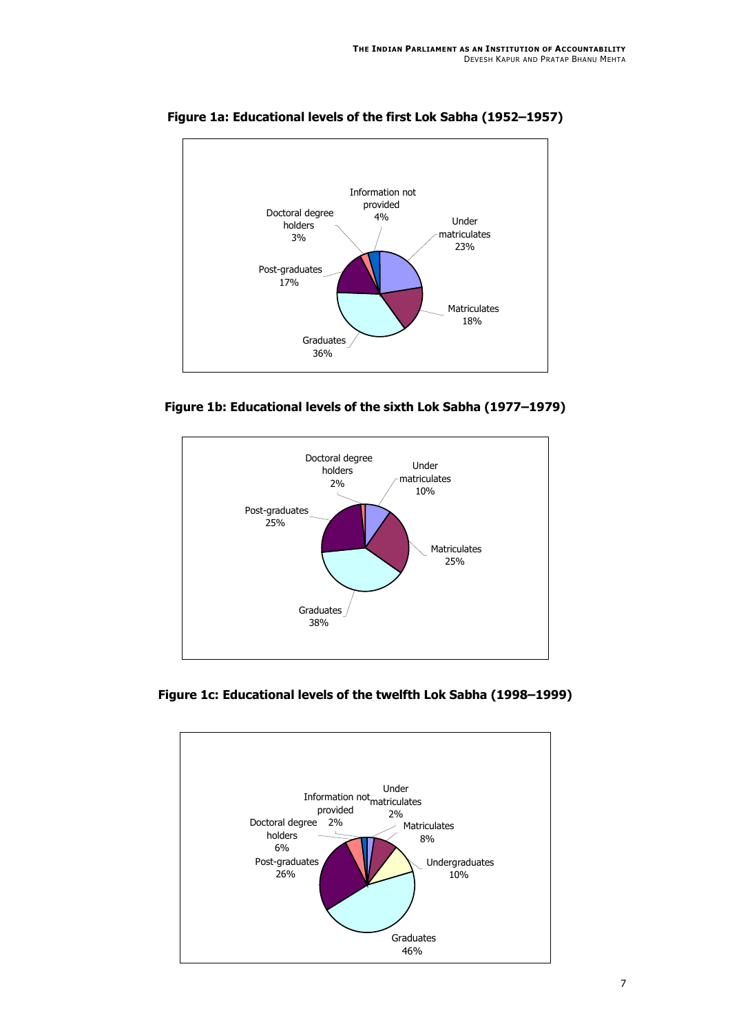**Figure 1a: Educational levels of the first Lok Sabha (1952–1957)**

Information not provided 4%
Under matriculates 23%
Matriculates 18%
Graduates 36%
Post-graduates 17%
Doctoral degree holders 3%

**Figure 1b: Educational levels of the sixth Lok Sabha (1977–1979)**

Doctoral degree holders 2%
Under matriculates 10%
Matriculates 25%
Graduates 38%
Post-graduates 25%

**Figure 1c: Educational levels of the twelfth Lok Sabha (1998–1999)**

Information not provided 2%
Under matriculates 2%
Matriculates 8%
Undergraduates 10%
Graduates 46%
Post-graduates 26%
Doctoral degree holders 6%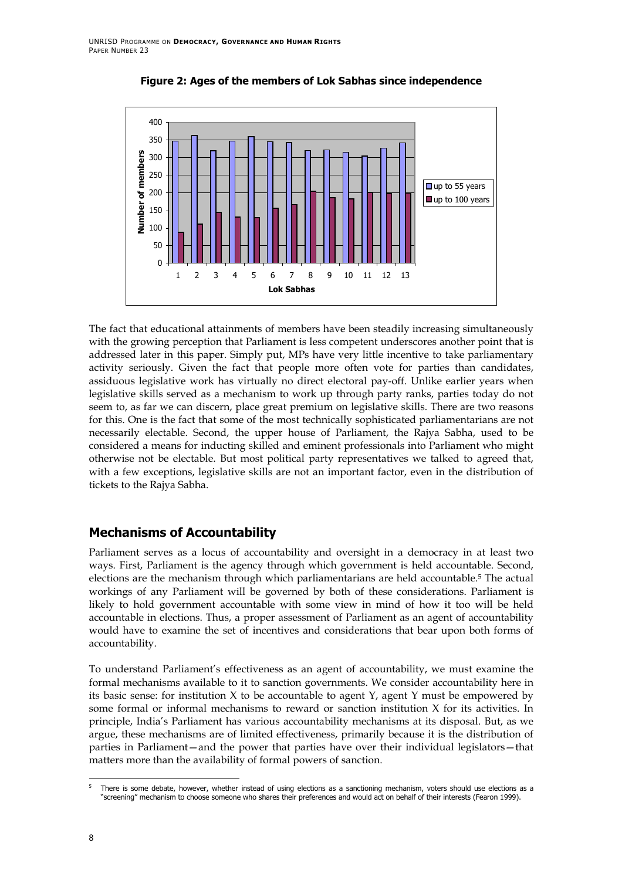**Figure 2: Ages of the members of Lok Sabhas since independence**

The fact that educational attainments of members have been steadily increasing simultaneously with the growing perception that Parliament is less competent underscores another point that is addressed later in this paper. Simply put, MPs have very little incentive to take parliamentary activity seriously. Given the fact that people more often vote for parties than candidates, assiduous legislative work has virtually no direct electoral pay-off. Unlike earlier years when legislative skills served as a mechanism to work up through party ranks, parties today do not seem to, as far we can discern, place great premium on legislative skills. There are two reasons for this. One is the fact that some of the most technically sophisticated parliamentarians are not necessarily electable. Second, the upper house of Parliament, the Rajya Sabha, used to be considered a means for inducting skilled and eminent professionals into Parliament who might otherwise not be electable. But most political party representatives we talked to agreed that, with a few exceptions, legislative skills are not an important factor, even in the distribution of tickets to the Rajya Sabha.

## Mechanisms of Accountability

Parliament serves as a locus of accountability and oversight in a democracy in at least two ways. First, Parliament is the agency through which government is held accountable. Second, elections are the mechanism through which parliamentarians are held accountable.[5] The actual workings of any Parliament will be governed by both of these considerations. Parliament is likely to hold government accountable with some view in mind of how it too will be held accountable in elections. Thus, a proper assessment of Parliament as an agent of accountability would have to examine the set of incentives and considerations that bear upon both forms of accountability.

To understand Parliament's effectiveness as an agent of accountability, we must examine the formal mechanisms available to it to sanction governments. We consider accountability here in its basic sense: for institution X to be accountable to agent Y, agent Y must be empowered by some formal or informal mechanisms to reward or sanction institution X for its activities. In principle, India's Parliament has various accountability mechanisms at its disposal. But, as we argue, these mechanisms are of limited effectiveness, primarily because it is the distribution of parties in Parliament—and the power that parties have over their individual legislators—that matters more than the availability of formal powers of sanction.

[5] There is some debate, however, whether instead of using elections as a sanctioning mechanism, voters should use elections as a "screening" mechanism to choose someone who shares their preferences and would act on behalf of their interests (Fearon 1999).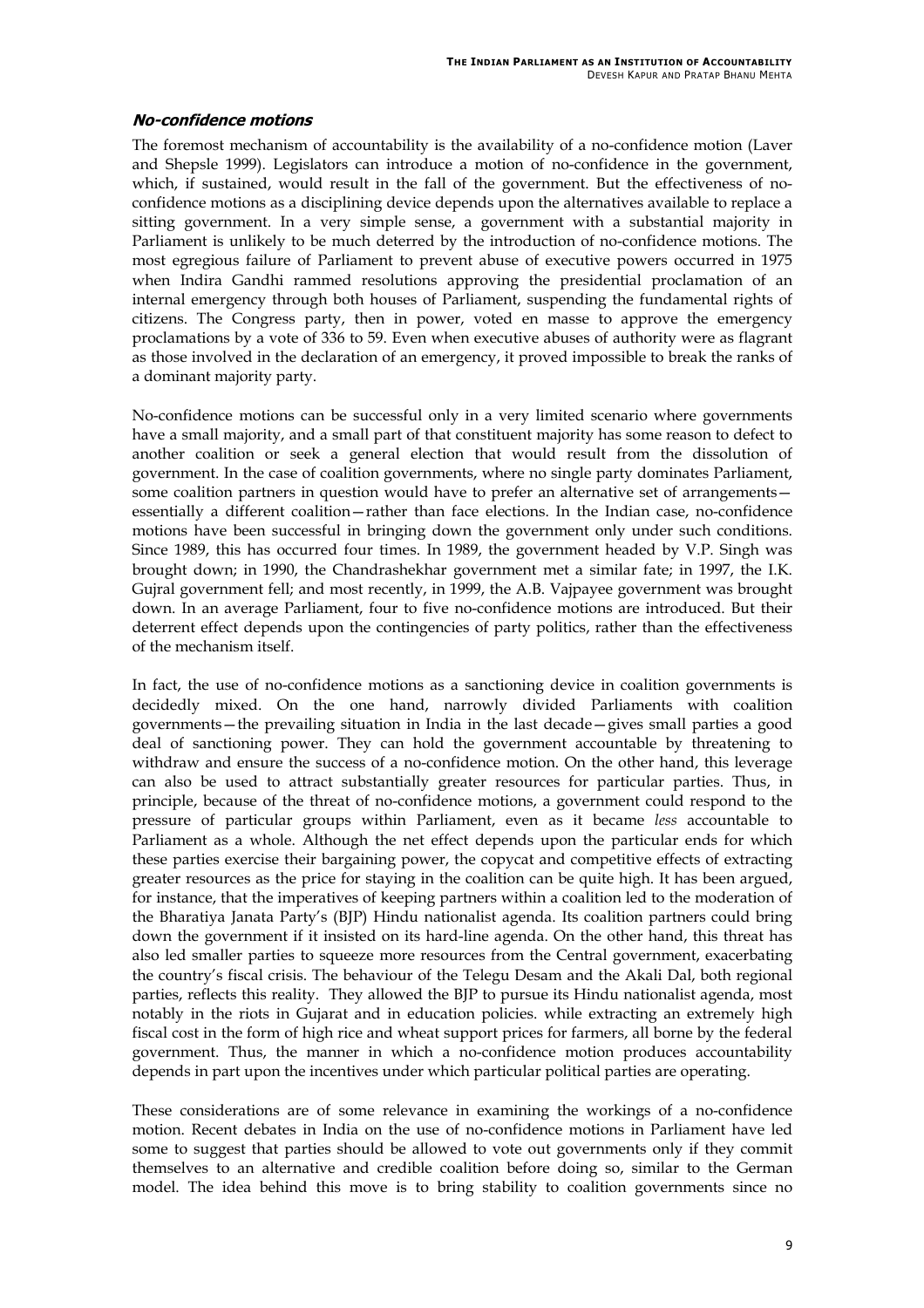### *No-confidence motions*

The foremost mechanism of accountability is the availability of a no-confidence motion (Laver and Shepsle 1999). Legislators can introduce a motion of no-confidence in the government, which, if sustained, would result in the fall of the government. But the effectiveness of no-confidence motions as a disciplining device depends upon the alternatives available to replace a sitting government. In a very simple sense, a government with a substantial majority in Parliament is unlikely to be much deterred by the introduction of no-confidence motions. The most egregious failure of Parliament to prevent abuse of executive powers occurred in 1975 when Indira Gandhi rammed resolutions approving the presidential proclamation of an internal emergency through both houses of Parliament, suspending the fundamental rights of citizens. The Congress party, then in power, voted en masse to approve the emergency proclamations by a vote of 336 to 59. Even when executive abuses of authority were as flagrant as those involved in the declaration of an emergency, it proved impossible to break the ranks of a dominant majority party.

No-confidence motions can be successful only in a very limited scenario where governments have a small majority, and a small part of that constituent majority has some reason to defect to another coalition or seek a general election that would result from the dissolution of government. In the case of coalition governments, where no single party dominates Parliament, some coalition partners in question would have to prefer an alternative set of arrangements—essentially a different coalition—rather than face elections. In the Indian case, no-confidence motions have been successful in bringing down the government only under such conditions. Since 1989, this has occurred four times. In 1989, the government headed by V.P. Singh was brought down; in 1990, the Chandrashekhar government met a similar fate; in 1997, the I.K. Gujral government fell; and most recently, in 1999, the A.B. Vajpayee government was brought down. In an average Parliament, four to five no-confidence motions are introduced. But their deterrent effect depends upon the contingencies of party politics, rather than the effectiveness of the mechanism itself.

In fact, the use of no-confidence motions as a sanctioning device in coalition governments is decidedly mixed. On the one hand, narrowly divided Parliaments with coalition governments—the prevailing situation in India in the last decade—gives small parties a good deal of sanctioning power. They can hold the government accountable by threatening to withdraw and ensure the success of a no-confidence motion. On the other hand, this leverage can also be used to attract substantially greater resources for particular parties. Thus, in principle, because of the threat of no-confidence motions, a government could respond to the pressure of particular groups within Parliament, even as it became *less* accountable to Parliament as a whole. Although the net effect depends upon the particular ends for which these parties exercise their bargaining power, the copycat and competitive effects of extracting greater resources as the price for staying in the coalition can be quite high. It has been argued, for instance, that the imperatives of keeping partners within a coalition led to the moderation of the Bharatiya Janata Party's (BJP) Hindu nationalist agenda. Its coalition partners could bring down the government if it insisted on its hard-line agenda. On the other hand, this threat has also led smaller parties to squeeze more resources from the Central government, exacerbating the country's fiscal crisis. The behaviour of the Telegu Desam and the Akali Dal, both regional parties, reflects this reality. They allowed the BJP to pursue its Hindu nationalist agenda, most notably in the riots in Gujarat and in education policies. while extracting an extremely high fiscal cost in the form of high rice and wheat support prices for farmers, all borne by the federal government. Thus, the manner in which a no-confidence motion produces accountability depends in part upon the incentives under which particular political parties are operating.

These considerations are of some relevance in examining the workings of a no-confidence motion. Recent debates in India on the use of no-confidence motions in Parliament have led some to suggest that parties should be allowed to vote out governments only if they commit themselves to an alternative and credible coalition before doing so, similar to the German model. The idea behind this move is to bring stability to coalition governments since no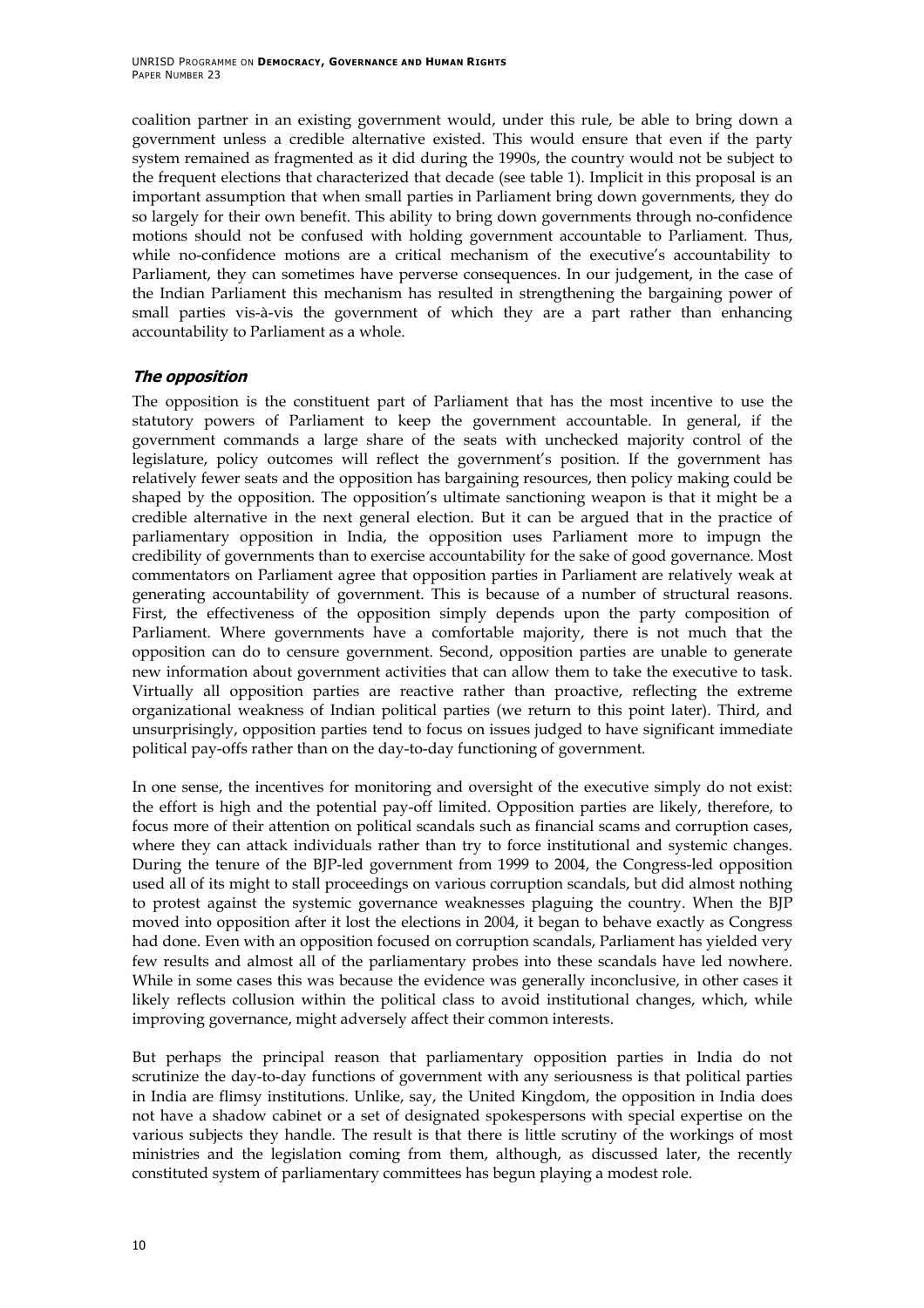coalition partner in an existing government would, under this rule, be able to bring down a government unless a credible alternative existed. This would ensure that even if the party system remained as fragmented as it did during the 1990s, the country would not be subject to the frequent elections that characterized that decade (see table 1). Implicit in this proposal is an important assumption that when small parties in Parliament bring down governments, they do so largely for their own benefit. This ability to bring down governments through no-confidence motions should not be confused with holding government accountable to Parliament. Thus, while no-confidence motions are a critical mechanism of the executive's accountability to Parliament, they can sometimes have perverse consequences. In our judgement, in the case of the Indian Parliament this mechanism has resulted in strengthening the bargaining power of small parties vis-à-vis the government of which they are a part rather than enhancing accountability to Parliament as a whole.

### *The opposition*

The opposition is the constituent part of Parliament that has the most incentive to use the statutory powers of Parliament to keep the government accountable. In general, if the government commands a large share of the seats with unchecked majority control of the legislature, policy outcomes will reflect the government's position. If the government has relatively fewer seats and the opposition has bargaining resources, then policy making could be shaped by the opposition. The opposition's ultimate sanctioning weapon is that it might be a credible alternative in the next general election. But it can be argued that in the practice of parliamentary opposition in India, the opposition uses Parliament more to impugn the credibility of governments than to exercise accountability for the sake of good governance. Most commentators on Parliament agree that opposition parties in Parliament are relatively weak at generating accountability of government. This is because of a number of structural reasons. First, the effectiveness of the opposition simply depends upon the party composition of Parliament. Where governments have a comfortable majority, there is not much that the opposition can do to censure government. Second, opposition parties are unable to generate new information about government activities that can allow them to take the executive to task. Virtually all opposition parties are reactive rather than proactive, reflecting the extreme organizational weakness of Indian political parties (we return to this point later). Third, and unsurprisingly, opposition parties tend to focus on issues judged to have significant immediate political pay-offs rather than on the day-to-day functioning of government.

In one sense, the incentives for monitoring and oversight of the executive simply do not exist: the effort is high and the potential pay-off limited. Opposition parties are likely, therefore, to focus more of their attention on political scandals such as financial scams and corruption cases, where they can attack individuals rather than try to force institutional and systemic changes. During the tenure of the BJP-led government from 1999 to 2004, the Congress-led opposition used all of its might to stall proceedings on various corruption scandals, but did almost nothing to protest against the systemic governance weaknesses plaguing the country. When the BJP moved into opposition after it lost the elections in 2004, it began to behave exactly as Congress had done. Even with an opposition focused on corruption scandals, Parliament has yielded very few results and almost all of the parliamentary probes into these scandals have led nowhere. While in some cases this was because the evidence was generally inconclusive, in other cases it likely reflects collusion within the political class to avoid institutional changes, which, while improving governance, might adversely affect their common interests.

But perhaps the principal reason that parliamentary opposition parties in India do not scrutinize the day-to-day functions of government with any seriousness is that political parties in India are flimsy institutions. Unlike, say, the United Kingdom, the opposition in India does not have a shadow cabinet or a set of designated spokespersons with special expertise on the various subjects they handle. The result is that there is little scrutiny of the workings of most ministries and the legislation coming from them, although, as discussed later, the recently constituted system of parliamentary committees has begun playing a modest role.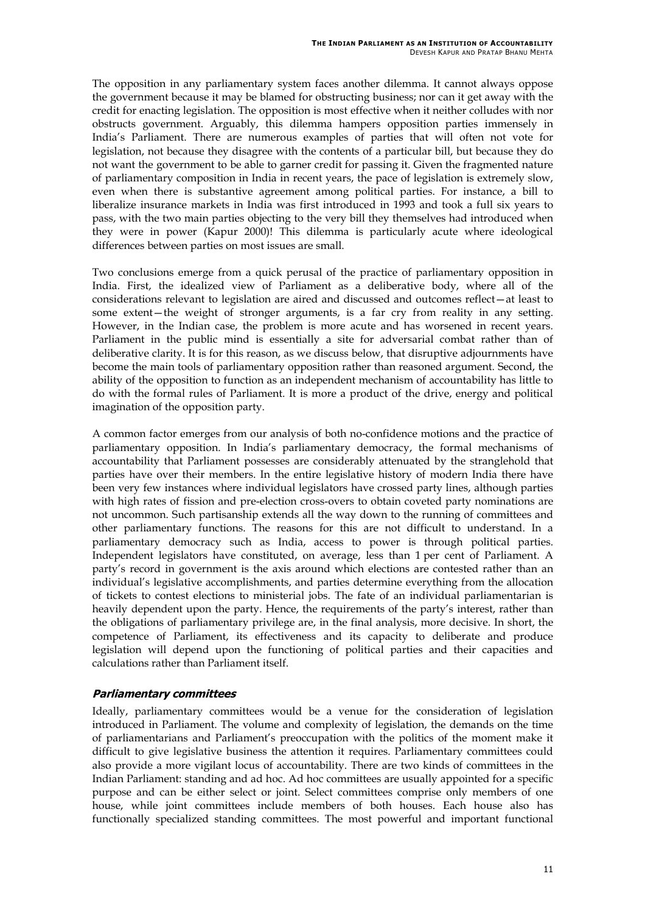The opposition in any parliamentary system faces another dilemma. It cannot always oppose the government because it may be blamed for obstructing business; nor can it get away with the credit for enacting legislation. The opposition is most effective when it neither colludes with nor obstructs government. Arguably, this dilemma hampers opposition parties immensely in India's Parliament. There are numerous examples of parties that will often not vote for legislation, not because they disagree with the contents of a particular bill, but because they do not want the government to be able to garner credit for passing it. Given the fragmented nature of parliamentary composition in India in recent years, the pace of legislation is extremely slow, even when there is substantive agreement among political parties. For instance, a bill to liberalize insurance markets in India was first introduced in 1993 and took a full six years to pass, with the two main parties objecting to the very bill they themselves had introduced when they were in power (Kapur 2000)! This dilemma is particularly acute where ideological differences between parties on most issues are small.

Two conclusions emerge from a quick perusal of the practice of parliamentary opposition in India. First, the idealized view of Parliament as a deliberative body, where all of the considerations relevant to legislation are aired and discussed and outcomes reflect—at least to some extent—the weight of stronger arguments, is a far cry from reality in any setting. However, in the Indian case, the problem is more acute and has worsened in recent years. Parliament in the public mind is essentially a site for adversarial combat rather than of deliberative clarity. It is for this reason, as we discuss below, that disruptive adjournments have become the main tools of parliamentary opposition rather than reasoned argument. Second, the ability of the opposition to function as an independent mechanism of accountability has little to do with the formal rules of Parliament. It is more a product of the drive, energy and political imagination of the opposition party.

A common factor emerges from our analysis of both no-confidence motions and the practice of parliamentary opposition. In India's parliamentary democracy, the formal mechanisms of accountability that Parliament possesses are considerably attenuated by the stranglehold that parties have over their members. In the entire legislative history of modern India there have been very few instances where individual legislators have crossed party lines, although parties with high rates of fission and pre-election cross-overs to obtain coveted party nominations are not uncommon. Such partisanship extends all the way down to the running of committees and other parliamentary functions. The reasons for this are not difficult to understand. In a parliamentary democracy such as India, access to power is through political parties. Independent legislators have constituted, on average, less than 1 per cent of Parliament. A party's record in government is the axis around which elections are contested rather than an individual's legislative accomplishments, and parties determine everything from the allocation of tickets to contest elections to ministerial jobs. The fate of an individual parliamentarian is heavily dependent upon the party. Hence, the requirements of the party's interest, rather than the obligations of parliamentary privilege are, in the final analysis, more decisive. In short, the competence of Parliament, its effectiveness and its capacity to deliberate and produce legislation will depend upon the functioning of political parties and their capacities and calculations rather than Parliament itself.

### *Parliamentary committees*

Ideally, parliamentary committees would be a venue for the consideration of legislation introduced in Parliament. The volume and complexity of legislation, the demands on the time of parliamentarians and Parliament's preoccupation with the politics of the moment make it difficult to give legislative business the attention it requires. Parliamentary committees could also provide a more vigilant locus of accountability. There are two kinds of committees in the Indian Parliament: standing and ad hoc. Ad hoc committees are usually appointed for a specific purpose and can be either select or joint. Select committees comprise only members of one house, while joint committees include members of both houses. Each house also has functionally specialized standing committees. The most powerful and important functional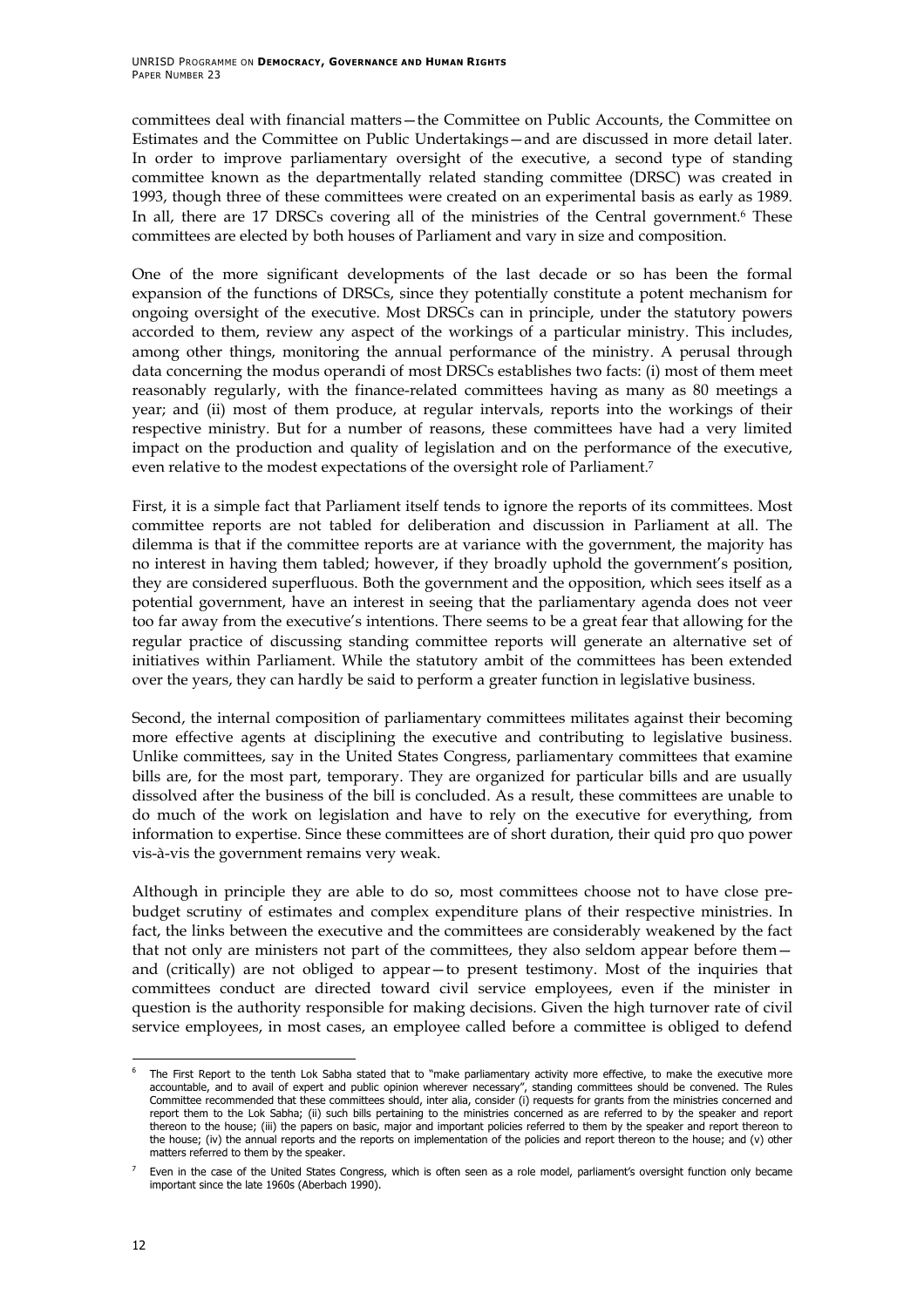committees deal with financial matters—the Committee on Public Accounts, the Committee on Estimates and the Committee on Public Undertakings—and are discussed in more detail later. In order to improve parliamentary oversight of the executive, a second type of standing committee known as the departmentally related standing committee (DRSC) was created in 1993, though three of these committees were created on an experimental basis as early as 1989. In all, there are 17 DRSCs covering all of the ministries of the Central government.[6] These committees are elected by both houses of Parliament and vary in size and composition.

One of the more significant developments of the last decade or so has been the formal expansion of the functions of DRSCs, since they potentially constitute a potent mechanism for ongoing oversight of the executive. Most DRSCs can in principle, under the statutory powers accorded to them, review any aspect of the workings of a particular ministry. This includes, among other things, monitoring the annual performance of the ministry. A perusal through data concerning the modus operandi of most DRSCs establishes two facts: (i) most of them meet reasonably regularly, with the finance-related committees having as many as 80 meetings a year; and (ii) most of them produce, at regular intervals, reports into the workings of their respective ministry. But for a number of reasons, these committees have had a very limited impact on the production and quality of legislation and on the performance of the executive, even relative to the modest expectations of the oversight role of Parliament.[7]

First, it is a simple fact that Parliament itself tends to ignore the reports of its committees. Most committee reports are not tabled for deliberation and discussion in Parliament at all. The dilemma is that if the committee reports are at variance with the government, the majority has no interest in having them tabled; however, if they broadly uphold the government's position, they are considered superfluous. Both the government and the opposition, which sees itself as a potential government, have an interest in seeing that the parliamentary agenda does not veer too far away from the executive's intentions. There seems to be a great fear that allowing for the regular practice of discussing standing committee reports will generate an alternative set of initiatives within Parliament. While the statutory ambit of the committees has been extended over the years, they can hardly be said to perform a greater function in legislative business.

Second, the internal composition of parliamentary committees militates against their becoming more effective agents at disciplining the executive and contributing to legislative business. Unlike committees, say in the United States Congress, parliamentary committees that examine bills are, for the most part, temporary. They are organized for particular bills and are usually dissolved after the business of the bill is concluded. As a result, these committees are unable to do much of the work on legislation and have to rely on the executive for everything, from information to expertise. Since these committees are of short duration, their quid pro quo power vis-à-vis the government remains very weak.

Although in principle they are able to do so, most committees choose not to have close pre-budget scrutiny of estimates and complex expenditure plans of their respective ministries. In fact, the links between the executive and the committees are considerably weakened by the fact that not only are ministers not part of the committees, they also seldom appear before them—and (critically) are not obliged to appear—to present testimony. Most of the inquiries that committees conduct are directed toward civil service employees, even if the minister in question is the authority responsible for making decisions. Given the high turnover rate of civil service employees, in most cases, an employee called before a committee is obliged to defend

---

[6] The First Report to the tenth Lok Sabha stated that to "make parliamentary activity more effective, to make the executive more accountable, and to avail of expert and public opinion wherever necessary", standing committees should be convened. The Rules Committee recommended that these committees should, inter alia, consider (i) requests for grants from the ministries concerned and report them to the Lok Sabha; (ii) such bills pertaining to the ministries concerned as are referred to by the speaker and report thereon to the house; (iii) the papers on basic, major and important policies referred to them by the speaker and report thereon to the house; (iv) the annual reports and the reports on implementation of the policies and report thereon to the house; and (v) other matters referred to them by the speaker.

[7] Even in the case of the United States Congress, which is often seen as a role model, parliament's oversight function only became important since the late 1960s (Aberbach 1990).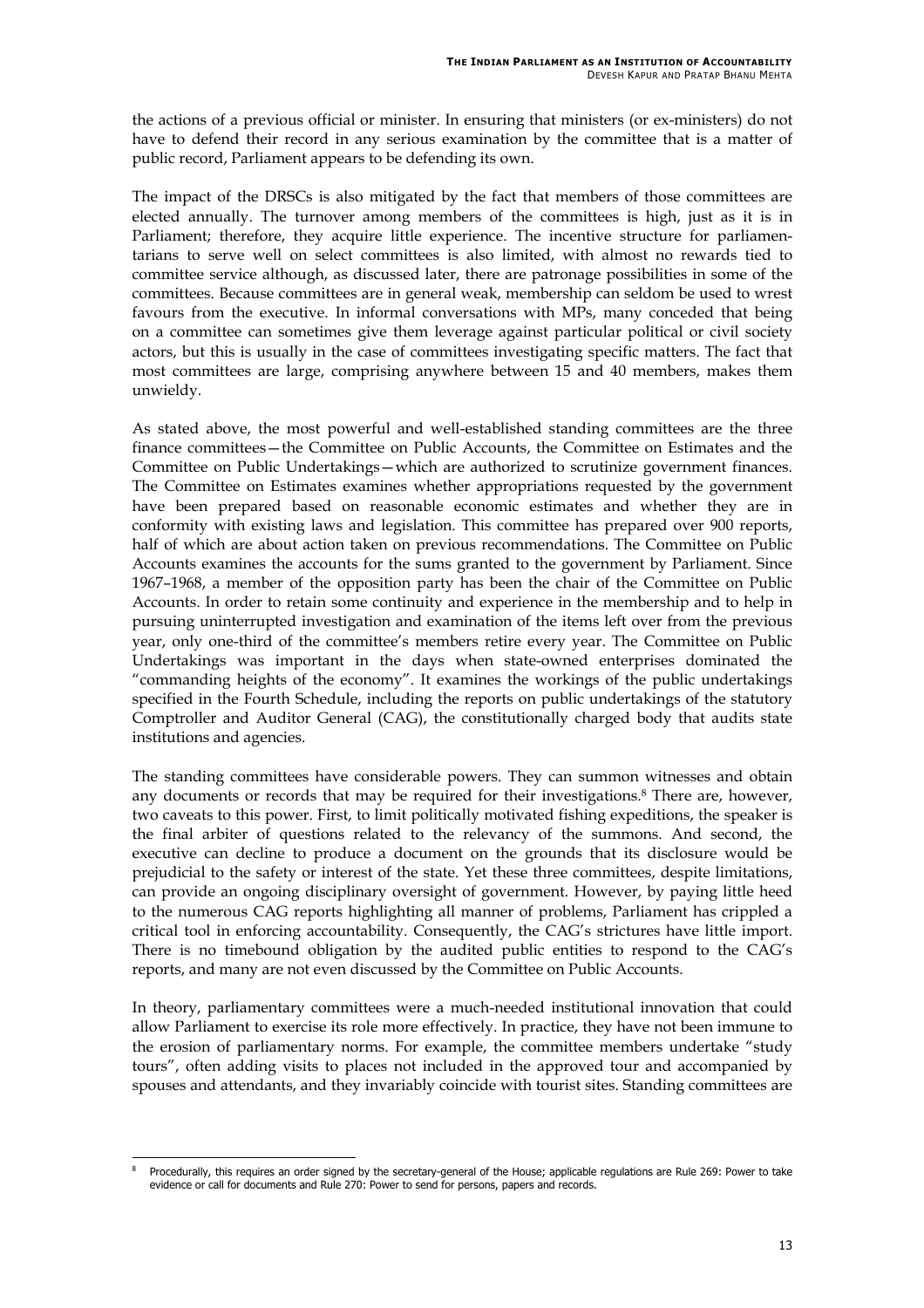the actions of a previous official or minister. In ensuring that ministers (or ex-ministers) do not have to defend their record in any serious examination by the committee that is a matter of public record, Parliament appears to be defending its own.

The impact of the DRSCs is also mitigated by the fact that members of those committees are elected annually. The turnover among members of the committees is high, just as it is in Parliament; therefore, they acquire little experience. The incentive structure for parliamentarians to serve well on select committees is also limited, with almost no rewards tied to committee service although, as discussed later, there are patronage possibilities in some of the committees. Because committees are in general weak, membership can seldom be used to wrest favours from the executive. In informal conversations with MPs, many conceded that being on a committee can sometimes give them leverage against particular political or civil society actors, but this is usually in the case of committees investigating specific matters. The fact that most committees are large, comprising anywhere between 15 and 40 members, makes them unwieldy.

As stated above, the most powerful and well-established standing committees are the three finance committees—the Committee on Public Accounts, the Committee on Estimates and the Committee on Public Undertakings—which are authorized to scrutinize government finances. The Committee on Estimates examines whether appropriations requested by the government have been prepared based on reasonable economic estimates and whether they are in conformity with existing laws and legislation. This committee has prepared over 900 reports, half of which are about action taken on previous recommendations. The Committee on Public Accounts examines the accounts for the sums granted to the government by Parliament. Since 1967–1968, a member of the opposition party has been the chair of the Committee on Public Accounts. In order to retain some continuity and experience in the membership and to help in pursuing uninterrupted investigation and examination of the items left over from the previous year, only one-third of the committee's members retire every year. The Committee on Public Undertakings was important in the days when state-owned enterprises dominated the "commanding heights of the economy". It examines the workings of the public undertakings specified in the Fourth Schedule, including the reports on public undertakings of the statutory Comptroller and Auditor General (CAG), the constitutionally charged body that audits state institutions and agencies.

The standing committees have considerable powers. They can summon witnesses and obtain any documents or records that may be required for their investigations.[8] There are, however, two caveats to this power. First, to limit politically motivated fishing expeditions, the speaker is the final arbiter of questions related to the relevancy of the summons. And second, the executive can decline to produce a document on the grounds that its disclosure would be prejudicial to the safety or interest of the state. Yet these three committees, despite limitations, can provide an ongoing disciplinary oversight of government. However, by paying little heed to the numerous CAG reports highlighting all manner of problems, Parliament has crippled a critical tool in enforcing accountability. Consequently, the CAG's strictures have little import. There is no timebound obligation by the audited public entities to respond to the CAG's reports, and many are not even discussed by the Committee on Public Accounts.

In theory, parliamentary committees were a much-needed institutional innovation that could allow Parliament to exercise its role more effectively. In practice, they have not been immune to the erosion of parliamentary norms. For example, the committee members undertake "study tours", often adding visits to places not included in the approved tour and accompanied by spouses and attendants, and they invariably coincide with tourist sites. Standing committees are

---

[8] Procedurally, this requires an order signed by the secretary-general of the House; applicable regulations are Rule 269: Power to take evidence or call for documents and Rule 270: Power to send for persons, papers and records.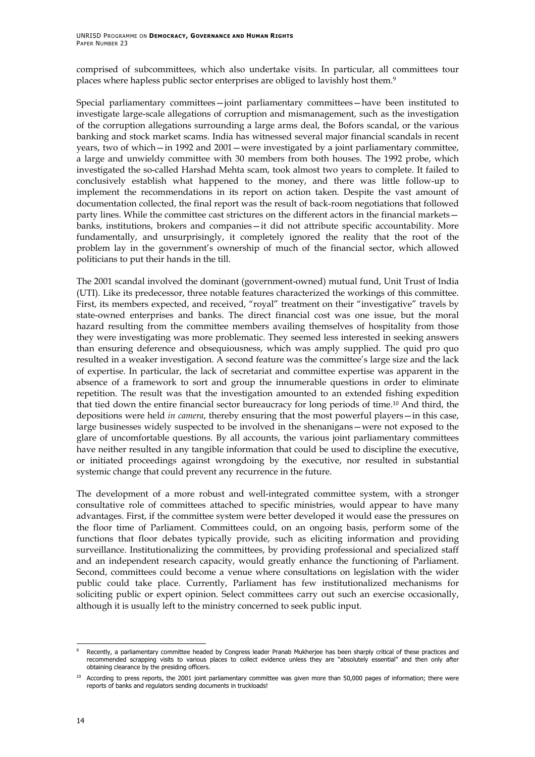comprised of subcommittees, which also undertake visits. In particular, all committees tour places where hapless public sector enterprises are obliged to lavishly host them.[9]

Special parliamentary committees—joint parliamentary committees—have been instituted to investigate large-scale allegations of corruption and mismanagement, such as the investigation of the corruption allegations surrounding a large arms deal, the Bofors scandal, or the various banking and stock market scams. India has witnessed several major financial scandals in recent years, two of which—in 1992 and 2001—were investigated by a joint parliamentary committee, a large and unwieldy committee with 30 members from both houses. The 1992 probe, which investigated the so-called Harshad Mehta scam, took almost two years to complete. It failed to conclusively establish what happened to the money, and there was little follow-up to implement the recommendations in its report on action taken. Despite the vast amount of documentation collected, the final report was the result of back-room negotiations that followed party lines. While the committee cast strictures on the different actors in the financial markets—banks, institutions, brokers and companies—it did not attribute specific accountability. More fundamentally, and unsurprisingly, it completely ignored the reality that the root of the problem lay in the government's ownership of much of the financial sector, which allowed politicians to put their hands in the till.

The 2001 scandal involved the dominant (government-owned) mutual fund, Unit Trust of India (UTI). Like its predecessor, three notable features characterized the workings of this committee. First, its members expected, and received, "royal" treatment on their "investigative" travels by state-owned enterprises and banks. The direct financial cost was one issue, but the moral hazard resulting from the committee members availing themselves of hospitality from those they were investigating was more problematic. They seemed less interested in seeking answers than ensuring deference and obsequiousness, which was amply supplied. The quid pro quo resulted in a weaker investigation. A second feature was the committee's large size and the lack of expertise. In particular, the lack of secretariat and committee expertise was apparent in the absence of a framework to sort and group the innumerable questions in order to eliminate repetition. The result was that the investigation amounted to an extended fishing expedition that tied down the entire financial sector bureaucracy for long periods of time.[10] And third, the depositions were held *in camera*, thereby ensuring that the most powerful players—in this case, large businesses widely suspected to be involved in the shenanigans—were not exposed to the glare of uncomfortable questions. By all accounts, the various joint parliamentary committees have neither resulted in any tangible information that could be used to discipline the executive, or initiated proceedings against wrongdoing by the executive, nor resulted in substantial systemic change that could prevent any recurrence in the future.

The development of a more robust and well-integrated committee system, with a stronger consultative role of committees attached to specific ministries, would appear to have many advantages. First, if the committee system were better developed it would ease the pressures on the floor time of Parliament. Committees could, on an ongoing basis, perform some of the functions that floor debates typically provide, such as eliciting information and providing surveillance. Institutionalizing the committees, by providing professional and specialized staff and an independent research capacity, would greatly enhance the functioning of Parliament. Second, committees could become a venue where consultations on legislation with the wider public could take place. Currently, Parliament has few institutionalized mechanisms for soliciting public or expert opinion. Select committees carry out such an exercise occasionally, although it is usually left to the ministry concerned to seek public input.

---

[9] Recently, a parliamentary committee headed by Congress leader Pranab Mukherjee has been sharply critical of these practices and recommended scrapping visits to various places to collect evidence unless they are "absolutely essential" and then only after obtaining clearance by the presiding officers.

[10] According to press reports, the 2001 joint parliamentary committee was given more than 50,000 pages of information; there were reports of banks and regulators sending documents in truckloads!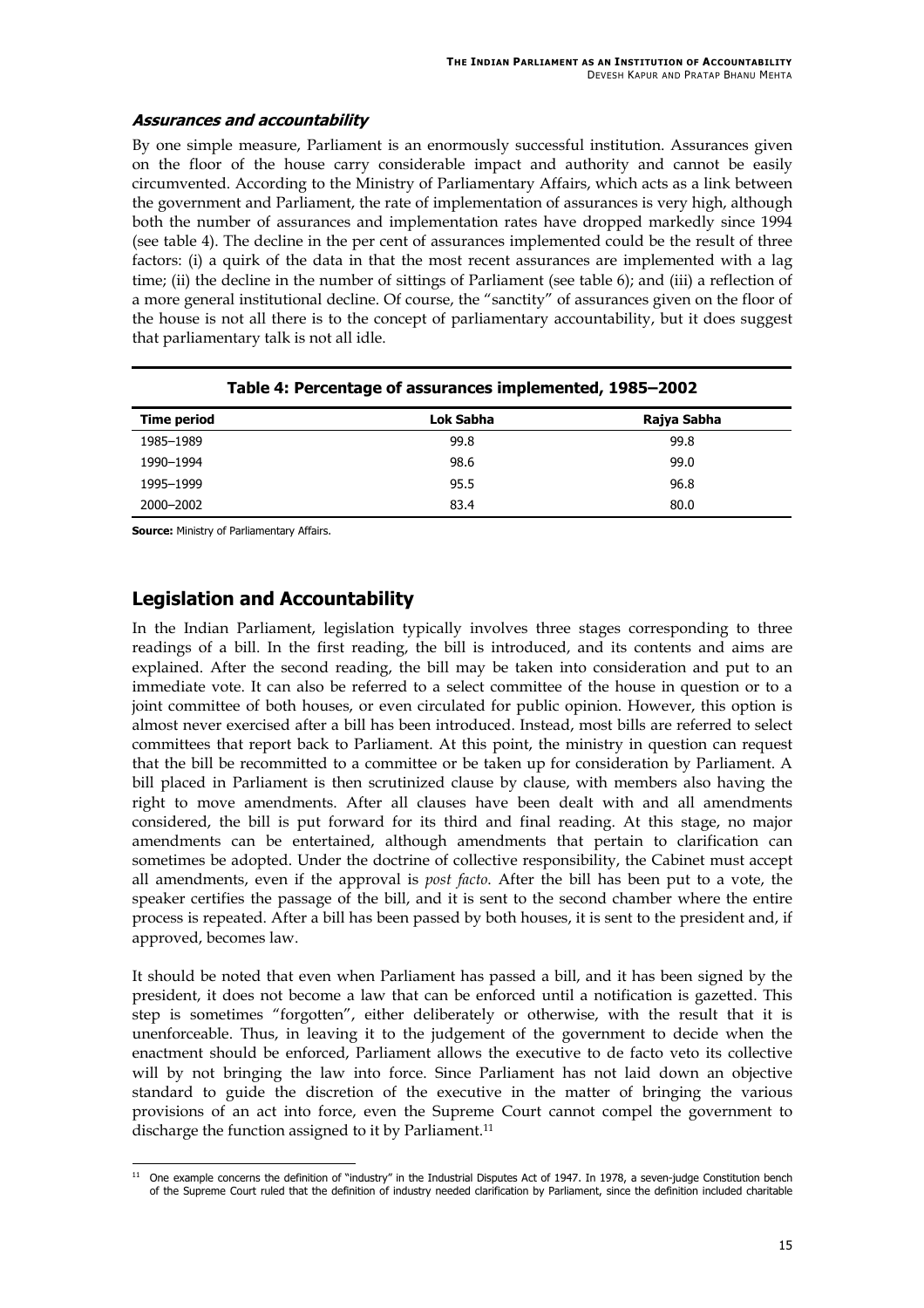### *Assurances and accountability*

By one simple measure, Parliament is an enormously successful institution. Assurances given on the floor of the house carry considerable impact and authority and cannot be easily circumvented. According to the Ministry of Parliamentary Affairs, which acts as a link between the government and Parliament, the rate of implementation of assurances is very high, although both the number of assurances and implementation rates have dropped markedly since 1994 (see table 4). The decline in the per cent of assurances implemented could be the result of three factors: (i) a quirk of the data in that the most recent assurances are implemented with a lag time; (ii) the decline in the number of sittings of Parliament (see table 6); and (iii) a reflection of a more general institutional decline. Of course, the "sanctity" of assurances given on the floor of the house is not all there is to the concept of parliamentary accountability, but it does suggest that parliamentary talk is not all idle.

**Table 4: Percentage of assurances implemented, 1985–2002**

| Time period | Lok Sabha | Rajya Sabha |
|---|---|---|
| 1985–1989 | 99.8 | 99.8 |
| 1990–1994 | 98.6 | 99.0 |
| 1995–1999 | 95.5 | 96.8 |
| 2000–2002 | 83.4 | 80.0 |

**Source:** Ministry of Parliamentary Affairs.

## Legislation and Accountability

In the Indian Parliament, legislation typically involves three stages corresponding to three readings of a bill. In the first reading, the bill is introduced, and its contents and aims are explained. After the second reading, the bill may be taken into consideration and put to an immediate vote. It can also be referred to a select committee of the house in question or to a joint committee of both houses, or even circulated for public opinion. However, this option is almost never exercised after a bill has been introduced. Instead, most bills are referred to select committees that report back to Parliament. At this point, the ministry in question can request that the bill be recommitted to a committee or be taken up for consideration by Parliament. A bill placed in Parliament is then scrutinized clause by clause, with members also having the right to move amendments. After all clauses have been dealt with and all amendments considered, the bill is put forward for its third and final reading. At this stage, no major amendments can be entertained, although amendments that pertain to clarification can sometimes be adopted. Under the doctrine of collective responsibility, the Cabinet must accept all amendments, even if the approval is *post facto*. After the bill has been put to a vote, the speaker certifies the passage of the bill, and it is sent to the second chamber where the entire process is repeated. After a bill has been passed by both houses, it is sent to the president and, if approved, becomes law.

It should be noted that even when Parliament has passed a bill, and it has been signed by the president, it does not become a law that can be enforced until a notification is gazetted. This step is sometimes "forgotten", either deliberately or otherwise, with the result that it is unenforceable. Thus, in leaving it to the judgement of the government to decide when the enactment should be enforced, Parliament allows the executive to de facto veto its collective will by not bringing the law into force. Since Parliament has not laid down an objective standard to guide the discretion of the executive in the matter of bringing the various provisions of an act into force, even the Supreme Court cannot compel the government to discharge the function assigned to it by Parliament.[11]

[11] One example concerns the definition of "industry" in the Industrial Disputes Act of 1947. In 1978, a seven-judge Constitution bench of the Supreme Court ruled that the definition of industry needed clarification by Parliament, since the definition included charitable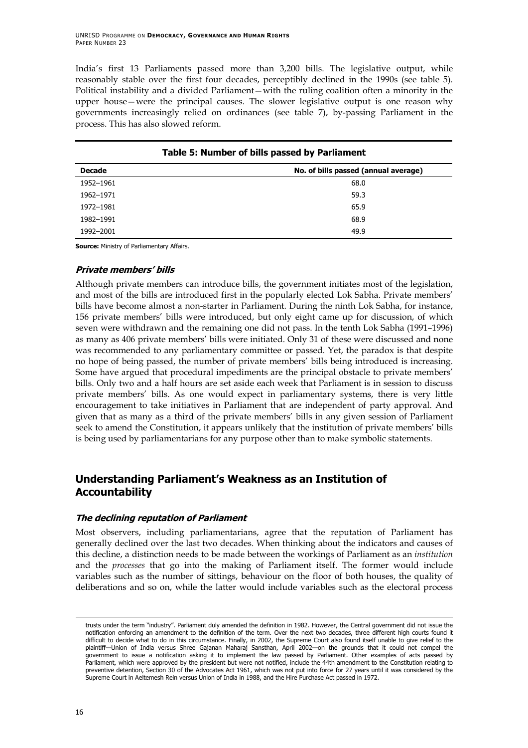India's first 13 Parliaments passed more than 3,200 bills. The legislative output, while reasonably stable over the first four decades, perceptibly declined in the 1990s (see table 5). Political instability and a divided Parliament—with the ruling coalition often a minority in the upper house—were the principal causes. The slower legislative output is one reason why governments increasingly relied on ordinances (see table 7), by-passing Parliament in the process. This has also slowed reform.

**Table 5: Number of bills passed by Parliament**

| Decade | No. of bills passed (annual average) |
|---|---|
| 1952–1961 | 68.0 |
| 1962–1971 | 59.3 |
| 1972–1981 | 65.9 |
| 1982–1991 | 68.9 |
| 1992–2001 | 49.9 |

**Source:** Ministry of Parliamentary Affairs.

### *Private members' bills*

Although private members can introduce bills, the government initiates most of the legislation, and most of the bills are introduced first in the popularly elected Lok Sabha. Private members' bills have become almost a non-starter in Parliament. During the ninth Lok Sabha, for instance, 156 private members' bills were introduced, but only eight came up for discussion, of which seven were withdrawn and the remaining one did not pass. In the tenth Lok Sabha (1991–1996) as many as 406 private members' bills were initiated. Only 31 of these were discussed and none was recommended to any parliamentary committee or passed. Yet, the paradox is that despite no hope of being passed, the number of private members' bills being introduced is increasing. Some have argued that procedural impediments are the principal obstacle to private members' bills. Only two and a half hours are set aside each week that Parliament is in session to discuss private members' bills. As one would expect in parliamentary systems, there is very little encouragement to take initiatives in Parliament that are independent of party approval. And given that as many as a third of the private members' bills in any given session of Parliament seek to amend the Constitution, it appears unlikely that the institution of private members' bills is being used by parliamentarians for any purpose other than to make symbolic statements.

## Understanding Parliament's Weakness as an Institution of Accountability

### *The declining reputation of Parliament*

Most observers, including parliamentarians, agree that the reputation of Parliament has generally declined over the last two decades. When thinking about the indicators and causes of this decline, a distinction needs to be made between the workings of Parliament as an *institution* and the *processes* that go into the making of Parliament itself. The former would include variables such as the number of sittings, behaviour on the floor of both houses, the quality of deliberations and so on, while the latter would include variables such as the electoral process

trusts under the term "industry". Parliament duly amended the definition in 1982. However, the Central government did not issue the notification enforcing an amendment to the definition of the term. Over the next two decades, three different high courts found it difficult to decide what to do in this circumstance. Finally, in 2002, the Supreme Court also found itself unable to give relief to the plaintiff—Union of India versus Shree Gajanan Maharaj Sansthan, April 2002—on the grounds that it could not compel the government to issue a notification asking it to implement the law passed by Parliament. Other examples of acts passed by Parliament, which were approved by the president but were not notified, include the 44th amendment to the Constitution relating to preventive detention, Section 30 of the Advocates Act 1961, which was not put into force for 27 years until it was considered by the Supreme Court in Aeltemesh Rein versus Union of India in 1988, and the Hire Purchase Act passed in 1972.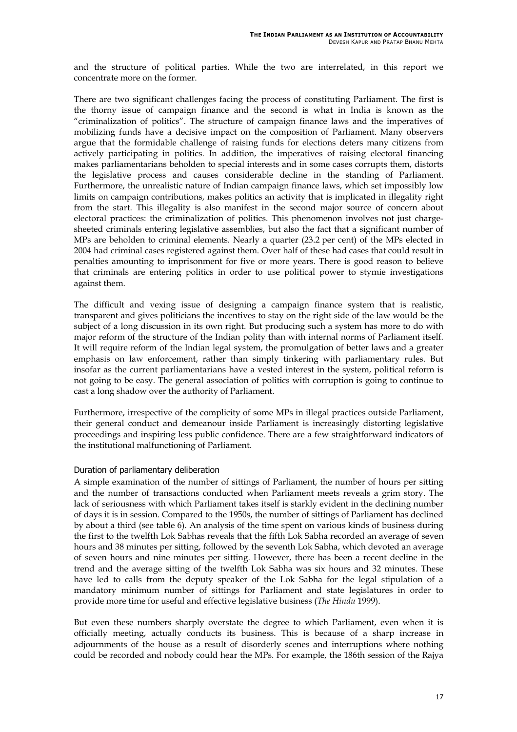and the structure of political parties. While the two are interrelated, in this report we concentrate more on the former.

There are two significant challenges facing the process of constituting Parliament. The first is the thorny issue of campaign finance and the second is what in India is known as the "criminalization of politics". The structure of campaign finance laws and the imperatives of mobilizing funds have a decisive impact on the composition of Parliament. Many observers argue that the formidable challenge of raising funds for elections deters many citizens from actively participating in politics. In addition, the imperatives of raising electoral financing makes parliamentarians beholden to special interests and in some cases corrupts them, distorts the legislative process and causes considerable decline in the standing of Parliament. Furthermore, the unrealistic nature of Indian campaign finance laws, which set impossibly low limits on campaign contributions, makes politics an activity that is implicated in illegality right from the start. This illegality is also manifest in the second major source of concern about electoral practices: the criminalization of politics. This phenomenon involves not just charge-sheeted criminals entering legislative assemblies, but also the fact that a significant number of MPs are beholden to criminal elements. Nearly a quarter (23.2 per cent) of the MPs elected in 2004 had criminal cases registered against them. Over half of these had cases that could result in penalties amounting to imprisonment for five or more years. There is good reason to believe that criminals are entering politics in order to use political power to stymie investigations against them.

The difficult and vexing issue of designing a campaign finance system that is realistic, transparent and gives politicians the incentives to stay on the right side of the law would be the subject of a long discussion in its own right. But producing such a system has more to do with major reform of the structure of the Indian polity than with internal norms of Parliament itself. It will require reform of the Indian legal system, the promulgation of better laws and a greater emphasis on law enforcement, rather than simply tinkering with parliamentary rules. But insofar as the current parliamentarians have a vested interest in the system, political reform is not going to be easy. The general association of politics with corruption is going to continue to cast a long shadow over the authority of Parliament.

Furthermore, irrespective of the complicity of some MPs in illegal practices outside Parliament, their general conduct and demeanour inside Parliament is increasingly distorting legislative proceedings and inspiring less public confidence. There are a few straightforward indicators of the institutional malfunctioning of Parliament.

### Duration of parliamentary deliberation

A simple examination of the number of sittings of Parliament, the number of hours per sitting and the number of transactions conducted when Parliament meets reveals a grim story. The lack of seriousness with which Parliament takes itself is starkly evident in the declining number of days it is in session. Compared to the 1950s, the number of sittings of Parliament has declined by about a third (see table 6). An analysis of the time spent on various kinds of business during the first to the twelfth Lok Sabhas reveals that the fifth Lok Sabha recorded an average of seven hours and 38 minutes per sitting, followed by the seventh Lok Sabha, which devoted an average of seven hours and nine minutes per sitting. However, there has been a recent decline in the trend and the average sitting of the twelfth Lok Sabha was six hours and 32 minutes. These have led to calls from the deputy speaker of the Lok Sabha for the legal stipulation of a mandatory minimum number of sittings for Parliament and state legislatures in order to provide more time for useful and effective legislative business (*The Hindu* 1999).

But even these numbers sharply overstate the degree to which Parliament, even when it is officially meeting, actually conducts its business. This is because of a sharp increase in adjournments of the house as a result of disorderly scenes and interruptions where nothing could be recorded and nobody could hear the MPs. For example, the 186th session of the Rajya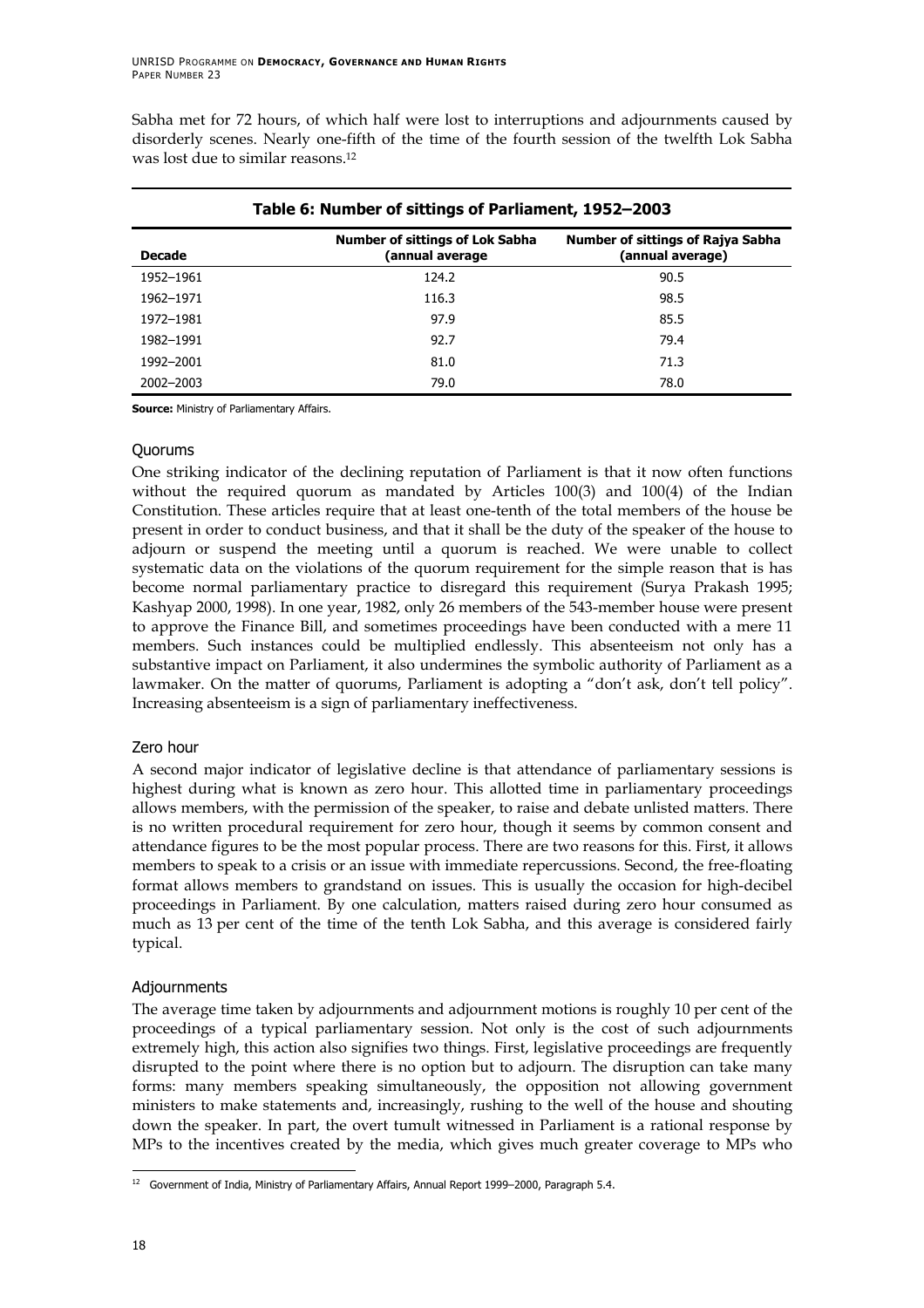Sabha met for 72 hours, of which half were lost to interruptions and adjournments caused by disorderly scenes. Nearly one-fifth of the time of the fourth session of the twelfth Lok Sabha was lost due to similar reasons.[12]

**Table 6: Number of sittings of Parliament, 1952–2003**

| Decade | Number of sittings of Lok Sabha (annual average | Number of sittings of Rajya Sabha (annual average) |
|---|---|---|
| 1952–1961 | 124.2 | 90.5 |
| 1962–1971 | 116.3 | 98.5 |
| 1972–1981 | 97.9 | 85.5 |
| 1982–1991 | 92.7 | 79.4 |
| 1992–2001 | 81.0 | 71.3 |
| 2002–2003 | 79.0 | 78.0 |

**Source:** Ministry of Parliamentary Affairs.

### Quorums

One striking indicator of the declining reputation of Parliament is that it now often functions without the required quorum as mandated by Articles 100(3) and 100(4) of the Indian Constitution. These articles require that at least one-tenth of the total members of the house be present in order to conduct business, and that it shall be the duty of the speaker of the house to adjourn or suspend the meeting until a quorum is reached. We were unable to collect systematic data on the violations of the quorum requirement for the simple reason that is has become normal parliamentary practice to disregard this requirement (Surya Prakash 1995; Kashyap 2000, 1998). In one year, 1982, only 26 members of the 543-member house were present to approve the Finance Bill, and sometimes proceedings have been conducted with a mere 11 members. Such instances could be multiplied endlessly. This absenteeism not only has a substantive impact on Parliament, it also undermines the symbolic authority of Parliament as a lawmaker. On the matter of quorums, Parliament is adopting a "don't ask, don't tell policy". Increasing absenteeism is a sign of parliamentary ineffectiveness.

### Zero hour

A second major indicator of legislative decline is that attendance of parliamentary sessions is highest during what is known as zero hour. This allotted time in parliamentary proceedings allows members, with the permission of the speaker, to raise and debate unlisted matters. There is no written procedural requirement for zero hour, though it seems by common consent and attendance figures to be the most popular process. There are two reasons for this. First, it allows members to speak to a crisis or an issue with immediate repercussions. Second, the free-floating format allows members to grandstand on issues. This is usually the occasion for high-decibel proceedings in Parliament. By one calculation, matters raised during zero hour consumed as much as 13 per cent of the time of the tenth Lok Sabha, and this average is considered fairly typical.

### Adjournments

The average time taken by adjournments and adjournment motions is roughly 10 per cent of the proceedings of a typical parliamentary session. Not only is the cost of such adjournments extremely high, this action also signifies two things. First, legislative proceedings are frequently disrupted to the point where there is no option but to adjourn. The disruption can take many forms: many members speaking simultaneously, the opposition not allowing government ministers to make statements and, increasingly, rushing to the well of the house and shouting down the speaker. In part, the overt tumult witnessed in Parliament is a rational response by MPs to the incentives created by the media, which gives much greater coverage to MPs who

[12] Government of India, Ministry of Parliamentary Affairs, Annual Report 1999–2000, Paragraph 5.4.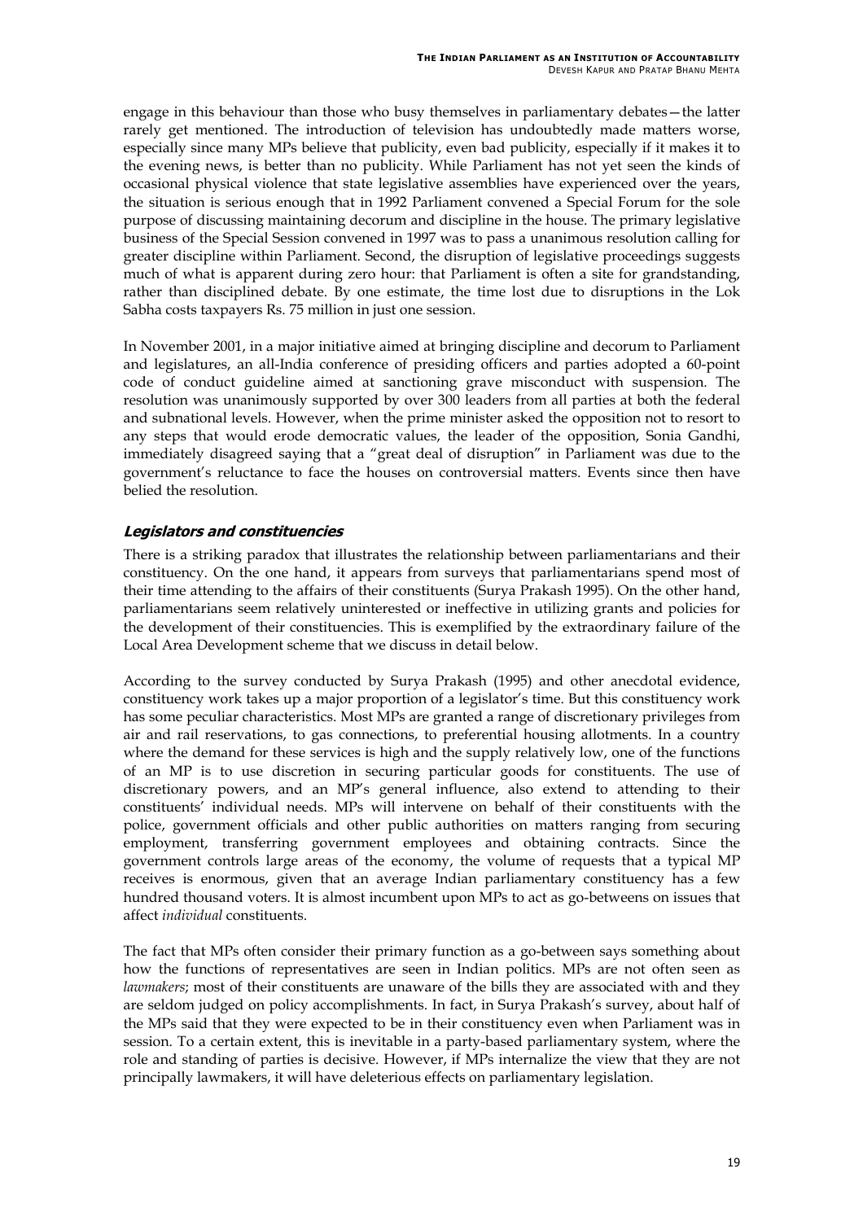engage in this behaviour than those who busy themselves in parliamentary debates—the latter rarely get mentioned. The introduction of television has undoubtedly made matters worse, especially since many MPs believe that publicity, even bad publicity, especially if it makes it to the evening news, is better than no publicity. While Parliament has not yet seen the kinds of occasional physical violence that state legislative assemblies have experienced over the years, the situation is serious enough that in 1992 Parliament convened a Special Forum for the sole purpose of discussing maintaining decorum and discipline in the house. The primary legislative business of the Special Session convened in 1997 was to pass a unanimous resolution calling for greater discipline within Parliament. Second, the disruption of legislative proceedings suggests much of what is apparent during zero hour: that Parliament is often a site for grandstanding, rather than disciplined debate. By one estimate, the time lost due to disruptions in the Lok Sabha costs taxpayers Rs. 75 million in just one session.

In November 2001, in a major initiative aimed at bringing discipline and decorum to Parliament and legislatures, an all-India conference of presiding officers and parties adopted a 60-point code of conduct guideline aimed at sanctioning grave misconduct with suspension. The resolution was unanimously supported by over 300 leaders from all parties at both the federal and subnational levels. However, when the prime minister asked the opposition not to resort to any steps that would erode democratic values, the leader of the opposition, Sonia Gandhi, immediately disagreed saying that a "great deal of disruption" in Parliament was due to the government's reluctance to face the houses on controversial matters. Events since then have belied the resolution.

### *Legislators and constituencies*

There is a striking paradox that illustrates the relationship between parliamentarians and their constituency. On the one hand, it appears from surveys that parliamentarians spend most of their time attending to the affairs of their constituents (Surya Prakash 1995). On the other hand, parliamentarians seem relatively uninterested or ineffective in utilizing grants and policies for the development of their constituencies. This is exemplified by the extraordinary failure of the Local Area Development scheme that we discuss in detail below.

According to the survey conducted by Surya Prakash (1995) and other anecdotal evidence, constituency work takes up a major proportion of a legislator's time. But this constituency work has some peculiar characteristics. Most MPs are granted a range of discretionary privileges from air and rail reservations, to gas connections, to preferential housing allotments. In a country where the demand for these services is high and the supply relatively low, one of the functions of an MP is to use discretion in securing particular goods for constituents. The use of discretionary powers, and an MP's general influence, also extend to attending to their constituents' individual needs. MPs will intervene on behalf of their constituents with the police, government officials and other public authorities on matters ranging from securing employment, transferring government employees and obtaining contracts. Since the government controls large areas of the economy, the volume of requests that a typical MP receives is enormous, given that an average Indian parliamentary constituency has a few hundred thousand voters. It is almost incumbent upon MPs to act as go-betweens on issues that affect *individual* constituents.

The fact that MPs often consider their primary function as a go-between says something about how the functions of representatives are seen in Indian politics. MPs are not often seen as *lawmakers*; most of their constituents are unaware of the bills they are associated with and they are seldom judged on policy accomplishments. In fact, in Surya Prakash's survey, about half of the MPs said that they were expected to be in their constituency even when Parliament was in session. To a certain extent, this is inevitable in a party-based parliamentary system, where the role and standing of parties is decisive. However, if MPs internalize the view that they are not principally lawmakers, it will have deleterious effects on parliamentary legislation.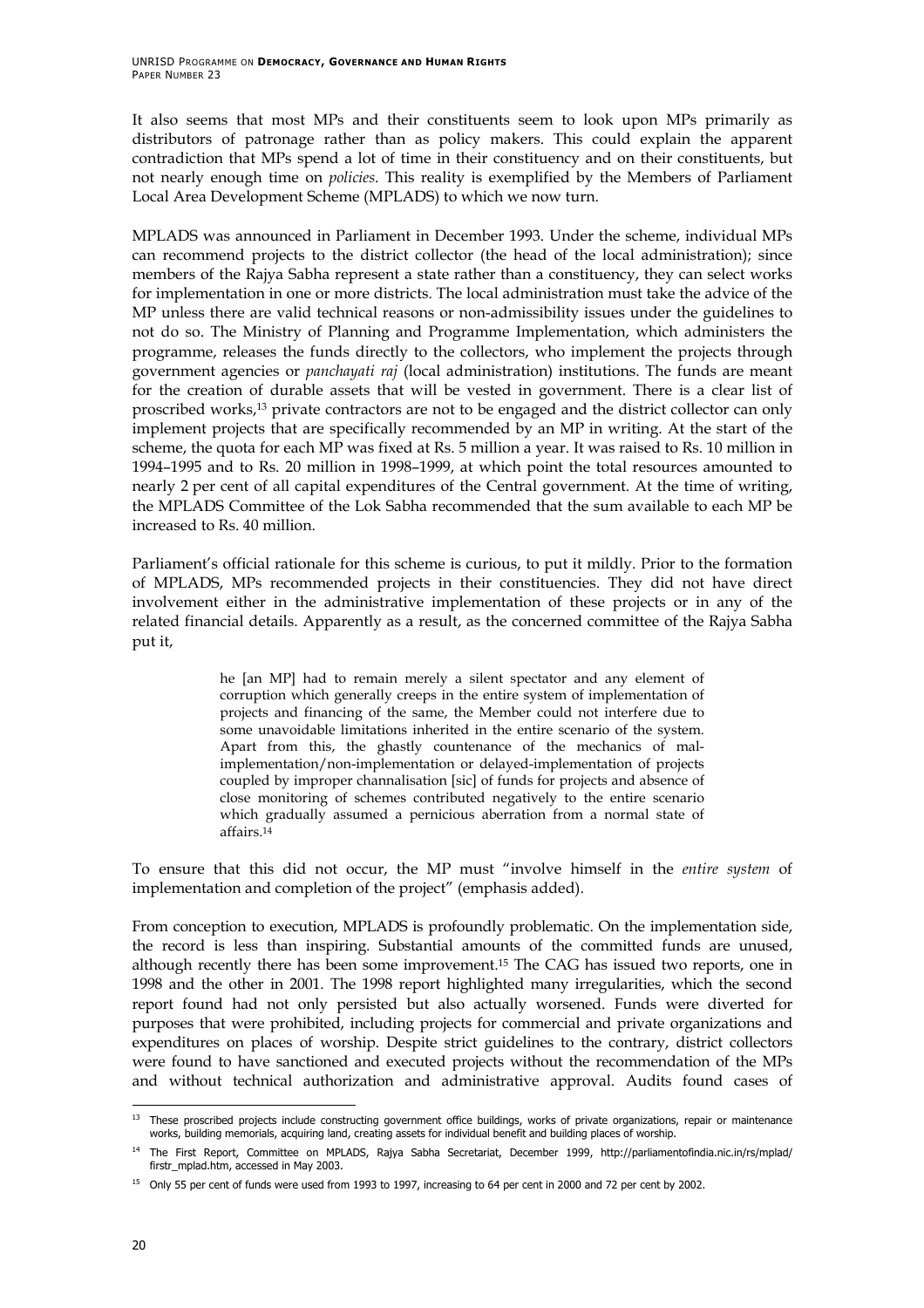It also seems that most MPs and their constituents seem to look upon MPs primarily as distributors of patronage rather than as policy makers. This could explain the apparent contradiction that MPs spend a lot of time in their constituency and on their constituents, but not nearly enough time on *policies*. This reality is exemplified by the Members of Parliament Local Area Development Scheme (MPLADS) to which we now turn.

MPLADS was announced in Parliament in December 1993. Under the scheme, individual MPs can recommend projects to the district collector (the head of the local administration); since members of the Rajya Sabha represent a state rather than a constituency, they can select works for implementation in one or more districts. The local administration must take the advice of the MP unless there are valid technical reasons or non-admissibility issues under the guidelines to not do so. The Ministry of Planning and Programme Implementation, which administers the programme, releases the funds directly to the collectors, who implement the projects through government agencies or *panchayati raj* (local administration) institutions. The funds are meant for the creation of durable assets that will be vested in government. There is a clear list of proscribed works,[13] private contractors are not to be engaged and the district collector can only implement projects that are specifically recommended by an MP in writing. At the start of the scheme, the quota for each MP was fixed at Rs. 5 million a year. It was raised to Rs. 10 million in 1994–1995 and to Rs. 20 million in 1998–1999, at which point the total resources amounted to nearly 2 per cent of all capital expenditures of the Central government. At the time of writing, the MPLADS Committee of the Lok Sabha recommended that the sum available to each MP be increased to Rs. 40 million.

Parliament's official rationale for this scheme is curious, to put it mildly. Prior to the formation of MPLADS, MPs recommended projects in their constituencies. They did not have direct involvement either in the administrative implementation of these projects or in any of the related financial details. Apparently as a result, as the concerned committee of the Rajya Sabha put it,

> he [an MP] had to remain merely a silent spectator and any element of corruption which generally creeps in the entire system of implementation of projects and financing of the same, the Member could not interfere due to some unavoidable limitations inherited in the entire scenario of the system. Apart from this, the ghastly countenance of the mechanics of mal-implementation/non-implementation or delayed-implementation of projects coupled by improper channalisation [sic] of funds for projects and absence of close monitoring of schemes contributed negatively to the entire scenario which gradually assumed a pernicious aberration from a normal state of affairs.[14]

To ensure that this did not occur, the MP must "involve himself in the *entire system* of implementation and completion of the project" (emphasis added).

From conception to execution, MPLADS is profoundly problematic. On the implementation side, the record is less than inspiring. Substantial amounts of the committed funds are unused, although recently there has been some improvement.[15] The CAG has issued two reports, one in 1998 and the other in 2001. The 1998 report highlighted many irregularities, which the second report found had not only persisted but also actually worsened. Funds were diverted for purposes that were prohibited, including projects for commercial and private organizations and expenditures on places of worship. Despite strict guidelines to the contrary, district collectors were found to have sanctioned and executed projects without the recommendation of the MPs and without technical authorization and administrative approval. Audits found cases of

---

[13] These proscribed projects include constructing government office buildings, works of private organizations, repair or maintenance works, building memorials, acquiring land, creating assets for individual benefit and building places of worship.

[14] The First Report, Committee on MPLADS, Rajya Sabha Secretariat, December 1999, http://parliamentofindia.nic.in/rs/mplad/firstr_mplad.htm, accessed in May 2003.

[15] Only 55 per cent of funds were used from 1993 to 1997, increasing to 64 per cent in 2000 and 72 per cent by 2002.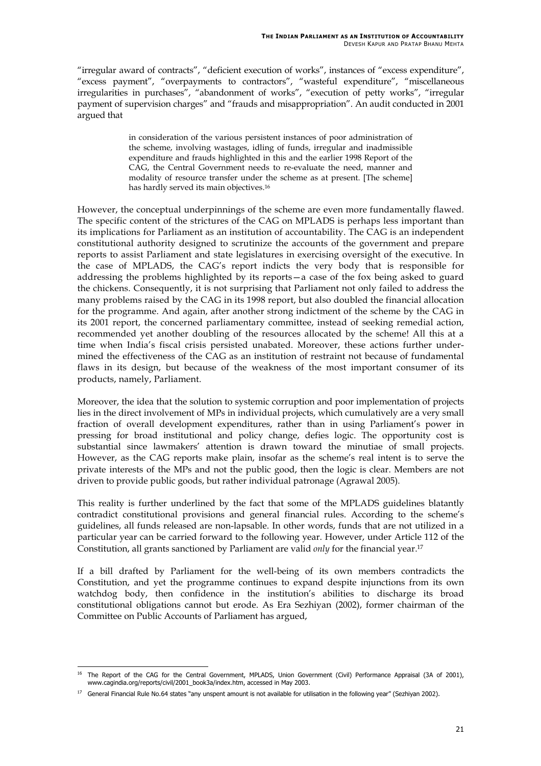"irregular award of contracts", "deficient execution of works", instances of "excess expenditure", "excess payment", "overpayments to contractors", "wasteful expenditure", "miscellaneous irregularities in purchases", "abandonment of works", "execution of petty works", "irregular payment of supervision charges" and "frauds and misappropriation". An audit conducted in 2001 argued that

> in consideration of the various persistent instances of poor administration of the scheme, involving wastages, idling of funds, irregular and inadmissible expenditure and frauds highlighted in this and the earlier 1998 Report of the CAG, the Central Government needs to re-evaluate the need, manner and modality of resource transfer under the scheme as at present. [The scheme] has hardly served its main objectives.[16]

However, the conceptual underpinnings of the scheme are even more fundamentally flawed. The specific content of the strictures of the CAG on MPLADS is perhaps less important than its implications for Parliament as an institution of accountability. The CAG is an independent constitutional authority designed to scrutinize the accounts of the government and prepare reports to assist Parliament and state legislatures in exercising oversight of the executive. In the case of MPLADS, the CAG's report indicts the very body that is responsible for addressing the problems highlighted by its reports—a case of the fox being asked to guard the chickens. Consequently, it is not surprising that Parliament not only failed to address the many problems raised by the CAG in its 1998 report, but also doubled the financial allocation for the programme. And again, after another strong indictment of the scheme by the CAG in its 2001 report, the concerned parliamentary committee, instead of seeking remedial action, recommended yet another doubling of the resources allocated by the scheme! All this at a time when India's fiscal crisis persisted unabated. Moreover, these actions further undermined the effectiveness of the CAG as an institution of restraint not because of fundamental flaws in its design, but because of the weakness of the most important consumer of its products, namely, Parliament.

Moreover, the idea that the solution to systemic corruption and poor implementation of projects lies in the direct involvement of MPs in individual projects, which cumulatively are a very small fraction of overall development expenditures, rather than in using Parliament's power in pressing for broad institutional and policy change, defies logic. The opportunity cost is substantial since lawmakers' attention is drawn toward the minutiae of small projects. However, as the CAG reports make plain, insofar as the scheme's real intent is to serve the private interests of the MPs and not the public good, then the logic is clear. Members are not driven to provide public goods, but rather individual patronage (Agrawal 2005).

This reality is further underlined by the fact that some of the MPLADS guidelines blatantly contradict constitutional provisions and general financial rules. According to the scheme's guidelines, all funds released are non-lapsable. In other words, funds that are not utilized in a particular year can be carried forward to the following year. However, under Article 112 of the Constitution, all grants sanctioned by Parliament are valid *only* for the financial year.[17]

If a bill drafted by Parliament for the well-being of its own members contradicts the Constitution, and yet the programme continues to expand despite injunctions from its own watchdog body, then confidence in the institution's abilities to discharge its broad constitutional obligations cannot but erode. As Era Sezhiyan (2002), former chairman of the Committee on Public Accounts of Parliament has argued,

---

[16] The Report of the CAG for the Central Government, MPLADS, Union Government (Civil) Performance Appraisal (3A of 2001), www.cagindia.org/reports/civil/2001_book3a/index.htm, accessed in May 2003.

[17] General Financial Rule No.64 states "any unspent amount is not available for utilisation in the following year" (Sezhiyan 2002).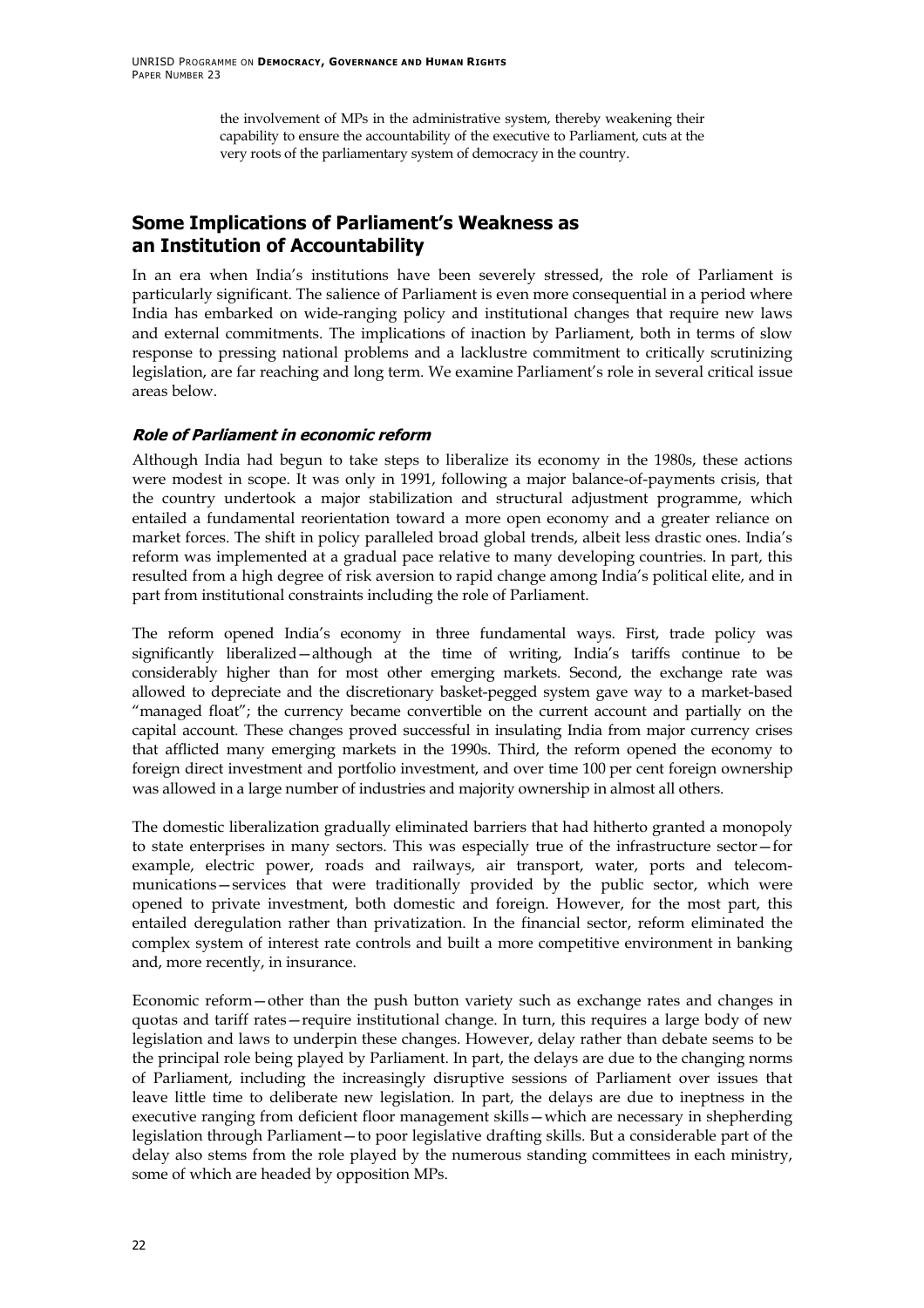the involvement of MPs in the administrative system, thereby weakening their capability to ensure the accountability of the executive to Parliament, cuts at the very roots of the parliamentary system of democracy in the country.

## Some Implications of Parliament's Weakness as an Institution of Accountability

In an era when India's institutions have been severely stressed, the role of Parliament is particularly significant. The salience of Parliament is even more consequential in a period where India has embarked on wide-ranging policy and institutional changes that require new laws and external commitments. The implications of inaction by Parliament, both in terms of slow response to pressing national problems and a lacklustre commitment to critically scrutinizing legislation, are far reaching and long term. We examine Parliament's role in several critical issue areas below.

### *Role of Parliament in economic reform*

Although India had begun to take steps to liberalize its economy in the 1980s, these actions were modest in scope. It was only in 1991, following a major balance-of-payments crisis, that the country undertook a major stabilization and structural adjustment programme, which entailed a fundamental reorientation toward a more open economy and a greater reliance on market forces. The shift in policy paralleled broad global trends, albeit less drastic ones. India's reform was implemented at a gradual pace relative to many developing countries. In part, this resulted from a high degree of risk aversion to rapid change among India's political elite, and in part from institutional constraints including the role of Parliament.

The reform opened India's economy in three fundamental ways. First, trade policy was significantly liberalized—although at the time of writing, India's tariffs continue to be considerably higher than for most other emerging markets. Second, the exchange rate was allowed to depreciate and the discretionary basket-pegged system gave way to a market-based "managed float"; the currency became convertible on the current account and partially on the capital account. These changes proved successful in insulating India from major currency crises that afflicted many emerging markets in the 1990s. Third, the reform opened the economy to foreign direct investment and portfolio investment, and over time 100 per cent foreign ownership was allowed in a large number of industries and majority ownership in almost all others.

The domestic liberalization gradually eliminated barriers that had hitherto granted a monopoly to state enterprises in many sectors. This was especially true of the infrastructure sector—for example, electric power, roads and railways, air transport, water, ports and telecommunications—services that were traditionally provided by the public sector, which were opened to private investment, both domestic and foreign. However, for the most part, this entailed deregulation rather than privatization. In the financial sector, reform eliminated the complex system of interest rate controls and built a more competitive environment in banking and, more recently, in insurance.

Economic reform—other than the push button variety such as exchange rates and changes in quotas and tariff rates—require institutional change. In turn, this requires a large body of new legislation and laws to underpin these changes. However, delay rather than debate seems to be the principal role being played by Parliament. In part, the delays are due to the changing norms of Parliament, including the increasingly disruptive sessions of Parliament over issues that leave little time to deliberate new legislation. In part, the delays are due to ineptness in the executive ranging from deficient floor management skills—which are necessary in shepherding legislation through Parliament—to poor legislative drafting skills. But a considerable part of the delay also stems from the role played by the numerous standing committees in each ministry, some of which are headed by opposition MPs.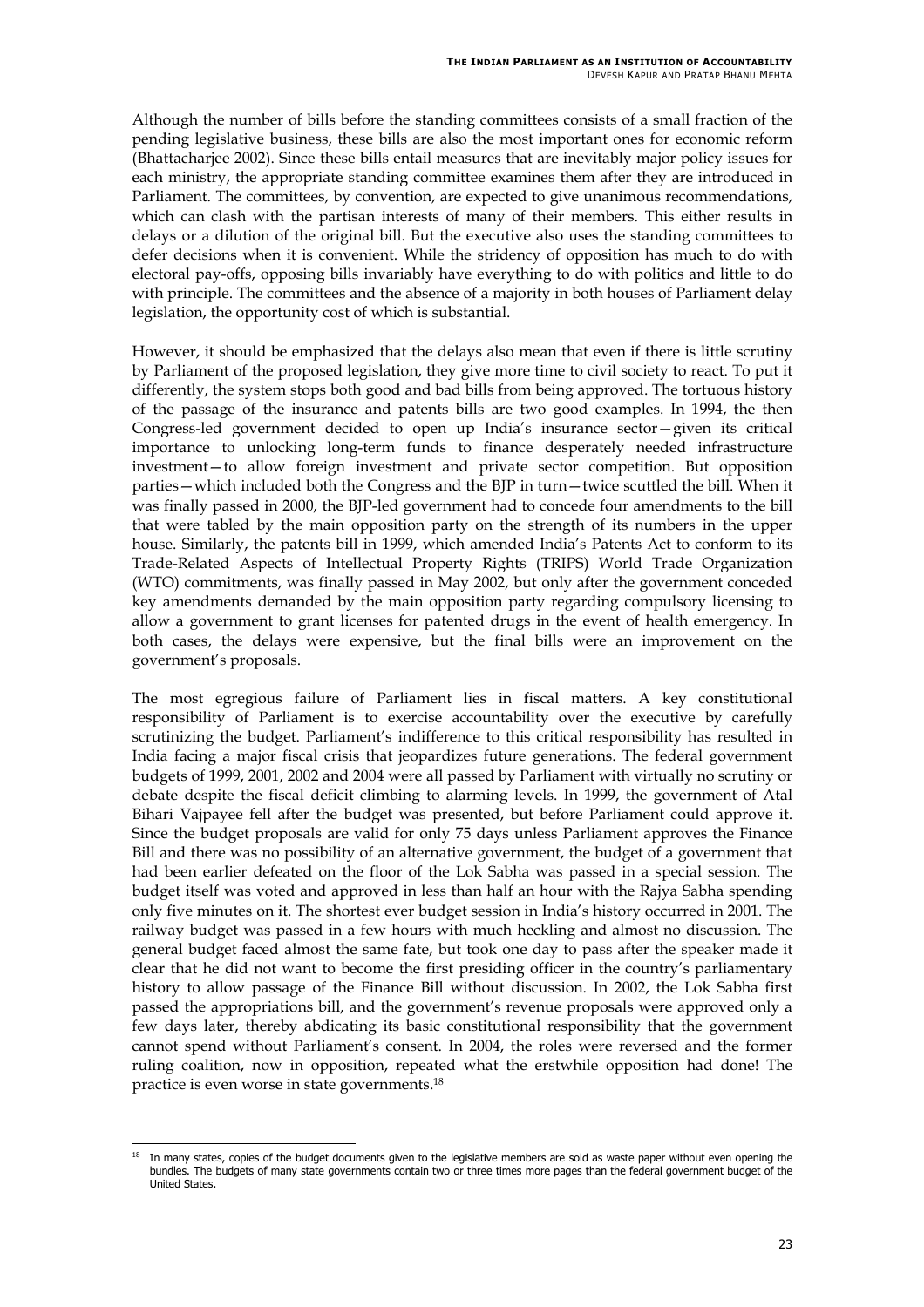Although the number of bills before the standing committees consists of a small fraction of the pending legislative business, these bills are also the most important ones for economic reform (Bhattacharjee 2002). Since these bills entail measures that are inevitably major policy issues for each ministry, the appropriate standing committee examines them after they are introduced in Parliament. The committees, by convention, are expected to give unanimous recommendations, which can clash with the partisan interests of many of their members. This either results in delays or a dilution of the original bill. But the executive also uses the standing committees to defer decisions when it is convenient. While the stridency of opposition has much to do with electoral pay-offs, opposing bills invariably have everything to do with politics and little to do with principle. The committees and the absence of a majority in both houses of Parliament delay legislation, the opportunity cost of which is substantial.

However, it should be emphasized that the delays also mean that even if there is little scrutiny by Parliament of the proposed legislation, they give more time to civil society to react. To put it differently, the system stops both good and bad bills from being approved. The tortuous history of the passage of the insurance and patents bills are two good examples. In 1994, the then Congress-led government decided to open up India's insurance sector—given its critical importance to unlocking long-term funds to finance desperately needed infrastructure investment—to allow foreign investment and private sector competition. But opposition parties—which included both the Congress and the BJP in turn—twice scuttled the bill. When it was finally passed in 2000, the BJP-led government had to concede four amendments to the bill that were tabled by the main opposition party on the strength of its numbers in the upper house. Similarly, the patents bill in 1999, which amended India's Patents Act to conform to its Trade-Related Aspects of Intellectual Property Rights (TRIPS) World Trade Organization (WTO) commitments, was finally passed in May 2002, but only after the government conceded key amendments demanded by the main opposition party regarding compulsory licensing to allow a government to grant licenses for patented drugs in the event of health emergency. In both cases, the delays were expensive, but the final bills were an improvement on the government's proposals.

The most egregious failure of Parliament lies in fiscal matters. A key constitutional responsibility of Parliament is to exercise accountability over the executive by carefully scrutinizing the budget. Parliament's indifference to this critical responsibility has resulted in India facing a major fiscal crisis that jeopardizes future generations. The federal government budgets of 1999, 2001, 2002 and 2004 were all passed by Parliament with virtually no scrutiny or debate despite the fiscal deficit climbing to alarming levels. In 1999, the government of Atal Bihari Vajpayee fell after the budget was presented, but before Parliament could approve it. Since the budget proposals are valid for only 75 days unless Parliament approves the Finance Bill and there was no possibility of an alternative government, the budget of a government that had been earlier defeated on the floor of the Lok Sabha was passed in a special session. The budget itself was voted and approved in less than half an hour with the Rajya Sabha spending only five minutes on it. The shortest ever budget session in India's history occurred in 2001. The railway budget was passed in a few hours with much heckling and almost no discussion. The general budget faced almost the same fate, but took one day to pass after the speaker made it clear that he did not want to become the first presiding officer in the country's parliamentary history to allow passage of the Finance Bill without discussion. In 2002, the Lok Sabha first passed the appropriations bill, and the government's revenue proposals were approved only a few days later, thereby abdicating its basic constitutional responsibility that the government cannot spend without Parliament's consent. In 2004, the roles were reversed and the former ruling coalition, now in opposition, repeated what the erstwhile opposition had done! The practice is even worse in state governments.[18]

[18] In many states, copies of the budget documents given to the legislative members are sold as waste paper without even opening the bundles. The budgets of many state governments contain two or three times more pages than the federal government budget of the United States.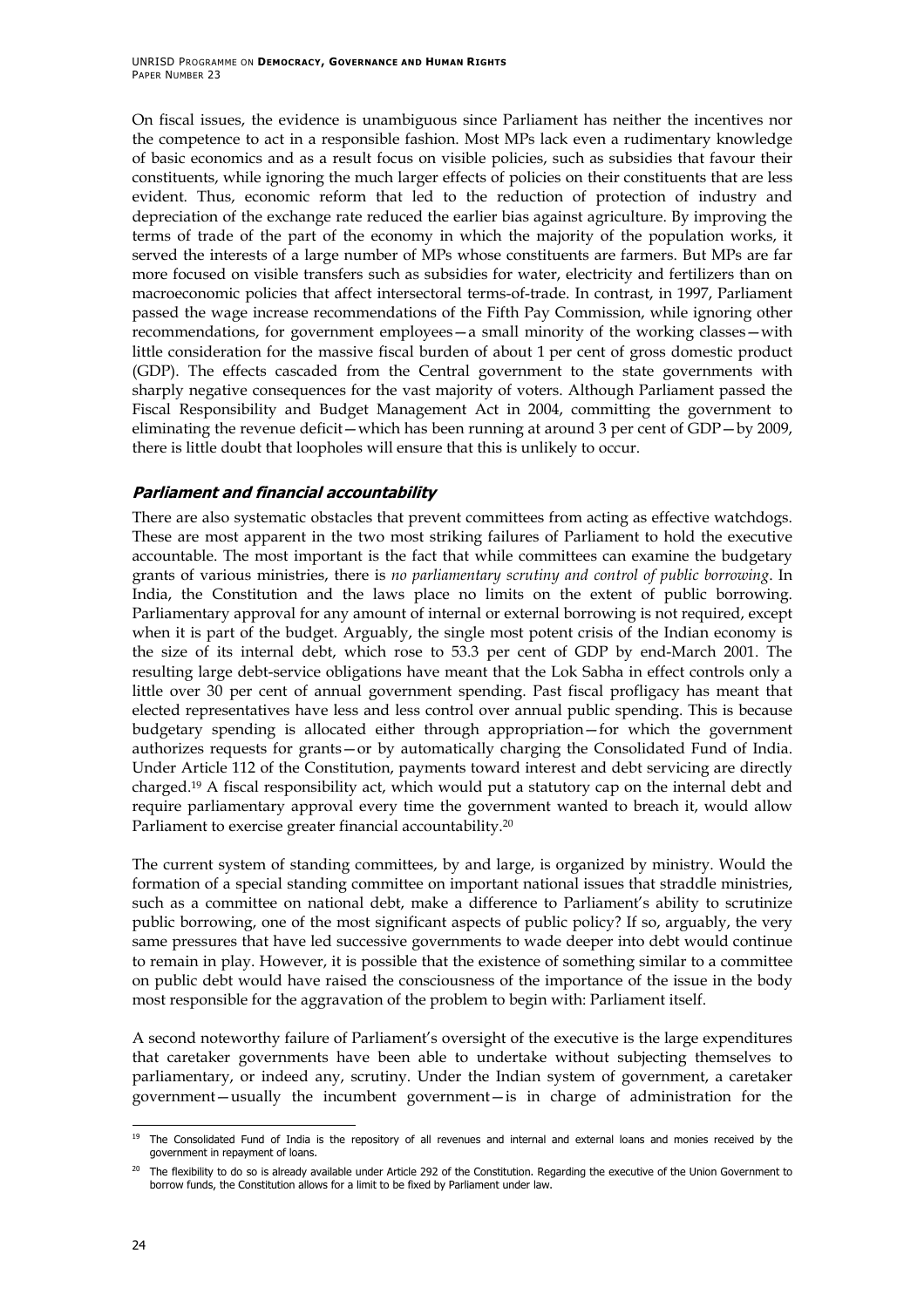On fiscal issues, the evidence is unambiguous since Parliament has neither the incentives nor the competence to act in a responsible fashion. Most MPs lack even a rudimentary knowledge of basic economics and as a result focus on visible policies, such as subsidies that favour their constituents, while ignoring the much larger effects of policies on their constituents that are less evident. Thus, economic reform that led to the reduction of protection of industry and depreciation of the exchange rate reduced the earlier bias against agriculture. By improving the terms of trade of the part of the economy in which the majority of the population works, it served the interests of a large number of MPs whose constituents are farmers. But MPs are far more focused on visible transfers such as subsidies for water, electricity and fertilizers than on macroeconomic policies that affect intersectoral terms-of-trade. In contrast, in 1997, Parliament passed the wage increase recommendations of the Fifth Pay Commission, while ignoring other recommendations, for government employees—a small minority of the working classes—with little consideration for the massive fiscal burden of about 1 per cent of gross domestic product (GDP). The effects cascaded from the Central government to the state governments with sharply negative consequences for the vast majority of voters. Although Parliament passed the Fiscal Responsibility and Budget Management Act in 2004, committing the government to eliminating the revenue deficit—which has been running at around 3 per cent of GDP—by 2009, there is little doubt that loopholes will ensure that this is unlikely to occur.

### *Parliament and financial accountability*

There are also systematic obstacles that prevent committees from acting as effective watchdogs. These are most apparent in the two most striking failures of Parliament to hold the executive accountable. The most important is the fact that while committees can examine the budgetary grants of various ministries, there is *no parliamentary scrutiny and control of public borrowing*. In India, the Constitution and the laws place no limits on the extent of public borrowing. Parliamentary approval for any amount of internal or external borrowing is not required, except when it is part of the budget. Arguably, the single most potent crisis of the Indian economy is the size of its internal debt, which rose to 53.3 per cent of GDP by end-March 2001. The resulting large debt-service obligations have meant that the Lok Sabha in effect controls only a little over 30 per cent of annual government spending. Past fiscal profligacy has meant that elected representatives have less and less control over annual public spending. This is because budgetary spending is allocated either through appropriation—for which the government authorizes requests for grants—or by automatically charging the Consolidated Fund of India. Under Article 112 of the Constitution, payments toward interest and debt servicing are directly charged.[19] A fiscal responsibility act, which would put a statutory cap on the internal debt and require parliamentary approval every time the government wanted to breach it, would allow Parliament to exercise greater financial accountability.[20]

The current system of standing committees, by and large, is organized by ministry. Would the formation of a special standing committee on important national issues that straddle ministries, such as a committee on national debt, make a difference to Parliament's ability to scrutinize public borrowing, one of the most significant aspects of public policy? If so, arguably, the very same pressures that have led successive governments to wade deeper into debt would continue to remain in play. However, it is possible that the existence of something similar to a committee on public debt would have raised the consciousness of the importance of the issue in the body most responsible for the aggravation of the problem to begin with: Parliament itself.

A second noteworthy failure of Parliament's oversight of the executive is the large expenditures that caretaker governments have been able to undertake without subjecting themselves to parliamentary, or indeed any, scrutiny. Under the Indian system of government, a caretaker government—usually the incumbent government—is in charge of administration for the

---

[19] The Consolidated Fund of India is the repository of all revenues and internal and external loans and monies received by the government in repayment of loans.

[20] The flexibility to do so is already available under Article 292 of the Constitution. Regarding the executive of the Union Government to borrow funds, the Constitution allows for a limit to be fixed by Parliament under law.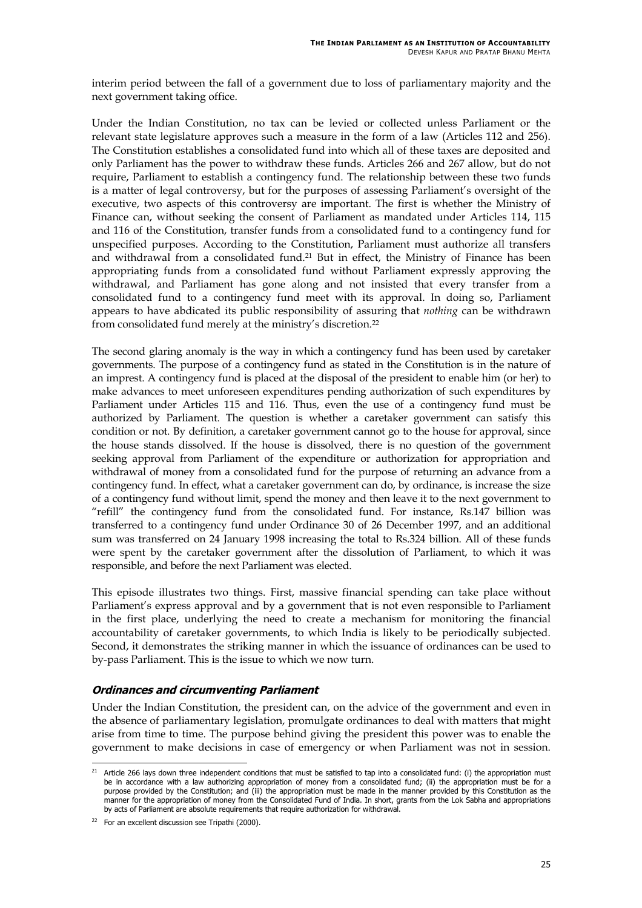interim period between the fall of a government due to loss of parliamentary majority and the next government taking office.

Under the Indian Constitution, no tax can be levied or collected unless Parliament or the relevant state legislature approves such a measure in the form of a law (Articles 112 and 256). The Constitution establishes a consolidated fund into which all of these taxes are deposited and only Parliament has the power to withdraw these funds. Articles 266 and 267 allow, but do not require, Parliament to establish a contingency fund. The relationship between these two funds is a matter of legal controversy, but for the purposes of assessing Parliament's oversight of the executive, two aspects of this controversy are important. The first is whether the Ministry of Finance can, without seeking the consent of Parliament as mandated under Articles 114, 115 and 116 of the Constitution, transfer funds from a consolidated fund to a contingency fund for unspecified purposes. According to the Constitution, Parliament must authorize all transfers and withdrawal from a consolidated fund.[21] But in effect, the Ministry of Finance has been appropriating funds from a consolidated fund without Parliament expressly approving the withdrawal, and Parliament has gone along and not insisted that every transfer from a consolidated fund to a contingency fund meet with its approval. In doing so, Parliament appears to have abdicated its public responsibility of assuring that *nothing* can be withdrawn from consolidated fund merely at the ministry's discretion.[22]

The second glaring anomaly is the way in which a contingency fund has been used by caretaker governments. The purpose of a contingency fund as stated in the Constitution is in the nature of an imprest. A contingency fund is placed at the disposal of the president to enable him (or her) to make advances to meet unforeseen expenditures pending authorization of such expenditures by Parliament under Articles 115 and 116. Thus, even the use of a contingency fund must be authorized by Parliament. The question is whether a caretaker government can satisfy this condition or not. By definition, a caretaker government cannot go to the house for approval, since the house stands dissolved. If the house is dissolved, there is no question of the government seeking approval from Parliament of the expenditure or authorization for appropriation and withdrawal of money from a consolidated fund for the purpose of returning an advance from a contingency fund. In effect, what a caretaker government can do, by ordinance, is increase the size of a contingency fund without limit, spend the money and then leave it to the next government to "refill" the contingency fund from the consolidated fund. For instance, Rs.147 billion was transferred to a contingency fund under Ordinance 30 of 26 December 1997, and an additional sum was transferred on 24 January 1998 increasing the total to Rs.324 billion. All of these funds were spent by the caretaker government after the dissolution of Parliament, to which it was responsible, and before the next Parliament was elected.

This episode illustrates two things. First, massive financial spending can take place without Parliament's express approval and by a government that is not even responsible to Parliament in the first place, underlying the need to create a mechanism for monitoring the financial accountability of caretaker governments, to which India is likely to be periodically subjected. Second, it demonstrates the striking manner in which the issuance of ordinances can be used to by-pass Parliament. This is the issue to which we now turn.

### *Ordinances and circumventing Parliament*

Under the Indian Constitution, the president can, on the advice of the government and even in the absence of parliamentary legislation, promulgate ordinances to deal with matters that might arise from time to time. The purpose behind giving the president this power was to enable the government to make decisions in case of emergency or when Parliament was not in session.

---

[21] Article 266 lays down three independent conditions that must be satisfied to tap into a consolidated fund: (i) the appropriation must be in accordance with a law authorizing appropriation of money from a consolidated fund; (ii) the appropriation must be for a purpose provided by the Constitution; and (iii) the appropriation must be made in the manner provided by this Constitution as the manner for the appropriation of money from the Consolidated Fund of India. In short, grants from the Lok Sabha and appropriations by acts of Parliament are absolute requirements that require authorization for withdrawal.

[22] For an excellent discussion see Tripathi (2000).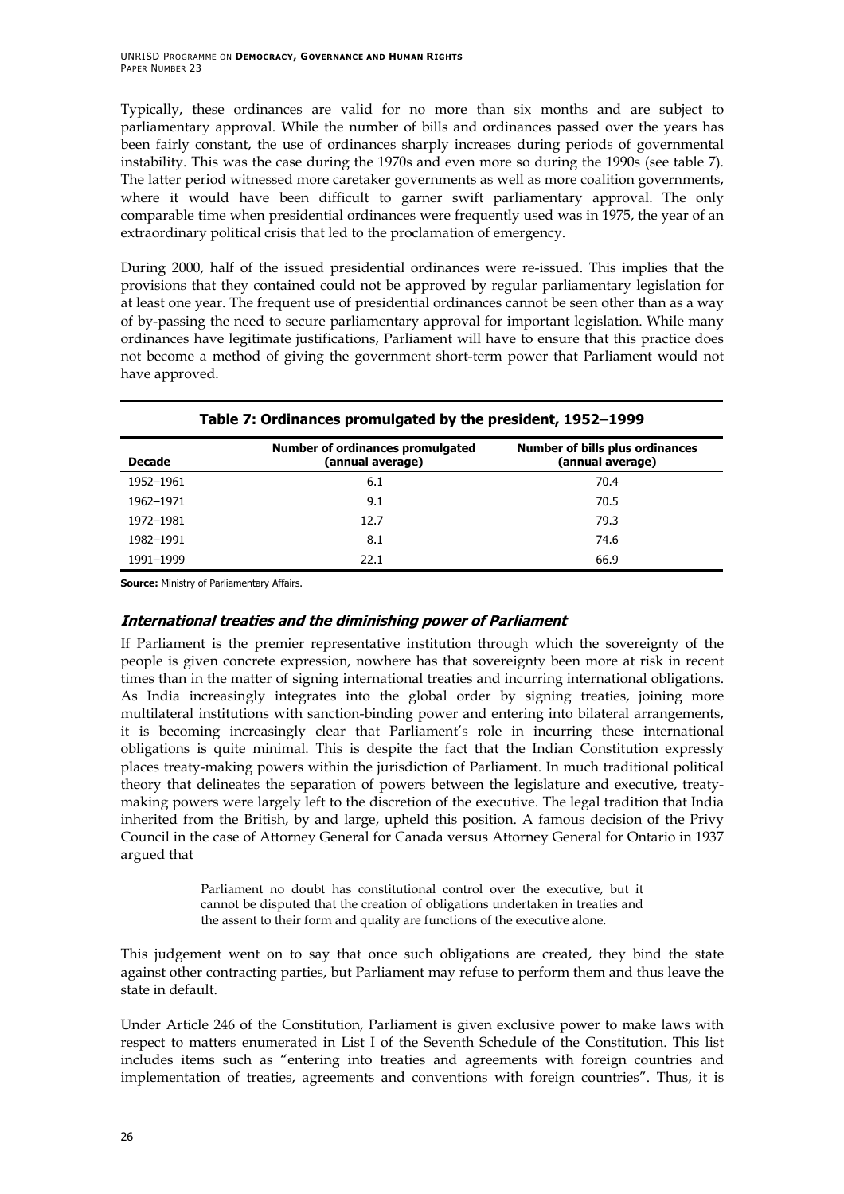Typically, these ordinances are valid for no more than six months and are subject to parliamentary approval. While the number of bills and ordinances passed over the years has been fairly constant, the use of ordinances sharply increases during periods of governmental instability. This was the case during the 1970s and even more so during the 1990s (see table 7). The latter period witnessed more caretaker governments as well as more coalition governments, where it would have been difficult to garner swift parliamentary approval. The only comparable time when presidential ordinances were frequently used was in 1975, the year of an extraordinary political crisis that led to the proclamation of emergency.

During 2000, half of the issued presidential ordinances were re-issued. This implies that the provisions that they contained could not be approved by regular parliamentary legislation for at least one year. The frequent use of presidential ordinances cannot be seen other than as a way of by-passing the need to secure parliamentary approval for important legislation. While many ordinances have legitimate justifications, Parliament will have to ensure that this practice does not become a method of giving the government short-term power that Parliament would not have approved.

**Table 7: Ordinances promulgated by the president, 1952–1999**

| Decade | Number of ordinances promulgated (annual average) | Number of bills plus ordinances (annual average) |
|---|---|---|
| 1952–1961 | 6.1 | 70.4 |
| 1962–1971 | 9.1 | 70.5 |
| 1972–1981 | 12.7 | 79.3 |
| 1982–1991 | 8.1 | 74.6 |
| 1991–1999 | 22.1 | 66.9 |

**Source:** Ministry of Parliamentary Affairs.

### *International treaties and the diminishing power of Parliament*

If Parliament is the premier representative institution through which the sovereignty of the people is given concrete expression, nowhere has that sovereignty been more at risk in recent times than in the matter of signing international treaties and incurring international obligations. As India increasingly integrates into the global order by signing treaties, joining more multilateral institutions with sanction-binding power and entering into bilateral arrangements, it is becoming increasingly clear that Parliament's role in incurring these international obligations is quite minimal. This is despite the fact that the Indian Constitution expressly places treaty-making powers within the jurisdiction of Parliament. In much traditional political theory that delineates the separation of powers between the legislature and executive, treaty-making powers were largely left to the discretion of the executive. The legal tradition that India inherited from the British, by and large, upheld this position. A famous decision of the Privy Council in the case of Attorney General for Canada versus Attorney General for Ontario in 1937 argued that

> Parliament no doubt has constitutional control over the executive, but it cannot be disputed that the creation of obligations undertaken in treaties and the assent to their form and quality are functions of the executive alone.

This judgement went on to say that once such obligations are created, they bind the state against other contracting parties, but Parliament may refuse to perform them and thus leave the state in default.

Under Article 246 of the Constitution, Parliament is given exclusive power to make laws with respect to matters enumerated in List I of the Seventh Schedule of the Constitution. This list includes items such as "entering into treaties and agreements with foreign countries and implementation of treaties, agreements and conventions with foreign countries". Thus, it is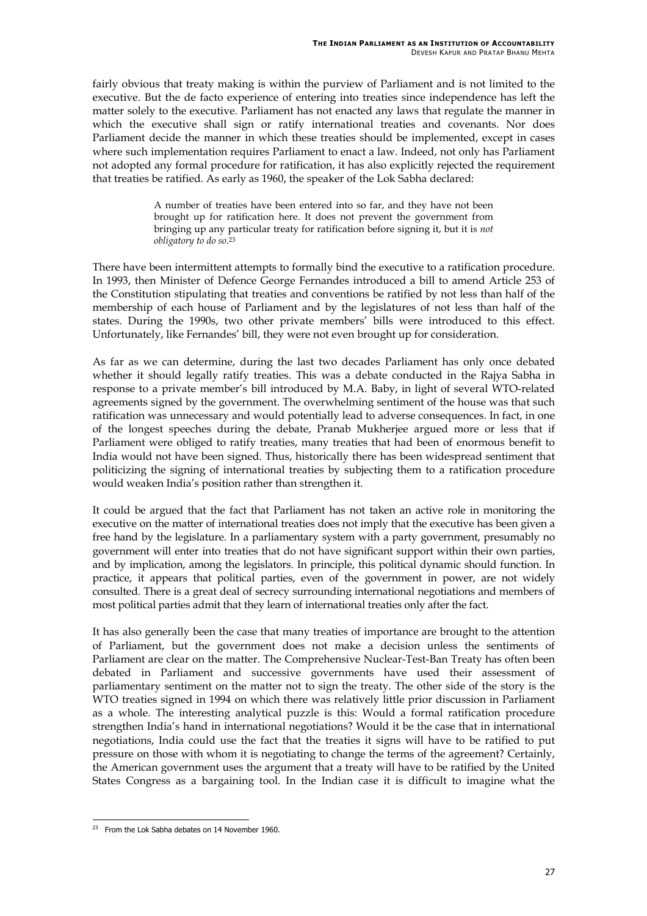fairly obvious that treaty making is within the purview of Parliament and is not limited to the executive. But the de facto experience of entering into treaties since independence has left the matter solely to the executive. Parliament has not enacted any laws that regulate the manner in which the executive shall sign or ratify international treaties and covenants. Nor does Parliament decide the manner in which these treaties should be implemented, except in cases where such implementation requires Parliament to enact a law. Indeed, not only has Parliament not adopted any formal procedure for ratification, it has also explicitly rejected the requirement that treaties be ratified. As early as 1960, the speaker of the Lok Sabha declared:

> A number of treaties have been entered into so far, and they have not been brought up for ratification here. It does not prevent the government from bringing up any particular treaty for ratification before signing it, but it is *not obligatory to do so*.[23]

There have been intermittent attempts to formally bind the executive to a ratification procedure. In 1993, then Minister of Defence George Fernandes introduced a bill to amend Article 253 of the Constitution stipulating that treaties and conventions be ratified by not less than half of the membership of each house of Parliament and by the legislatures of not less than half of the states. During the 1990s, two other private members' bills were introduced to this effect. Unfortunately, like Fernandes' bill, they were not even brought up for consideration.

As far as we can determine, during the last two decades Parliament has only once debated whether it should legally ratify treaties. This was a debate conducted in the Rajya Sabha in response to a private member's bill introduced by M.A. Baby, in light of several WTO-related agreements signed by the government. The overwhelming sentiment of the house was that such ratification was unnecessary and would potentially lead to adverse consequences. In fact, in one of the longest speeches during the debate, Pranab Mukherjee argued more or less that if Parliament were obliged to ratify treaties, many treaties that had been of enormous benefit to India would not have been signed. Thus, historically there has been widespread sentiment that politicizing the signing of international treaties by subjecting them to a ratification procedure would weaken India's position rather than strengthen it.

It could be argued that the fact that Parliament has not taken an active role in monitoring the executive on the matter of international treaties does not imply that the executive has been given a free hand by the legislature. In a parliamentary system with a party government, presumably no government will enter into treaties that do not have significant support within their own parties, and by implication, among the legislators. In principle, this political dynamic should function. In practice, it appears that political parties, even of the government in power, are not widely consulted. There is a great deal of secrecy surrounding international negotiations and members of most political parties admit that they learn of international treaties only after the fact.

It has also generally been the case that many treaties of importance are brought to the attention of Parliament, but the government does not make a decision unless the sentiments of Parliament are clear on the matter. The Comprehensive Nuclear-Test-Ban Treaty has often been debated in Parliament and successive governments have used their assessment of parliamentary sentiment on the matter not to sign the treaty. The other side of the story is the WTO treaties signed in 1994 on which there was relatively little prior discussion in Parliament as a whole. The interesting analytical puzzle is this: Would a formal ratification procedure strengthen India's hand in international negotiations? Would it be the case that in international negotiations, India could use the fact that the treaties it signs will have to be ratified to put pressure on those with whom it is negotiating to change the terms of the agreement? Certainly, the American government uses the argument that a treaty will have to be ratified by the United States Congress as a bargaining tool. In the Indian case it is difficult to imagine what the

[23] From the Lok Sabha debates on 14 November 1960.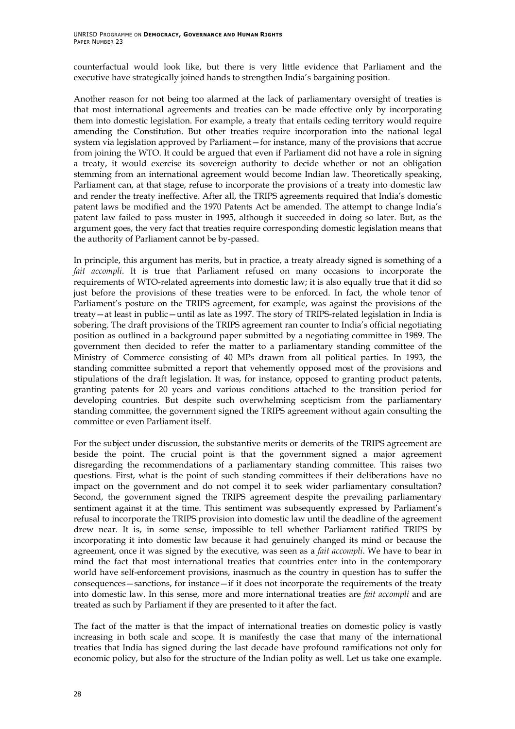counterfactual would look like, but there is very little evidence that Parliament and the executive have strategically joined hands to strengthen India's bargaining position.

Another reason for not being too alarmed at the lack of parliamentary oversight of treaties is that most international agreements and treaties can be made effective only by incorporating them into domestic legislation. For example, a treaty that entails ceding territory would require amending the Constitution. But other treaties require incorporation into the national legal system via legislation approved by Parliament—for instance, many of the provisions that accrue from joining the WTO. It could be argued that even if Parliament did not have a role in signing a treaty, it would exercise its sovereign authority to decide whether or not an obligation stemming from an international agreement would become Indian law. Theoretically speaking, Parliament can, at that stage, refuse to incorporate the provisions of a treaty into domestic law and render the treaty ineffective. After all, the TRIPS agreements required that India's domestic patent laws be modified and the 1970 Patents Act be amended. The attempt to change India's patent law failed to pass muster in 1995, although it succeeded in doing so later. But, as the argument goes, the very fact that treaties require corresponding domestic legislation means that the authority of Parliament cannot be by-passed.

In principle, this argument has merits, but in practice, a treaty already signed is something of a *fait accompli*. It is true that Parliament refused on many occasions to incorporate the requirements of WTO-related agreements into domestic law; it is also equally true that it did so just before the provisions of these treaties were to be enforced. In fact, the whole tenor of Parliament's posture on the TRIPS agreement, for example, was against the provisions of the treaty—at least in public—until as late as 1997. The story of TRIPS-related legislation in India is sobering. The draft provisions of the TRIPS agreement ran counter to India's official negotiating position as outlined in a background paper submitted by a negotiating committee in 1989. The government then decided to refer the matter to a parliamentary standing committee of the Ministry of Commerce consisting of 40 MPs drawn from all political parties. In 1993, the standing committee submitted a report that vehemently opposed most of the provisions and stipulations of the draft legislation. It was, for instance, opposed to granting product patents, granting patents for 20 years and various conditions attached to the transition period for developing countries. But despite such overwhelming scepticism from the parliamentary standing committee, the government signed the TRIPS agreement without again consulting the committee or even Parliament itself.

For the subject under discussion, the substantive merits or demerits of the TRIPS agreement are beside the point. The crucial point is that the government signed a major agreement disregarding the recommendations of a parliamentary standing committee. This raises two questions. First, what is the point of such standing committees if their deliberations have no impact on the government and do not compel it to seek wider parliamentary consultation? Second, the government signed the TRIPS agreement despite the prevailing parliamentary sentiment against it at the time. This sentiment was subsequently expressed by Parliament's refusal to incorporate the TRIPS provision into domestic law until the deadline of the agreement drew near. It is, in some sense, impossible to tell whether Parliament ratified TRIPS by incorporating it into domestic law because it had genuinely changed its mind or because the agreement, once it was signed by the executive, was seen as a *fait accompli*. We have to bear in mind the fact that most international treaties that countries enter into in the contemporary world have self-enforcement provisions, inasmuch as the country in question has to suffer the consequences—sanctions, for instance—if it does not incorporate the requirements of the treaty into domestic law. In this sense, more and more international treaties are *fait accompli* and are treated as such by Parliament if they are presented to it after the fact.

The fact of the matter is that the impact of international treaties on domestic policy is vastly increasing in both scale and scope. It is manifestly the case that many of the international treaties that India has signed during the last decade have profound ramifications not only for economic policy, but also for the structure of the Indian polity as well. Let us take one example.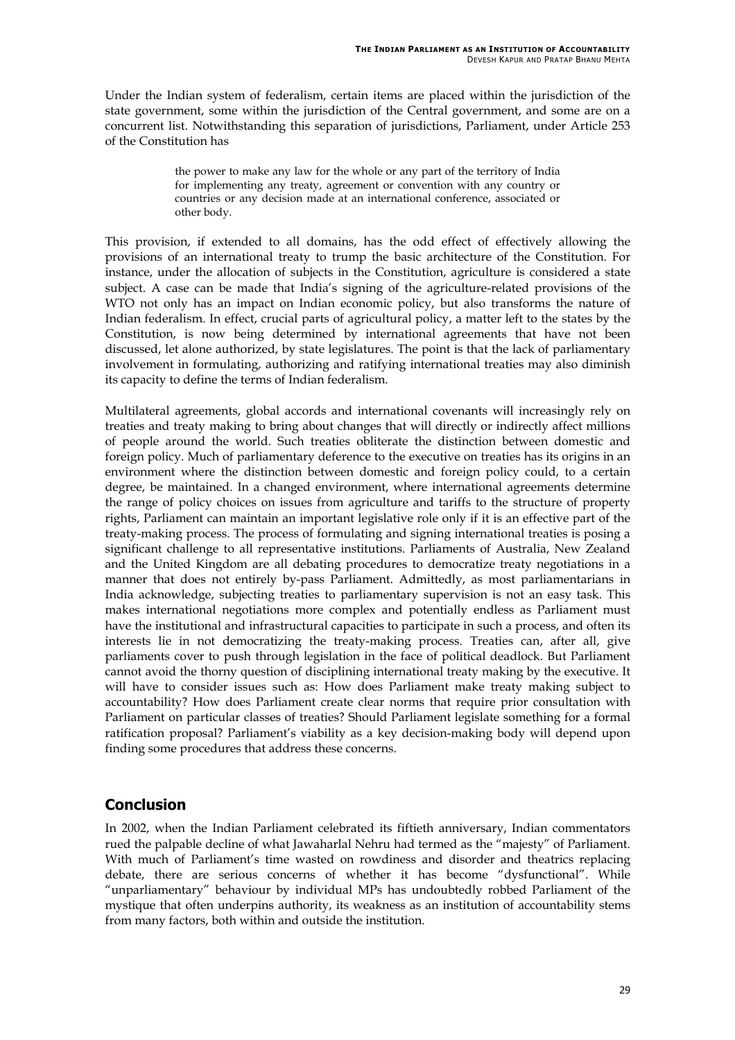Under the Indian system of federalism, certain items are placed within the jurisdiction of the state government, some within the jurisdiction of the Central government, and some are on a concurrent list. Notwithstanding this separation of jurisdictions, Parliament, under Article 253 of the Constitution has

> the power to make any law for the whole or any part of the territory of India for implementing any treaty, agreement or convention with any country or countries or any decision made at an international conference, associated or other body.

This provision, if extended to all domains, has the odd effect of effectively allowing the provisions of an international treaty to trump the basic architecture of the Constitution. For instance, under the allocation of subjects in the Constitution, agriculture is considered a state subject. A case can be made that India's signing of the agriculture-related provisions of the WTO not only has an impact on Indian economic policy, but also transforms the nature of Indian federalism. In effect, crucial parts of agricultural policy, a matter left to the states by the Constitution, is now being determined by international agreements that have not been discussed, let alone authorized, by state legislatures. The point is that the lack of parliamentary involvement in formulating, authorizing and ratifying international treaties may also diminish its capacity to define the terms of Indian federalism.

Multilateral agreements, global accords and international covenants will increasingly rely on treaties and treaty making to bring about changes that will directly or indirectly affect millions of people around the world. Such treaties obliterate the distinction between domestic and foreign policy. Much of parliamentary deference to the executive on treaties has its origins in an environment where the distinction between domestic and foreign policy could, to a certain degree, be maintained. In a changed environment, where international agreements determine the range of policy choices on issues from agriculture and tariffs to the structure of property rights, Parliament can maintain an important legislative role only if it is an effective part of the treaty-making process. The process of formulating and signing international treaties is posing a significant challenge to all representative institutions. Parliaments of Australia, New Zealand and the United Kingdom are all debating procedures to democratize treaty negotiations in a manner that does not entirely by-pass Parliament. Admittedly, as most parliamentarians in India acknowledge, subjecting treaties to parliamentary supervision is not an easy task. This makes international negotiations more complex and potentially endless as Parliament must have the institutional and infrastructural capacities to participate in such a process, and often its interests lie in not democratizing the treaty-making process. Treaties can, after all, give parliaments cover to push through legislation in the face of political deadlock. But Parliament cannot avoid the thorny question of disciplining international treaty making by the executive. It will have to consider issues such as: How does Parliament make treaty making subject to accountability? How does Parliament create clear norms that require prior consultation with Parliament on particular classes of treaties? Should Parliament legislate something for a formal ratification proposal? Parliament's viability as a key decision-making body will depend upon finding some procedures that address these concerns.

## Conclusion

In 2002, when the Indian Parliament celebrated its fiftieth anniversary, Indian commentators rued the palpable decline of what Jawaharlal Nehru had termed as the "majesty" of Parliament. With much of Parliament's time wasted on rowdiness and disorder and theatrics replacing debate, there are serious concerns of whether it has become "dysfunctional". While "unparliamentary" behaviour by individual MPs has undoubtedly robbed Parliament of the mystique that often underpins authority, its weakness as an institution of accountability stems from many factors, both within and outside the institution.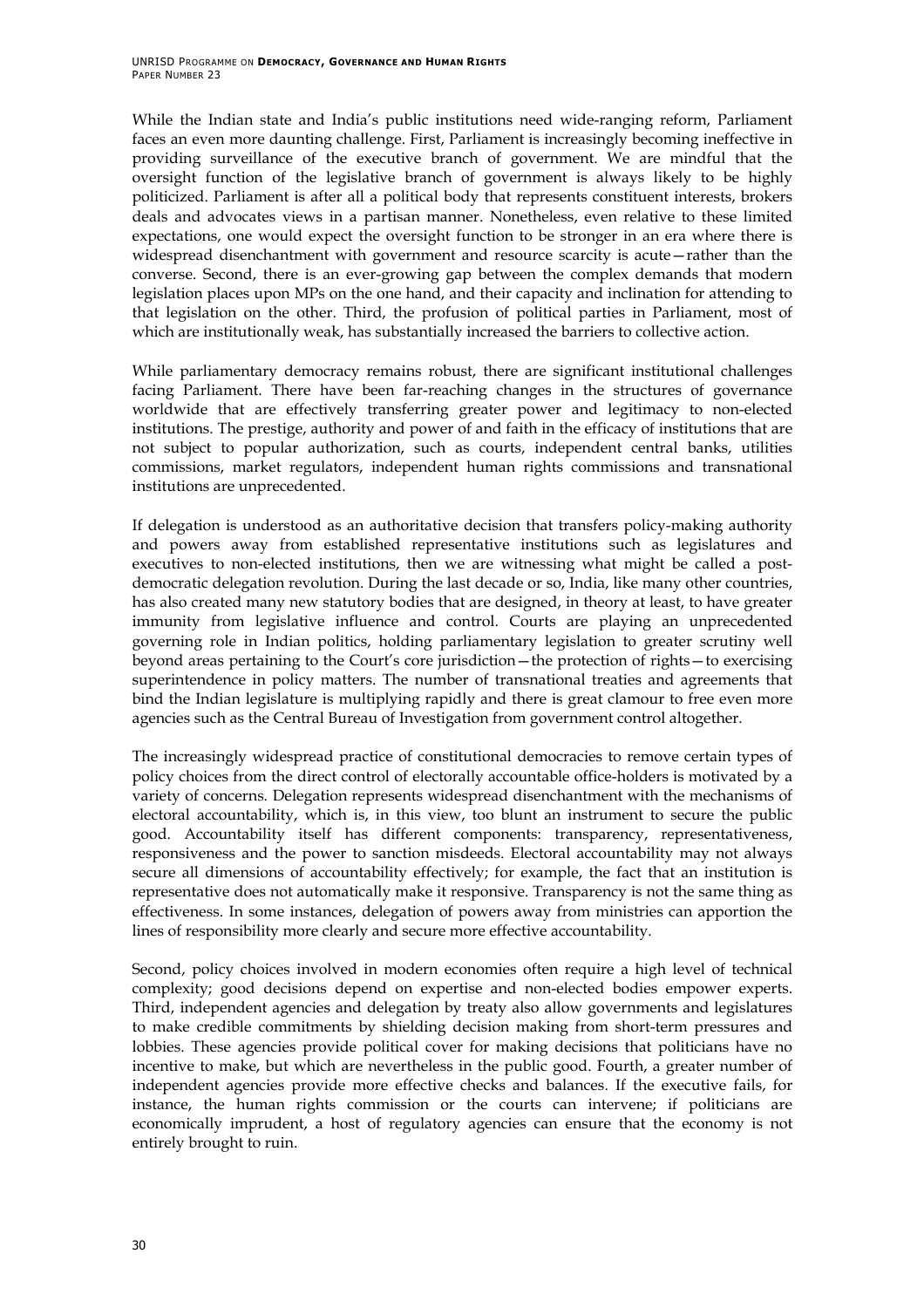While the Indian state and India's public institutions need wide-ranging reform, Parliament faces an even more daunting challenge. First, Parliament is increasingly becoming ineffective in providing surveillance of the executive branch of government. We are mindful that the oversight function of the legislative branch of government is always likely to be highly politicized. Parliament is after all a political body that represents constituent interests, brokers deals and advocates views in a partisan manner. Nonetheless, even relative to these limited expectations, one would expect the oversight function to be stronger in an era where there is widespread disenchantment with government and resource scarcity is acute—rather than the converse. Second, there is an ever-growing gap between the complex demands that modern legislation places upon MPs on the one hand, and their capacity and inclination for attending to that legislation on the other. Third, the profusion of political parties in Parliament, most of which are institutionally weak, has substantially increased the barriers to collective action.

While parliamentary democracy remains robust, there are significant institutional challenges facing Parliament. There have been far-reaching changes in the structures of governance worldwide that are effectively transferring greater power and legitimacy to non-elected institutions. The prestige, authority and power of and faith in the efficacy of institutions that are not subject to popular authorization, such as courts, independent central banks, utilities commissions, market regulators, independent human rights commissions and transnational institutions are unprecedented.

If delegation is understood as an authoritative decision that transfers policy-making authority and powers away from established representative institutions such as legislatures and executives to non-elected institutions, then we are witnessing what might be called a post-democratic delegation revolution. During the last decade or so, India, like many other countries, has also created many new statutory bodies that are designed, in theory at least, to have greater immunity from legislative influence and control. Courts are playing an unprecedented governing role in Indian politics, holding parliamentary legislation to greater scrutiny well beyond areas pertaining to the Court's core jurisdiction—the protection of rights—to exercising superintendence in policy matters. The number of transnational treaties and agreements that bind the Indian legislature is multiplying rapidly and there is great clamour to free even more agencies such as the Central Bureau of Investigation from government control altogether.

The increasingly widespread practice of constitutional democracies to remove certain types of policy choices from the direct control of electorally accountable office-holders is motivated by a variety of concerns. Delegation represents widespread disenchantment with the mechanisms of electoral accountability, which is, in this view, too blunt an instrument to secure the public good. Accountability itself has different components: transparency, representativeness, responsiveness and the power to sanction misdeeds. Electoral accountability may not always secure all dimensions of accountability effectively; for example, the fact that an institution is representative does not automatically make it responsive. Transparency is not the same thing as effectiveness. In some instances, delegation of powers away from ministries can apportion the lines of responsibility more clearly and secure more effective accountability.

Second, policy choices involved in modern economies often require a high level of technical complexity; good decisions depend on expertise and non-elected bodies empower experts. Third, independent agencies and delegation by treaty also allow governments and legislatures to make credible commitments by shielding decision making from short-term pressures and lobbies. These agencies provide political cover for making decisions that politicians have no incentive to make, but which are nevertheless in the public good. Fourth, a greater number of independent agencies provide more effective checks and balances. If the executive fails, for instance, the human rights commission or the courts can intervene; if politicians are economically imprudent, a host of regulatory agencies can ensure that the economy is not entirely brought to ruin.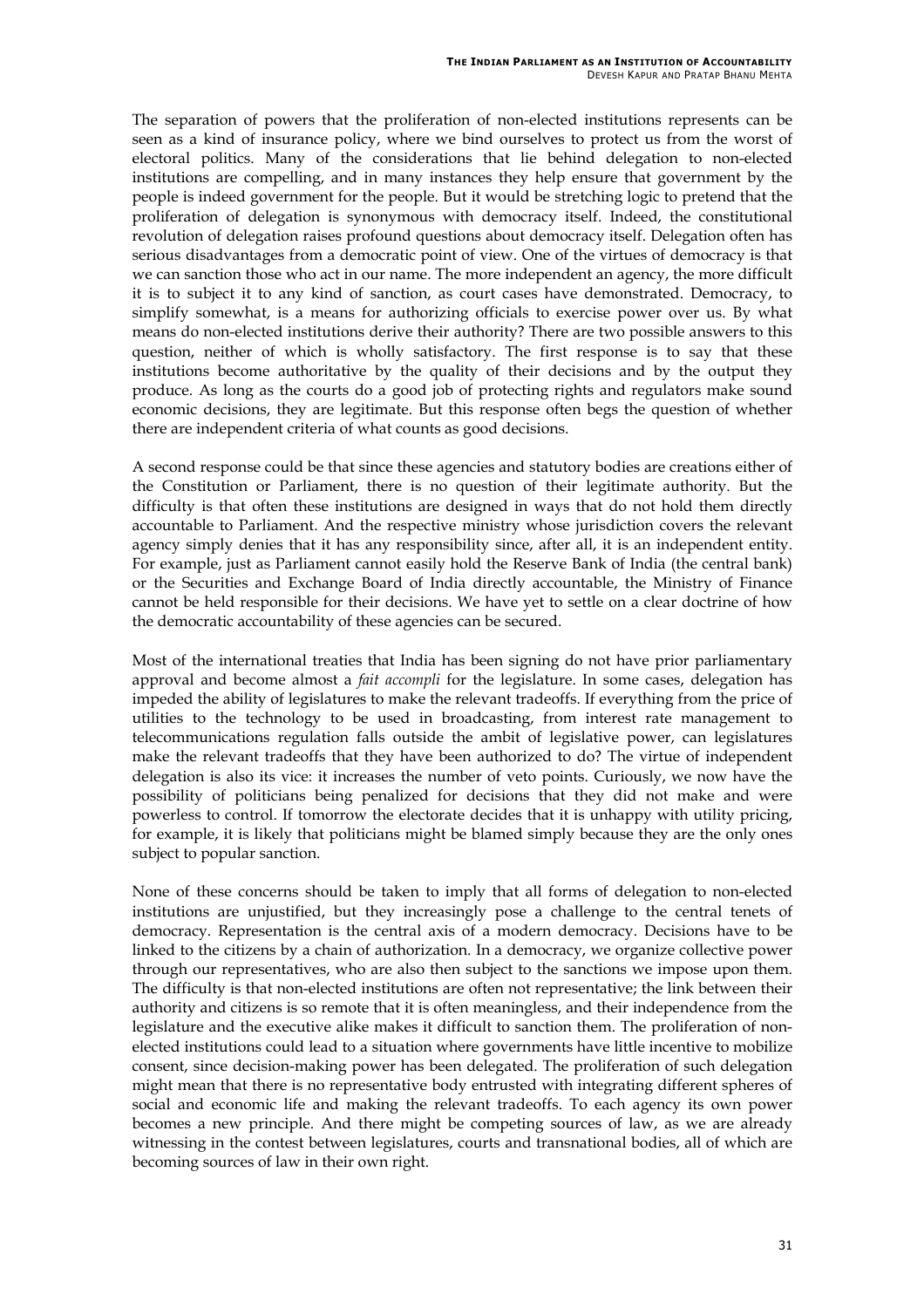The separation of powers that the proliferation of non-elected institutions represents can be seen as a kind of insurance policy, where we bind ourselves to protect us from the worst of electoral politics. Many of the considerations that lie behind delegation to non-elected institutions are compelling, and in many instances they help ensure that government by the people is indeed government for the people. But it would be stretching logic to pretend that the proliferation of delegation is synonymous with democracy itself. Indeed, the constitutional revolution of delegation raises profound questions about democracy itself. Delegation often has serious disadvantages from a democratic point of view. One of the virtues of democracy is that we can sanction those who act in our name. The more independent an agency, the more difficult it is to subject it to any kind of sanction, as court cases have demonstrated. Democracy, to simplify somewhat, is a means for authorizing officials to exercise power over us. By what means do non-elected institutions derive their authority? There are two possible answers to this question, neither of which is wholly satisfactory. The first response is to say that these institutions become authoritative by the quality of their decisions and by the output they produce. As long as the courts do a good job of protecting rights and regulators make sound economic decisions, they are legitimate. But this response often begs the question of whether there are independent criteria of what counts as good decisions.

A second response could be that since these agencies and statutory bodies are creations either of the Constitution or Parliament, there is no question of their legitimate authority. But the difficulty is that often these institutions are designed in ways that do not hold them directly accountable to Parliament. And the respective ministry whose jurisdiction covers the relevant agency simply denies that it has any responsibility since, after all, it is an independent entity. For example, just as Parliament cannot easily hold the Reserve Bank of India (the central bank) or the Securities and Exchange Board of India directly accountable, the Ministry of Finance cannot be held responsible for their decisions. We have yet to settle on a clear doctrine of how the democratic accountability of these agencies can be secured.

Most of the international treaties that India has been signing do not have prior parliamentary approval and become almost a *fait accompli* for the legislature. In some cases, delegation has impeded the ability of legislatures to make the relevant tradeoffs. If everything from the price of utilities to the technology to be used in broadcasting, from interest rate management to telecommunications regulation falls outside the ambit of legislative power, can legislatures make the relevant tradeoffs that they have been authorized to do? The virtue of independent delegation is also its vice: it increases the number of veto points. Curiously, we now have the possibility of politicians being penalized for decisions that they did not make and were powerless to control. If tomorrow the electorate decides that it is unhappy with utility pricing, for example, it is likely that politicians might be blamed simply because they are the only ones subject to popular sanction.

None of these concerns should be taken to imply that all forms of delegation to non-elected institutions are unjustified, but they increasingly pose a challenge to the central tenets of democracy. Representation is the central axis of a modern democracy. Decisions have to be linked to the citizens by a chain of authorization. In a democracy, we organize collective power through our representatives, who are also then subject to the sanctions we impose upon them. The difficulty is that non-elected institutions are often not representative; the link between their authority and citizens is so remote that it is often meaningless, and their independence from the legislature and the executive alike makes it difficult to sanction them. The proliferation of non-elected institutions could lead to a situation where governments have little incentive to mobilize consent, since decision-making power has been delegated. The proliferation of such delegation might mean that there is no representative body entrusted with integrating different spheres of social and economic life and making the relevant tradeoffs. To each agency its own power becomes a new principle. And there might be competing sources of law, as we are already witnessing in the contest between legislatures, courts and transnational bodies, all of which are becoming sources of law in their own right.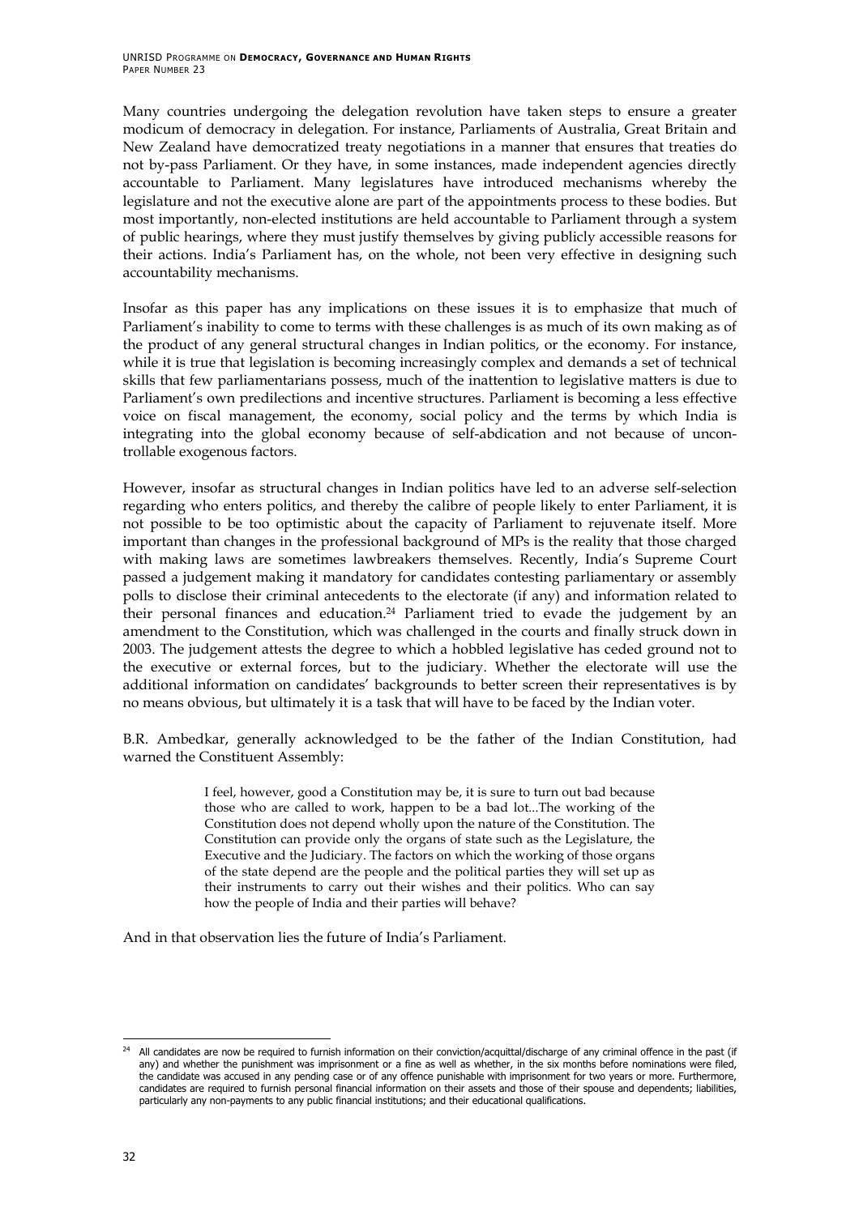Many countries undergoing the delegation revolution have taken steps to ensure a greater modicum of democracy in delegation. For instance, Parliaments of Australia, Great Britain and New Zealand have democratized treaty negotiations in a manner that ensures that treaties do not by-pass Parliament. Or they have, in some instances, made independent agencies directly accountable to Parliament. Many legislatures have introduced mechanisms whereby the legislature and not the executive alone are part of the appointments process to these bodies. But most importantly, non-elected institutions are held accountable to Parliament through a system of public hearings, where they must justify themselves by giving publicly accessible reasons for their actions. India's Parliament has, on the whole, not been very effective in designing such accountability mechanisms.

Insofar as this paper has any implications on these issues it is to emphasize that much of Parliament's inability to come to terms with these challenges is as much of its own making as of the product of any general structural changes in Indian politics, or the economy. For instance, while it is true that legislation is becoming increasingly complex and demands a set of technical skills that few parliamentarians possess, much of the inattention to legislative matters is due to Parliament's own predilections and incentive structures. Parliament is becoming a less effective voice on fiscal management, the economy, social policy and the terms by which India is integrating into the global economy because of self-abdication and not because of uncontrollable exogenous factors.

However, insofar as structural changes in Indian politics have led to an adverse self-selection regarding who enters politics, and thereby the calibre of people likely to enter Parliament, it is not possible to be too optimistic about the capacity of Parliament to rejuvenate itself. More important than changes in the professional background of MPs is the reality that those charged with making laws are sometimes lawbreakers themselves. Recently, India's Supreme Court passed a judgement making it mandatory for candidates contesting parliamentary or assembly polls to disclose their criminal antecedents to the electorate (if any) and information related to their personal finances and education.[24] Parliament tried to evade the judgement by an amendment to the Constitution, which was challenged in the courts and finally struck down in 2003. The judgement attests the degree to which a hobbled legislative has ceded ground not to the executive or external forces, but to the judiciary. Whether the electorate will use the additional information on candidates' backgrounds to better screen their representatives is by no means obvious, but ultimately it is a task that will have to be faced by the Indian voter.

B.R. Ambedkar, generally acknowledged to be the father of the Indian Constitution, had warned the Constituent Assembly:

> I feel, however, good a Constitution may be, it is sure to turn out bad because those who are called to work, happen to be a bad lot...The working of the Constitution does not depend wholly upon the nature of the Constitution. The Constitution can provide only the organs of state such as the Legislature, the Executive and the Judiciary. The factors on which the working of those organs of the state depend are the people and the political parties they will set up as their instruments to carry out their wishes and their politics. Who can say how the people of India and their parties will behave?

And in that observation lies the future of India's Parliament.

---

[24] All candidates are now be required to furnish information on their conviction/acquittal/discharge of any criminal offence in the past (if any) and whether the punishment was imprisonment or a fine as well as whether, in the six months before nominations were filed, the candidate was accused in any pending case or of any offence punishable with imprisonment for two years or more. Furthermore, candidates are required to furnish personal financial information on their assets and those of their spouse and dependents; liabilities, particularly any non-payments to any public financial institutions; and their educational qualifications.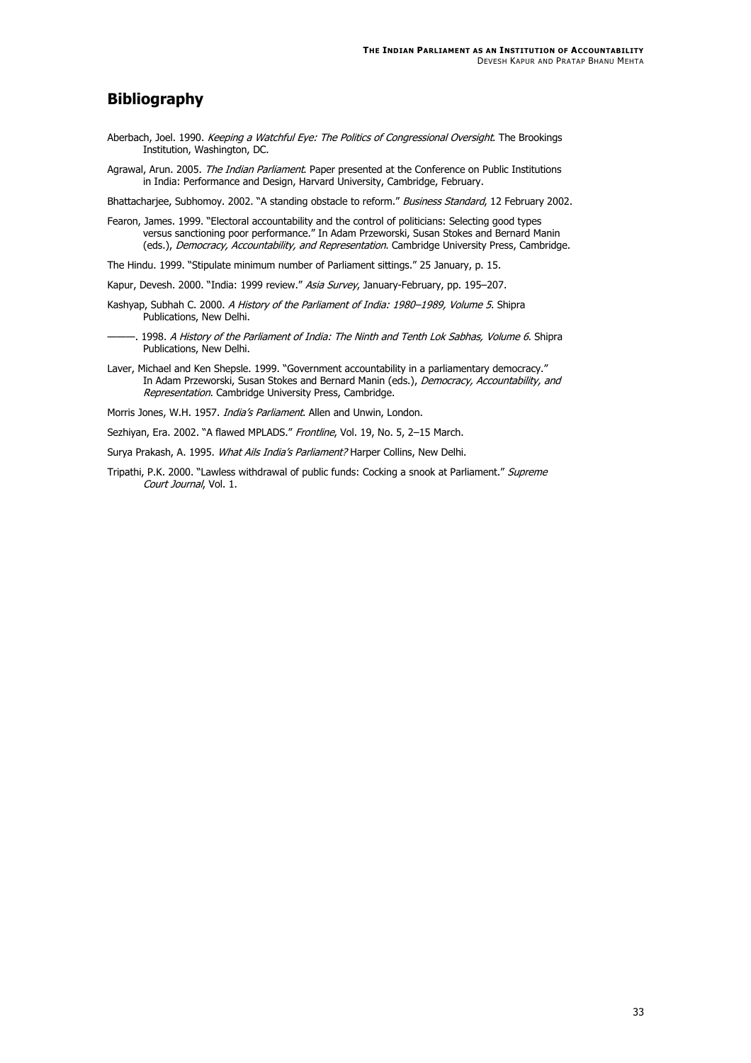## Bibliography

Aberbach, Joel. 1990. *Keeping a Watchful Eye: The Politics of Congressional Oversight*. The Brookings Institution, Washington, DC.

Agrawal, Arun. 2005. *The Indian Parliament*. Paper presented at the Conference on Public Institutions in India: Performance and Design, Harvard University, Cambridge, February.

Bhattacharjee, Subhomoy. 2002. "A standing obstacle to reform." *Business Standard*, 12 February 2002.

Fearon, James. 1999. "Electoral accountability and the control of politicians: Selecting good types versus sanctioning poor performance." In Adam Przeworski, Susan Stokes and Bernard Manin (eds.), *Democracy, Accountability, and Representation*. Cambridge University Press, Cambridge.

The Hindu. 1999. "Stipulate minimum number of Parliament sittings." 25 January, p. 15.

Kapur, Devesh. 2000. "India: 1999 review." *Asia Survey*, January-February, pp. 195–207.

Kashyap, Subhah C. 2000. *A History of the Parliament of India: 1980–1989, Volume 5*. Shipra Publications, New Delhi.

———. 1998. *A History of the Parliament of India: The Ninth and Tenth Lok Sabhas, Volume 6*. Shipra Publications, New Delhi.

Laver, Michael and Ken Shepsle. 1999. "Government accountability in a parliamentary democracy." In Adam Przeworski, Susan Stokes and Bernard Manin (eds.), *Democracy, Accountability, and Representation*. Cambridge University Press, Cambridge.

Morris Jones, W.H. 1957. *India's Parliament*. Allen and Unwin, London.

Sezhiyan, Era. 2002. "A flawed MPLADS." *Frontline*, Vol. 19, No. 5, 2–15 March.

Surya Prakash, A. 1995. *What Ails India's Parliament?* Harper Collins, New Delhi.

Tripathi, P.K. 2000. "Lawless withdrawal of public funds: Cocking a snook at Parliament." *Supreme Court Journal*, Vol. 1.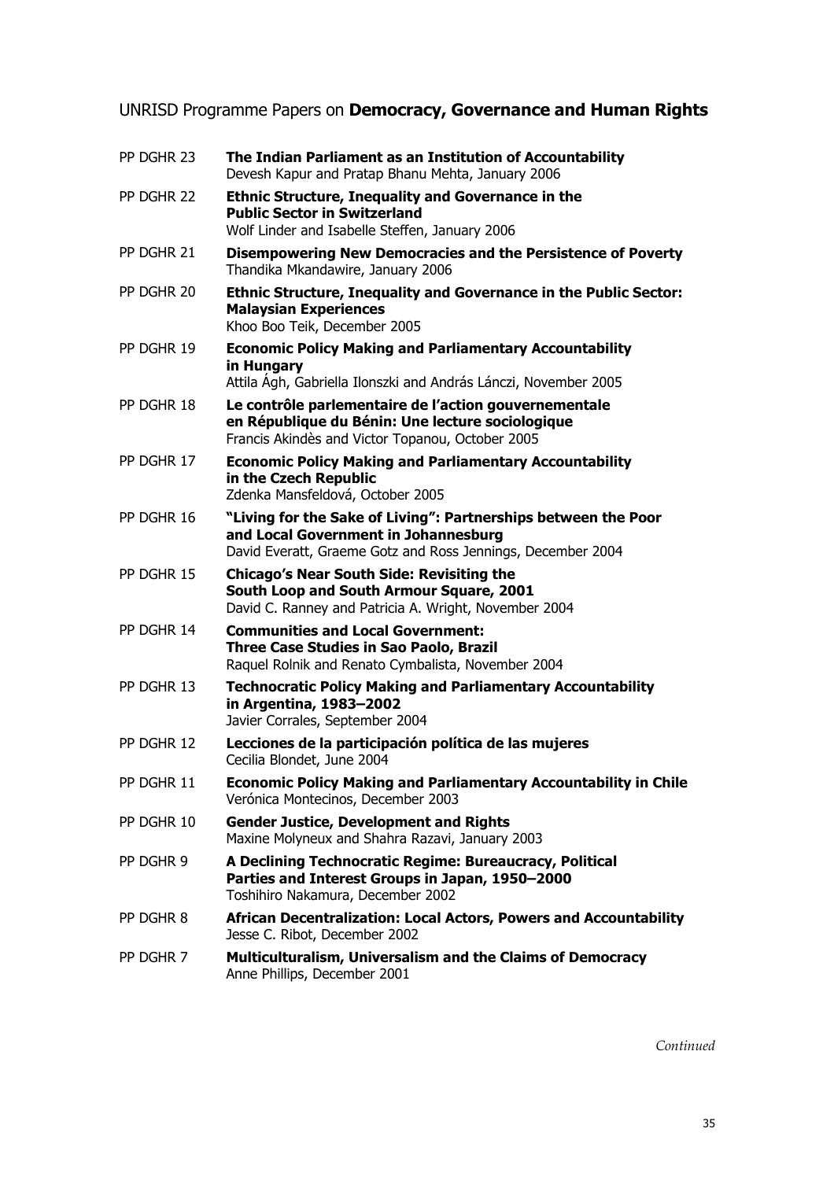## UNRISD Programme Papers on **Democracy, Governance and Human Rights**

PP DGHR 23 **The Indian Parliament as an Institution of Accountability**
Devesh Kapur and Pratap Bhanu Mehta, January 2006

PP DGHR 22 **Ethnic Structure, Inequality and Governance in the Public Sector in Switzerland**
Wolf Linder and Isabelle Steffen, January 2006

PP DGHR 21 **Disempowering New Democracies and the Persistence of Poverty**
Thandika Mkandawire, January 2006

PP DGHR 20 **Ethnic Structure, Inequality and Governance in the Public Sector: Malaysian Experiences**
Khoo Boo Teik, December 2005

PP DGHR 19 **Economic Policy Making and Parliamentary Accountability in Hungary**
Attila Ágh, Gabriella Ilonszki and András Lánczi, November 2005

PP DGHR 18 **Le contrôle parlementaire de l'action gouvernementale en République du Bénin: Une lecture sociologique**
Francis Akindès and Victor Topanou, October 2005

PP DGHR 17 **Economic Policy Making and Parliamentary Accountability in the Czech Republic**
Zdenka Mansfeldová, October 2005

PP DGHR 16 **"Living for the Sake of Living": Partnerships between the Poor and Local Government in Johannesburg**
David Everatt, Graeme Gotz and Ross Jennings, December 2004

PP DGHR 15 **Chicago's Near South Side: Revisiting the South Loop and South Armour Square, 2001**
David C. Ranney and Patricia A. Wright, November 2004

PP DGHR 14 **Communities and Local Government: Three Case Studies in Sao Paolo, Brazil**
Raquel Rolnik and Renato Cymbalista, November 2004

PP DGHR 13 **Technocratic Policy Making and Parliamentary Accountability in Argentina, 1983–2002**
Javier Corrales, September 2004

PP DGHR 12 **Lecciones de la participación política de las mujeres**
Cecilia Blondet, June 2004

PP DGHR 11 **Economic Policy Making and Parliamentary Accountability in Chile**
Verónica Montecinos, December 2003

PP DGHR 10 **Gender Justice, Development and Rights**
Maxine Molyneux and Shahra Razavi, January 2003

PP DGHR 9 **A Declining Technocratic Regime: Bureaucracy, Political Parties and Interest Groups in Japan, 1950–2000**
Toshihiro Nakamura, December 2002

PP DGHR 8 **African Decentralization: Local Actors, Powers and Accountability**
Jesse C. Ribot, December 2002

PP DGHR 7 **Multiculturalism, Universalism and the Claims of Democracy**
Anne Phillips, December 2001

*Continued*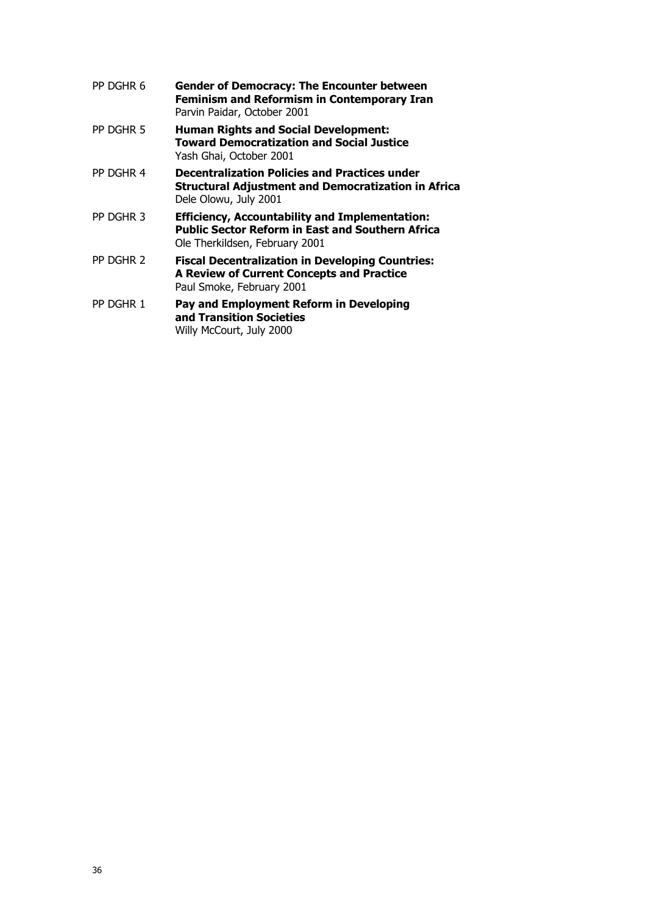PP DGHR 6 **Gender of Democracy: The Encounter between Feminism and Reformism in Contemporary Iran**
Parvin Paidar, October 2001

PP DGHR 5 **Human Rights and Social Development: Toward Democratization and Social Justice**
Yash Ghai, October 2001

PP DGHR 4 **Decentralization Policies and Practices under Structural Adjustment and Democratization in Africa**
Dele Olowu, July 2001

PP DGHR 3 **Efficiency, Accountability and Implementation: Public Sector Reform in East and Southern Africa**
Ole Therkildsen, February 2001

PP DGHR 2 **Fiscal Decentralization in Developing Countries: A Review of Current Concepts and Practice**
Paul Smoke, February 2001

PP DGHR 1 **Pay and Employment Reform in Developing and Transition Societies**
Willy McCourt, July 2000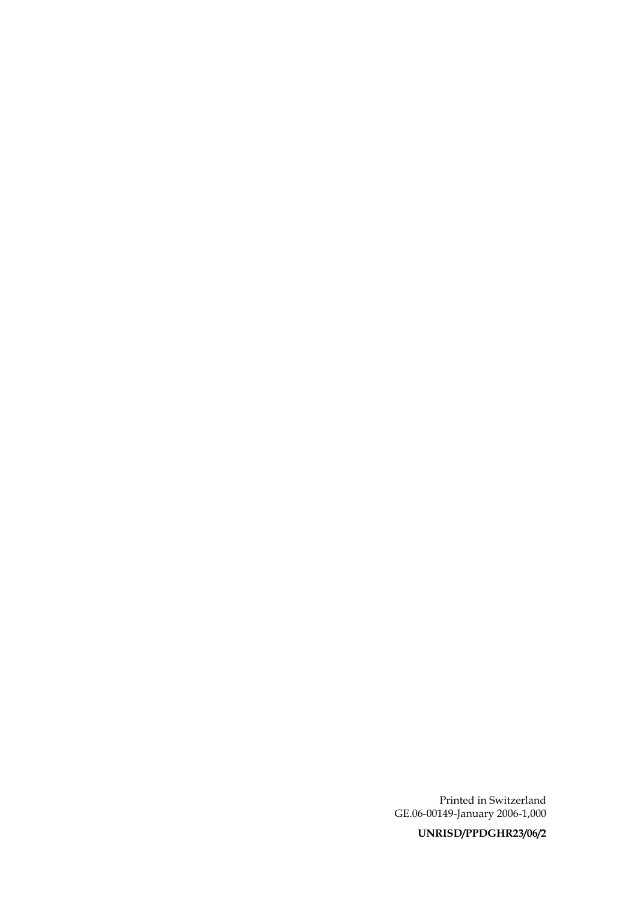Printed in Switzerland
GE.06-00149-January 2006-1,000

**UNRISD/PPDGHR23/06/2**